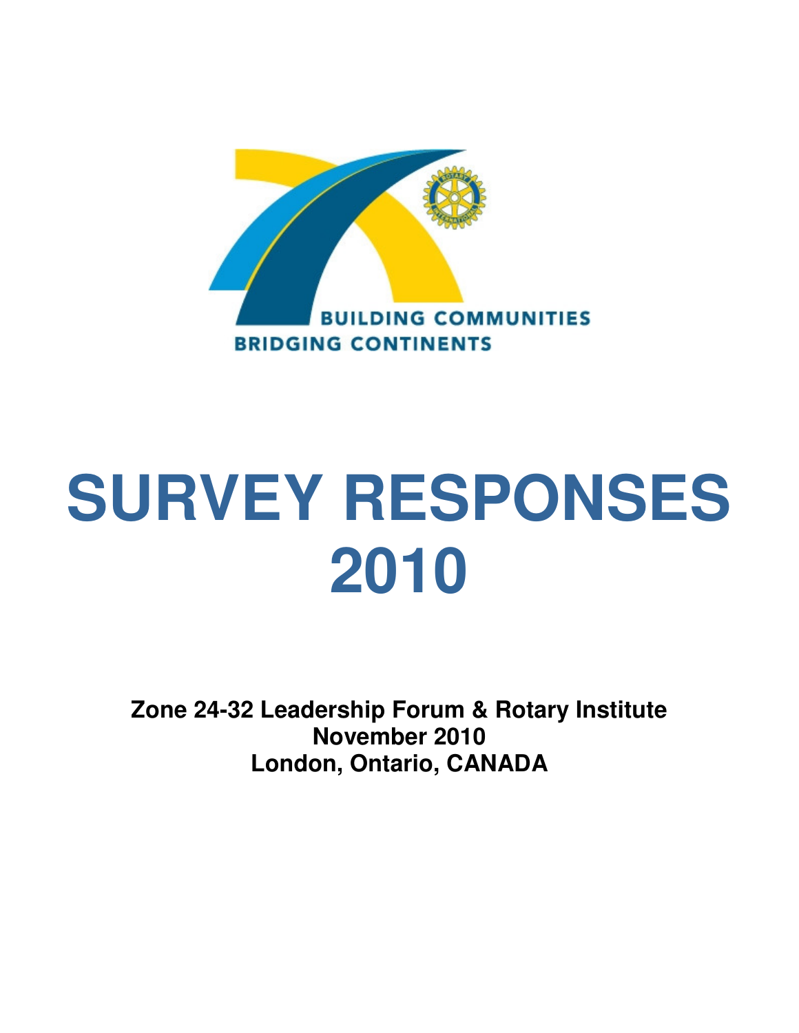BUILDING COMMUNITIES
BRIDGING CONTINENTS

# SURVEY RESPONSES 2010

**Zone 24-32 Leadership Forum & Rotary Institute**
**November 2010**
**London, Ontario, CANADA**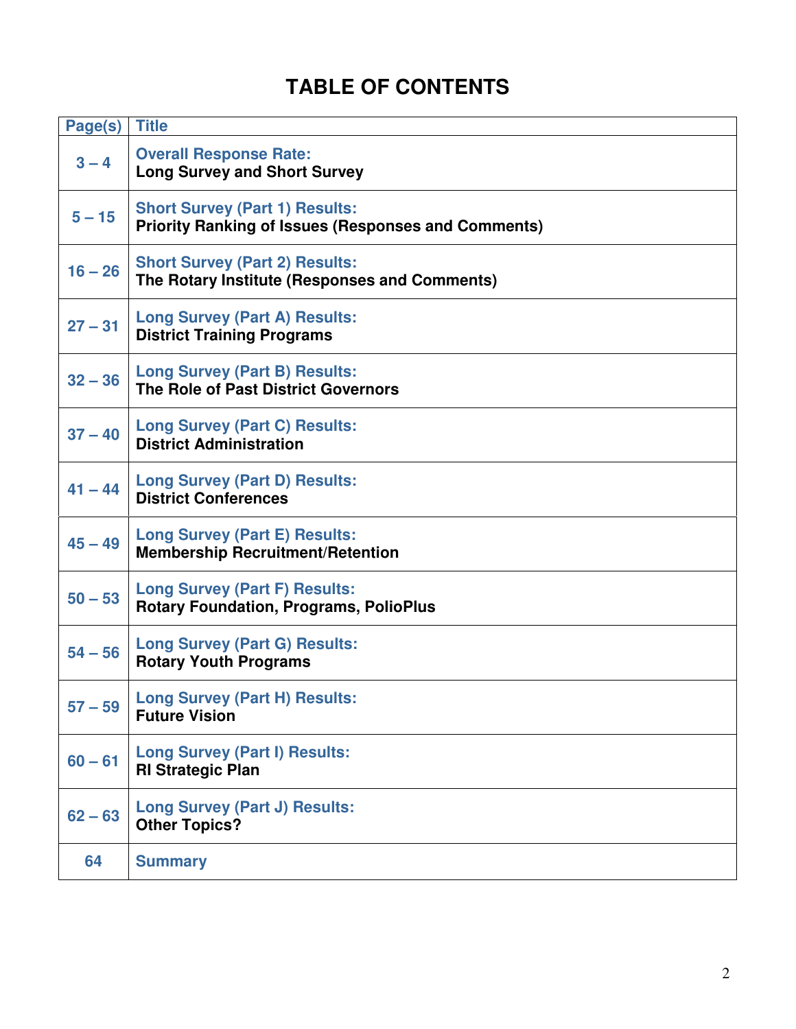# TABLE OF CONTENTS

| Page(s) | Title |
|---|---|
| 3 – 4 | Overall Response Rate: **Long Survey and Short Survey** |
| 5 – 15 | Short Survey (Part 1) Results: **Priority Ranking of Issues (Responses and Comments)** |
| 16 – 26 | Short Survey (Part 2) Results: **The Rotary Institute (Responses and Comments)** |
| 27 – 31 | Long Survey (Part A) Results: **District Training Programs** |
| 32 – 36 | Long Survey (Part B) Results: **The Role of Past District Governors** |
| 37 – 40 | Long Survey (Part C) Results: **District Administration** |
| 41 – 44 | Long Survey (Part D) Results: **District Conferences** |
| 45 – 49 | Long Survey (Part E) Results: **Membership Recruitment/Retention** |
| 50 – 53 | Long Survey (Part F) Results: **Rotary Foundation, Programs, PolioPlus** |
| 54 – 56 | Long Survey (Part G) Results: **Rotary Youth Programs** |
| 57 – 59 | Long Survey (Part H) Results: **Future Vision** |
| 60 – 61 | Long Survey (Part I) Results: **RI Strategic Plan** |
| 62 – 63 | Long Survey (Part J) Results: **Other Topics?** |
| 64 | Summary |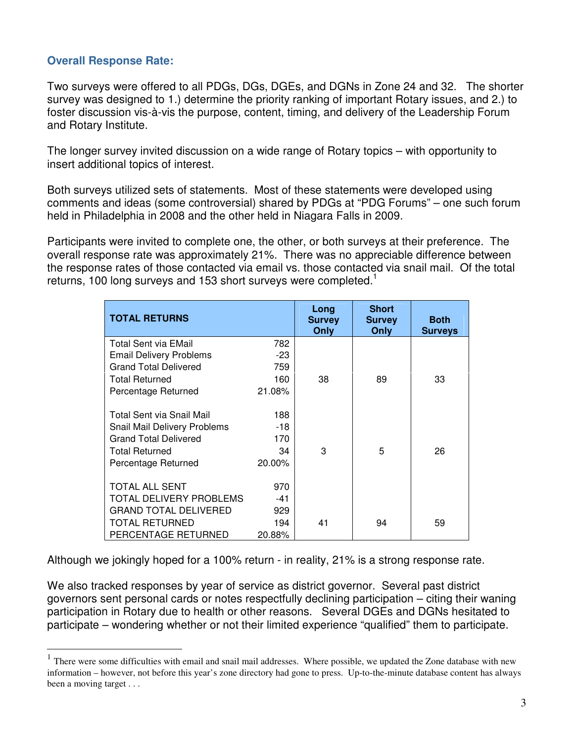### Overall Response Rate:

Two surveys were offered to all PDGs, DGs, DGEs, and DGNs in Zone 24 and 32. The shorter survey was designed to 1.) determine the priority ranking of important Rotary issues, and 2.) to foster discussion vis-à-vis the purpose, content, timing, and delivery of the Leadership Forum and Rotary Institute.

The longer survey invited discussion on a wide range of Rotary topics – with opportunity to insert additional topics of interest.

Both surveys utilized sets of statements. Most of these statements were developed using comments and ideas (some controversial) shared by PDGs at "PDG Forums" – one such forum held in Philadelphia in 2008 and the other held in Niagara Falls in 2009.

Participants were invited to complete one, the other, or both surveys at their preference. The overall response rate was approximately 21%. There was no appreciable difference between the response rates of those contacted via email vs. those contacted via snail mail. Of the total returns, 100 long surveys and 153 short surveys were completed.[1]

| TOTAL RETURNS | | Long Survey Only | Short Survey Only | Both Surveys |
|---|---|---|---|---|
| Total Sent via EMail | 782 | | | |
| Email Delivery Problems | -23 | | | |
| Grand Total Delivered | 759 | | | |
| Total Returned | 160 | 38 | 89 | 33 |
| Percentage Returned | 21.08% | | | |
| | | | | |
| Total Sent via Snail Mail | 188 | | | |
| Snail Mail Delivery Problems | -18 | | | |
| Grand Total Delivered | 170 | | | |
| Total Returned | 34 | 3 | 5 | 26 |
| Percentage Returned | 20.00% | | | |
| | | | | |
| TOTAL ALL SENT | 970 | | | |
| TOTAL DELIVERY PROBLEMS | -41 | | | |
| GRAND TOTAL DELIVERED | 929 | | | |
| TOTAL RETURNED | 194 | 41 | 94 | 59 |
| PERCENTAGE RETURNED | 20.88% | | | |

Although we jokingly hoped for a 100% return - in reality, 21% is a strong response rate.

We also tracked responses by year of service as district governor. Several past district governors sent personal cards or notes respectfully declining participation – citing their waning participation in Rotary due to health or other reasons. Several DGEs and DGNs hesitated to participate – wondering whether or not their limited experience "qualified" them to participate.

---

[1] There were some difficulties with email and snail mail addresses. Where possible, we updated the Zone database with new information – however, not before this year's zone directory had gone to press. Up-to-the-minute database content has always been a moving target . . .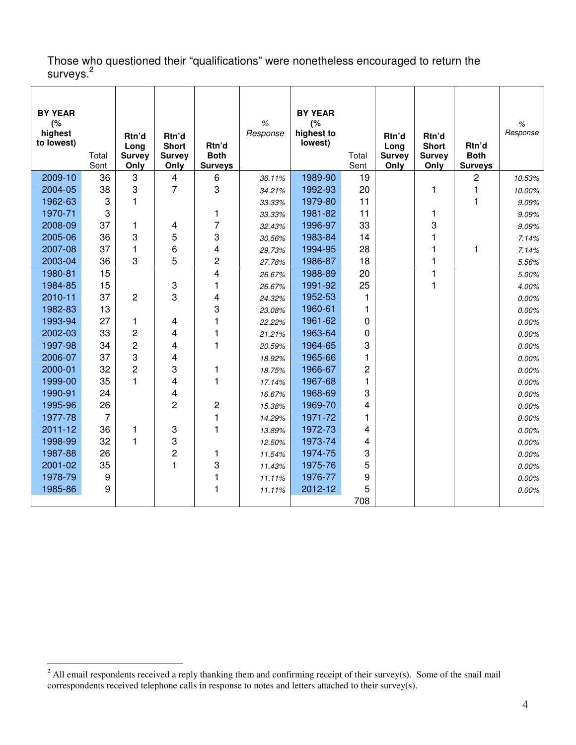Those who questioned their "qualifications" were nonetheless encouraged to return the surveys.[2]

| BY YEAR (% highest to lowest) | Total Sent | Rtn'd Long Survey Only | Rtn'd Short Survey Only | Rtn'd Both Surveys | % Response | BY YEAR (% highest to lowest) | Total Sent | Rtn'd Long Survey Only | Rtn'd Short Survey Only | Rtn'd Both Surveys | % Response |
|---|---|---|---|---|---|---|---|---|---|---|---|
| 2009-10 | 36 | 3 | 4 | 6 | 36.11% | 1989-90 | 19 | | | 2 | 10.53% |
| 2004-05 | 38 | 3 | 7 | 3 | 34.21% | 1992-93 | 20 | | 1 | 1 | 10.00% |
| 1962-63 | 3 | 1 | | | 33.33% | 1979-80 | 11 | | | 1 | 9.09% |
| 1970-71 | 3 | | | 1 | 33.33% | 1981-82 | 11 | | 1 | | 9.09% |
| 2008-09 | 37 | 1 | 4 | 7 | 32.43% | 1996-97 | 33 | | 3 | | 9.09% |
| 2005-06 | 36 | 3 | 5 | 3 | 30.56% | 1983-84 | 14 | | 1 | | 7.14% |
| 2007-08 | 37 | 1 | 6 | 4 | 29.73% | 1994-95 | 28 | | 1 | 1 | 7.14% |
| 2003-04 | 36 | 3 | 5 | 2 | 27.78% | 1986-87 | 18 | | 1 | | 5.56% |
| 1980-81 | 15 | | | 4 | 26.67% | 1988-89 | 20 | | 1 | | 5.00% |
| 1984-85 | 15 | | 3 | 1 | 26.67% | 1991-92 | 25 | | 1 | | 4.00% |
| 2010-11 | 37 | 2 | 3 | 4 | 24.32% | 1952-53 | 1 | | | | 0.00% |
| 1982-83 | 13 | | | 3 | 23.08% | 1960-61 | 1 | | | | 0.00% |
| 1993-94 | 27 | 1 | 4 | 1 | 22.22% | 1961-62 | 0 | | | | 0.00% |
| 2002-03 | 33 | 2 | 4 | 1 | 21.21% | 1963-64 | 0 | | | | 0.00% |
| 1997-98 | 34 | 2 | 4 | 1 | 20.59% | 1964-65 | 3 | | | | 0.00% |
| 2006-07 | 37 | 3 | 4 | | 18.92% | 1965-66 | 1 | | | | 0.00% |
| 2000-01 | 32 | 2 | 3 | 1 | 18.75% | 1966-67 | 2 | | | | 0.00% |
| 1999-00 | 35 | 1 | 4 | 1 | 17.14% | 1967-68 | 1 | | | | 0.00% |
| 1990-91 | 24 | | 4 | | 16.67% | 1968-69 | 3 | | | | 0.00% |
| 1995-96 | 26 | | 2 | 2 | 15.38% | 1969-70 | 4 | | | | 0.00% |
| 1977-78 | 7 | | | 1 | 14.29% | 1971-72 | 1 | | | | 0.00% |
| 2011-12 | 36 | 1 | 3 | 1 | 13.89% | 1972-73 | 4 | | | | 0.00% |
| 1998-99 | 32 | 1 | 3 | | 12.50% | 1973-74 | 4 | | | | 0.00% |
| 1987-88 | 26 | | 2 | 1 | 11.54% | 1974-75 | 3 | | | | 0.00% |
| 2001-02 | 35 | | 1 | 3 | 11.43% | 1975-76 | 5 | | | | 0.00% |
| 1978-79 | 9 | | | 1 | 11.11% | 1976-77 | 9 | | | | 0.00% |
| 1985-86 | 9 | | | 1 | 11.11% | 2012-12 | 5 | | | | 0.00% |
| | | | | | | | 708 | | | | |

[2] All email respondents received a reply thanking them and confirming receipt of their survey(s). Some of the snail mail correspondents received telephone calls in response to notes and letters attached to their survey(s).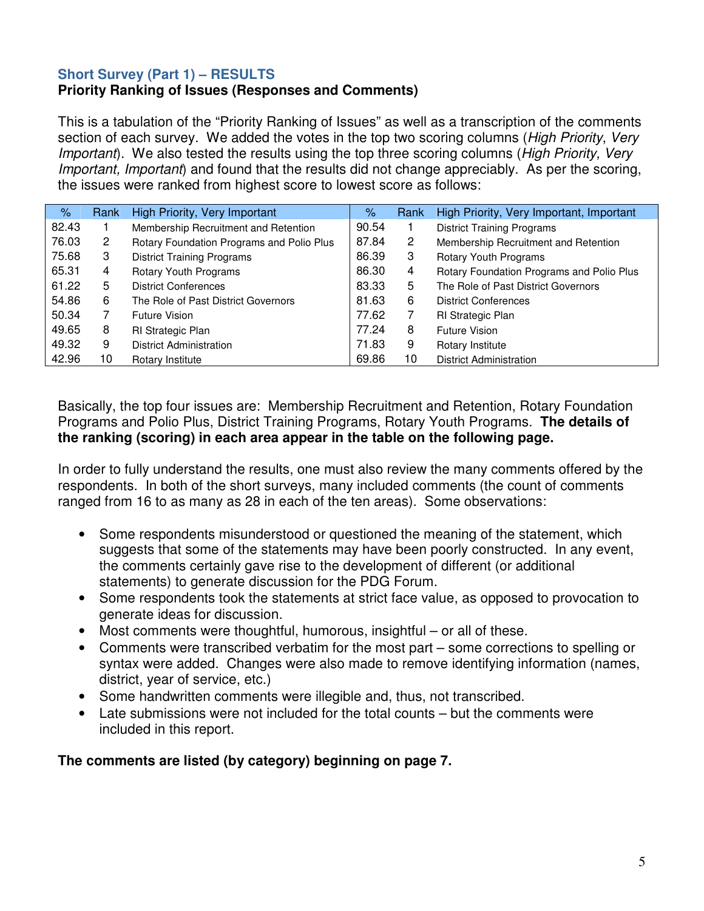## Short Survey (Part 1) – RESULTS

### Priority Ranking of Issues (Responses and Comments)

This is a tabulation of the "Priority Ranking of Issues" as well as a transcription of the comments section of each survey. We added the votes in the top two scoring columns (*High Priority*, *Very Important*). We also tested the results using the top three scoring columns (*High Priority, Very Important, Important*) and found that the results did not change appreciably. As per the scoring, the issues were ranked from highest score to lowest score as follows:

| % | Rank | High Priority, Very Important | % | Rank | High Priority, Very Important, Important |
|---|---|---|---|---|---|
| 82.43 | 1 | Membership Recruitment and Retention | 90.54 | 1 | District Training Programs |
| 76.03 | 2 | Rotary Foundation Programs and Polio Plus | 87.84 | 2 | Membership Recruitment and Retention |
| 75.68 | 3 | District Training Programs | 86.39 | 3 | Rotary Youth Programs |
| 65.31 | 4 | Rotary Youth Programs | 86.30 | 4 | Rotary Foundation Programs and Polio Plus |
| 61.22 | 5 | District Conferences | 83.33 | 5 | The Role of Past District Governors |
| 54.86 | 6 | The Role of Past District Governors | 81.63 | 6 | District Conferences |
| 50.34 | 7 | Future Vision | 77.62 | 7 | RI Strategic Plan |
| 49.65 | 8 | RI Strategic Plan | 77.24 | 8 | Future Vision |
| 49.32 | 9 | District Administration | 71.83 | 9 | Rotary Institute |
| 42.96 | 10 | Rotary Institute | 69.86 | 10 | District Administration |

Basically, the top four issues are: Membership Recruitment and Retention, Rotary Foundation Programs and Polio Plus, District Training Programs, Rotary Youth Programs. **The details of the ranking (scoring) in each area appear in the table on the following page.**

In order to fully understand the results, one must also review the many comments offered by the respondents. In both of the short surveys, many included comments (the count of comments ranged from 16 to as many as 28 in each of the ten areas). Some observations:

- Some respondents misunderstood or questioned the meaning of the statement, which suggests that some of the statements may have been poorly constructed. In any event, the comments certainly gave rise to the development of different (or additional statements) to generate discussion for the PDG Forum.
- Some respondents took the statements at strict face value, as opposed to provocation to generate ideas for discussion.
- Most comments were thoughtful, humorous, insightful – or all of these.
- Comments were transcribed verbatim for the most part – some corrections to spelling or syntax were added. Changes were also made to remove identifying information (names, district, year of service, etc.)
- Some handwritten comments were illegible and, thus, not transcribed.
- Late submissions were not included for the total counts – but the comments were included in this report.

**The comments are listed (by category) beginning on page 7.**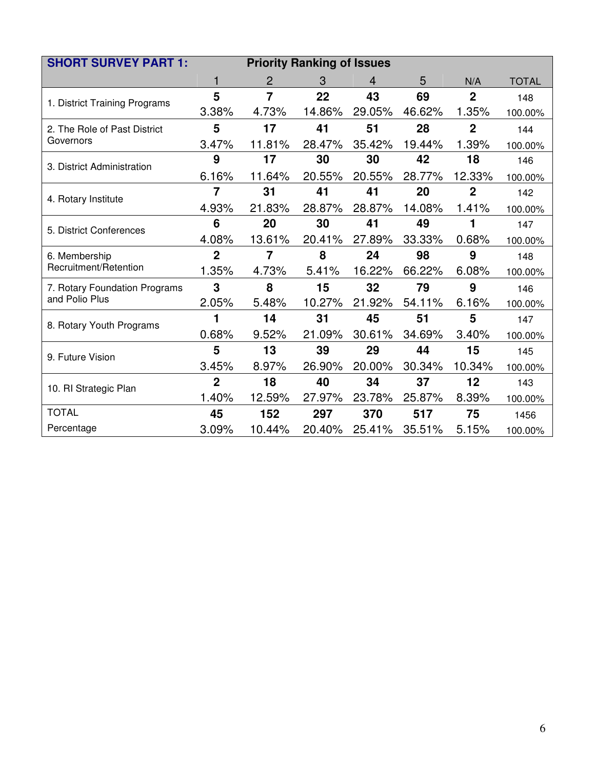| **SHORT SURVEY PART 1:** | **Priority Ranking of Issues** | | | | | | |
|---|---|---|---|---|---|---|---|
| | 1 | 2 | 3 | 4 | 5 | N/A | TOTAL |
| 1. District Training Programs | **5** | **7** | **22** | **43** | **69** | **2** | 148 |
| | 3.38% | 4.73% | 14.86% | 29.05% | 46.62% | 1.35% | 100.00% |
| 2. The Role of Past District Governors | **5** | **17** | **41** | **51** | **28** | **2** | 144 |
| | 3.47% | 11.81% | 28.47% | 35.42% | 19.44% | 1.39% | 100.00% |
| 3. District Administration | **9** | **17** | **30** | **30** | **42** | **18** | 146 |
| | 6.16% | 11.64% | 20.55% | 20.55% | 28.77% | 12.33% | 100.00% |
| 4. Rotary Institute | **7** | **31** | **41** | **41** | **20** | **2** | 142 |
| | 4.93% | 21.83% | 28.87% | 28.87% | 14.08% | 1.41% | 100.00% |
| 5. District Conferences | **6** | **20** | **30** | **41** | **49** | **1** | 147 |
| | 4.08% | 13.61% | 20.41% | 27.89% | 33.33% | 0.68% | 100.00% |
| 6. Membership Recruitment/Retention | **2** | **7** | **8** | **24** | **98** | **9** | 148 |
| | 1.35% | 4.73% | 5.41% | 16.22% | 66.22% | 6.08% | 100.00% |
| 7. Rotary Foundation Programs and Polio Plus | **3** | **8** | **15** | **32** | **79** | **9** | 146 |
| | 2.05% | 5.48% | 10.27% | 21.92% | 54.11% | 6.16% | 100.00% |
| 8. Rotary Youth Programs | **1** | **14** | **31** | **45** | **51** | **5** | 147 |
| | 0.68% | 9.52% | 21.09% | 30.61% | 34.69% | 3.40% | 100.00% |
| 9. Future Vision | **5** | **13** | **39** | **29** | **44** | **15** | 145 |
| | 3.45% | 8.97% | 26.90% | 20.00% | 30.34% | 10.34% | 100.00% |
| 10. RI Strategic Plan | **2** | **18** | **40** | **34** | **37** | **12** | 143 |
| | 1.40% | 12.59% | 27.97% | 23.78% | 25.87% | 8.39% | 100.00% |
| TOTAL | **45** | **152** | **297** | **370** | **517** | **75** | 1456 |
| Percentage | 3.09% | 10.44% | 20.40% | 25.41% | 35.51% | 5.15% | 100.00% |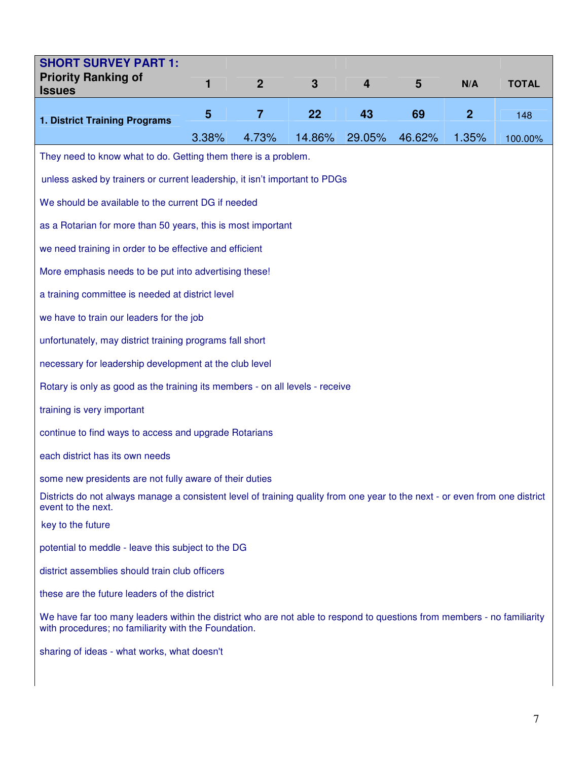| **SHORT SURVEY PART 1:** Priority Ranking of Issues | 1 | 2 | 3 | 4 | 5 | N/A | TOTAL |
|---|---|---|---|---|---|---|---|
| **1. District Training Programs** | 5 | 7 | 22 | 43 | 69 | 2 | 148 |
| | 3.38% | 4.73% | 14.86% | 29.05% | 46.62% | 1.35% | 100.00% |

They need to know what to do. Getting them there is a problem.

unless asked by trainers or current leadership, it isn't important to PDGs

We should be available to the current DG if needed

as a Rotarian for more than 50 years, this is most important

we need training in order to be effective and efficient

More emphasis needs to be put into advertising these!

a training committee is needed at district level

we have to train our leaders for the job

unfortunately, may district training programs fall short

necessary for leadership development at the club level

Rotary is only as good as the training its members - on all levels - receive

training is very important

continue to find ways to access and upgrade Rotarians

each district has its own needs

some new presidents are not fully aware of their duties

Districts do not always manage a consistent level of training quality from one year to the next - or even from one district event to the next.

key to the future

potential to meddle - leave this subject to the DG

district assemblies should train club officers

these are the future leaders of the district

We have far too many leaders within the district who are not able to respond to questions from members - no familiarity with procedures; no familiarity with the Foundation.

sharing of ideas - what works, what doesn't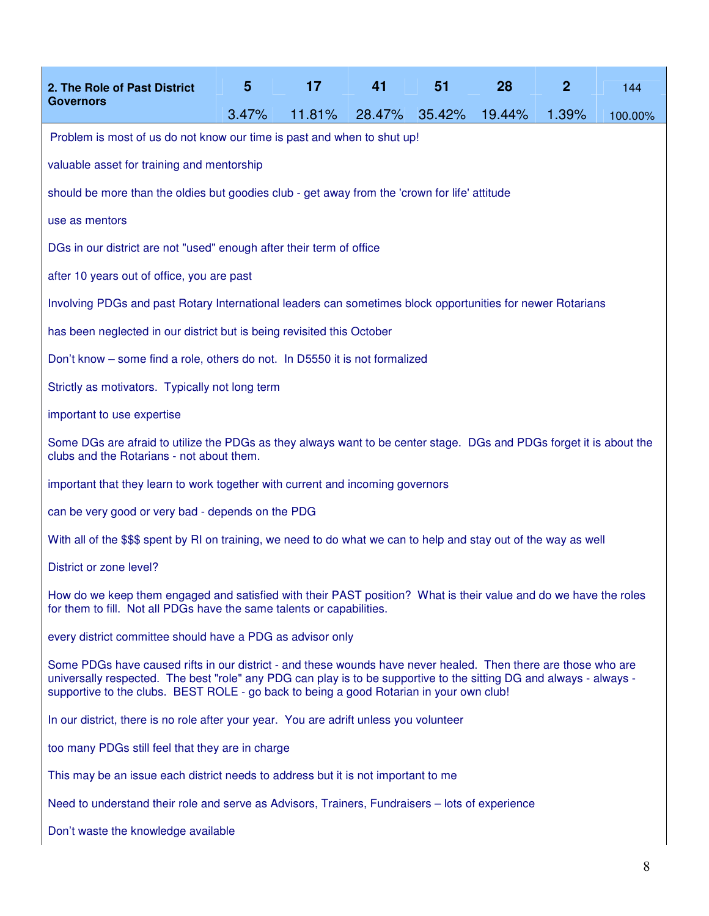| 2. The Role of Past District Governors | 5 | 17 | 41 | 51 | 28 | 2 | 144 |
|---|---|---|---|---|---|---|---|
| | 3.47% | 11.81% | 28.47% | 35.42% | 19.44% | 1.39% | 100.00% |

Problem is most of us do not know our time is past and when to shut up!

valuable asset for training and mentorship

should be more than the oldies but goodies club - get away from the 'crown for life' attitude

use as mentors

DGs in our district are not "used" enough after their term of office

after 10 years out of office, you are past

Involving PDGs and past Rotary International leaders can sometimes block opportunities for newer Rotarians

has been neglected in our district but is being revisited this October

Don't know – some find a role, others do not. In D5550 it is not formalized

Strictly as motivators. Typically not long term

important to use expertise

Some DGs are afraid to utilize the PDGs as they always want to be center stage. DGs and PDGs forget it is about the clubs and the Rotarians - not about them.

important that they learn to work together with current and incoming governors

can be very good or very bad - depends on the PDG

With all of the $$$ spent by RI on training, we need to do what we can to help and stay out of the way as well

District or zone level?

How do we keep them engaged and satisfied with their PAST position? What is their value and do we have the roles for them to fill. Not all PDGs have the same talents or capabilities.

every district committee should have a PDG as advisor only

Some PDGs have caused rifts in our district - and these wounds have never healed. Then there are those who are universally respected. The best "role" any PDG can play is to be supportive to the sitting DG and always - always - supportive to the clubs. BEST ROLE - go back to being a good Rotarian in your own club!

In our district, there is no role after your year. You are adrift unless you volunteer

too many PDGs still feel that they are in charge

This may be an issue each district needs to address but it is not important to me

Need to understand their role and serve as Advisors, Trainers, Fundraisers – lots of experience

Don't waste the knowledge available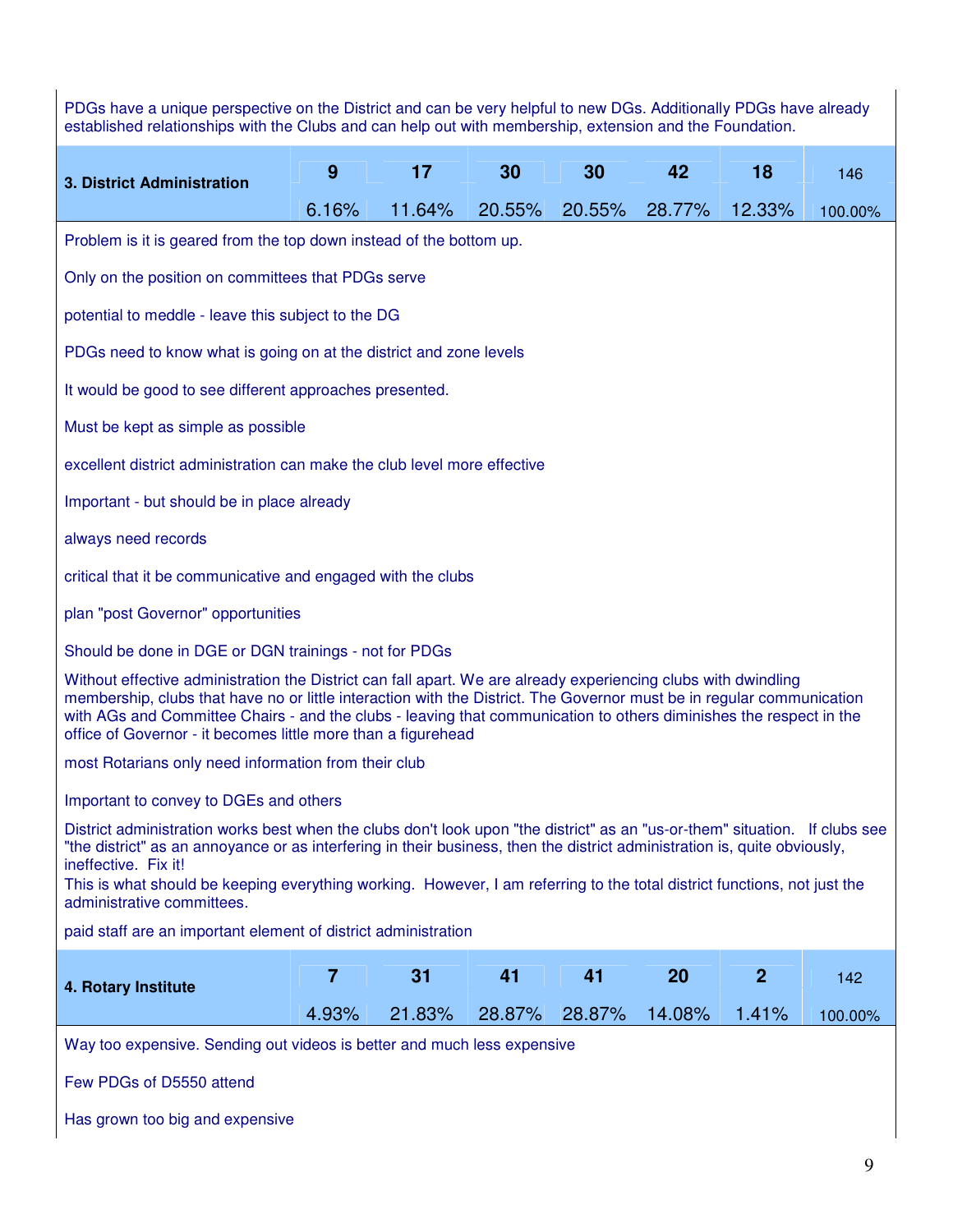PDGs have a unique perspective on the District and can be very helpful to new DGs. Additionally PDGs have already established relationships with the Clubs and can help out with membership, extension and the Foundation.

| 3. District Administration | 9 | 17 | 30 | 30 | 42 | 18 | 146 |
|---|---|---|---|---|---|---|---|
| | 6.16% | 11.64% | 20.55% | 20.55% | 28.77% | 12.33% | 100.00% |

Problem is it is geared from the top down instead of the bottom up.

Only on the position on committees that PDGs serve

potential to meddle - leave this subject to the DG

PDGs need to know what is going on at the district and zone levels

It would be good to see different approaches presented.

Must be kept as simple as possible

excellent district administration can make the club level more effective

Important - but should be in place already

always need records

critical that it be communicative and engaged with the clubs

plan "post Governor" opportunities

Should be done in DGE or DGN trainings - not for PDGs

Without effective administration the District can fall apart. We are already experiencing clubs with dwindling membership, clubs that have no or little interaction with the District. The Governor must be in regular communication with AGs and Committee Chairs - and the clubs - leaving that communication to others diminishes the respect in the office of Governor - it becomes little more than a figurehead

most Rotarians only need information from their club

Important to convey to DGEs and others

District administration works best when the clubs don't look upon "the district" as an "us-or-them" situation. If clubs see "the district" as an annoyance or as interfering in their business, then the district administration is, quite obviously, ineffective. Fix it!
This is what should be keeping everything working. However, I am referring to the total district functions, not just the administrative committees.

paid staff are an important element of district administration

| 4. Rotary Institute | 7 | 31 | 41 | 41 | 20 | 2 | 142 |
|---|---|---|---|---|---|---|---|
| | 4.93% | 21.83% | 28.87% | 28.87% | 14.08% | 1.41% | 100.00% |

Way too expensive. Sending out videos is better and much less expensive

Few PDGs of D5550 attend

Has grown too big and expensive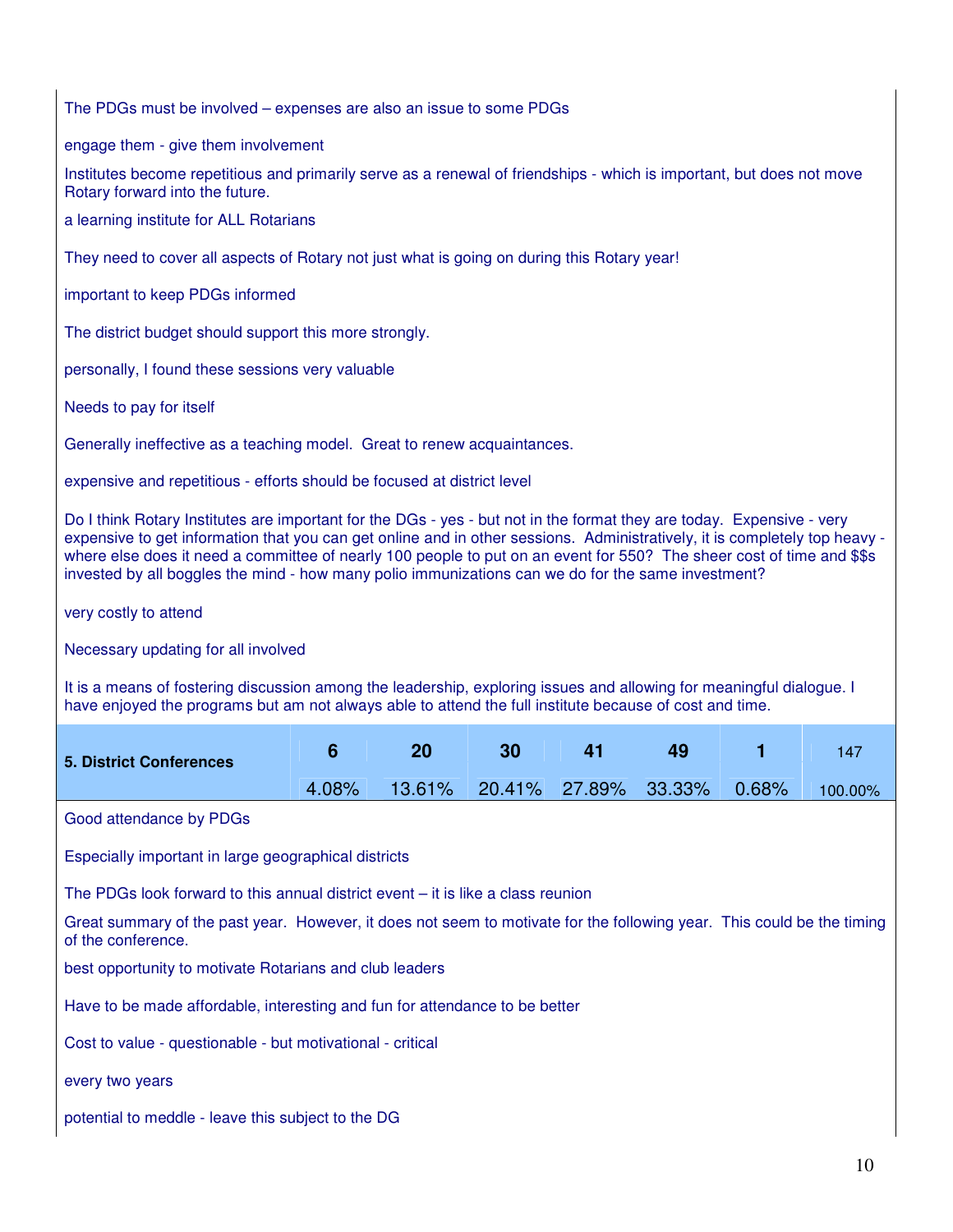The PDGs must be involved – expenses are also an issue to some PDGs

engage them - give them involvement

Institutes become repetitious and primarily serve as a renewal of friendships - which is important, but does not move Rotary forward into the future.

a learning institute for ALL Rotarians

They need to cover all aspects of Rotary not just what is going on during this Rotary year!

important to keep PDGs informed

The district budget should support this more strongly.

personally, I found these sessions very valuable

Needs to pay for itself

Generally ineffective as a teaching model. Great to renew acquaintances.

expensive and repetitious - efforts should be focused at district level

Do I think Rotary Institutes are important for the DGs - yes - but not in the format they are today. Expensive - very expensive to get information that you can get online and in other sessions. Administratively, it is completely top heavy - where else does it need a committee of nearly 100 people to put on an event for 550? The sheer cost of time and $$s invested by all boggles the mind - how many polio immunizations can we do for the same investment?

very costly to attend

Necessary updating for all involved

It is a means of fostering discussion among the leadership, exploring issues and allowing for meaningful dialogue. I have enjoyed the programs but am not always able to attend the full institute because of cost and time.

| **5. District Conferences** | **6** | **20** | **30** | **41** | **49** | **1** | 147 |
|---|---|---|---|---|---|---|---|
| | 4.08% | 13.61% | 20.41% | 27.89% | 33.33% | 0.68% | 100.00% |

Good attendance by PDGs

Especially important in large geographical districts

The PDGs look forward to this annual district event – it is like a class reunion

Great summary of the past year. However, it does not seem to motivate for the following year. This could be the timing of the conference.

best opportunity to motivate Rotarians and club leaders

Have to be made affordable, interesting and fun for attendance to be better

Cost to value - questionable - but motivational - critical

every two years

potential to meddle - leave this subject to the DG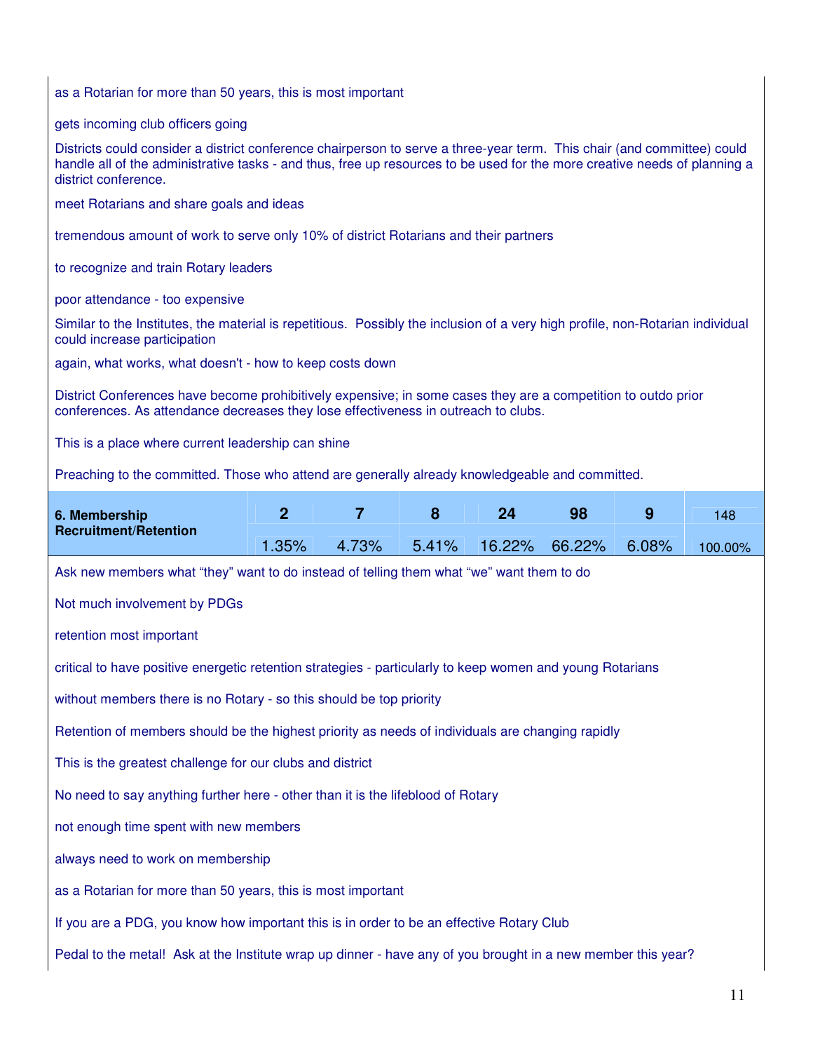as a Rotarian for more than 50 years, this is most important

gets incoming club officers going

Districts could consider a district conference chairperson to serve a three-year term. This chair (and committee) could handle all of the administrative tasks - and thus, free up resources to be used for the more creative needs of planning a district conference.

meet Rotarians and share goals and ideas

tremendous amount of work to serve only 10% of district Rotarians and their partners

to recognize and train Rotary leaders

poor attendance - too expensive

Similar to the Institutes, the material is repetitious. Possibly the inclusion of a very high profile, non-Rotarian individual could increase participation

again, what works, what doesn't - how to keep costs down

District Conferences have become prohibitively expensive; in some cases they are a competition to outdo prior conferences. As attendance decreases they lose effectiveness in outreach to clubs.

This is a place where current leadership can shine

Preaching to the committed. Those who attend are generally already knowledgeable and committed.

| **6. Membership Recruitment/Retention** | **2** | **7** | **8** | **24** | **98** | **9** | 148 |
|---|---|---|---|---|---|---|---|
| | 1.35% | 4.73% | 5.41% | 16.22% | 66.22% | 6.08% | 100.00% |

Ask new members what "they" want to do instead of telling them what "we" want them to do

Not much involvement by PDGs

retention most important

critical to have positive energetic retention strategies - particularly to keep women and young Rotarians

without members there is no Rotary - so this should be top priority

Retention of members should be the highest priority as needs of individuals are changing rapidly

This is the greatest challenge for our clubs and district

No need to say anything further here - other than it is the lifeblood of Rotary

not enough time spent with new members

always need to work on membership

as a Rotarian for more than 50 years, this is most important

If you are a PDG, you know how important this is in order to be an effective Rotary Club

Pedal to the metal! Ask at the Institute wrap up dinner - have any of you brought in a new member this year?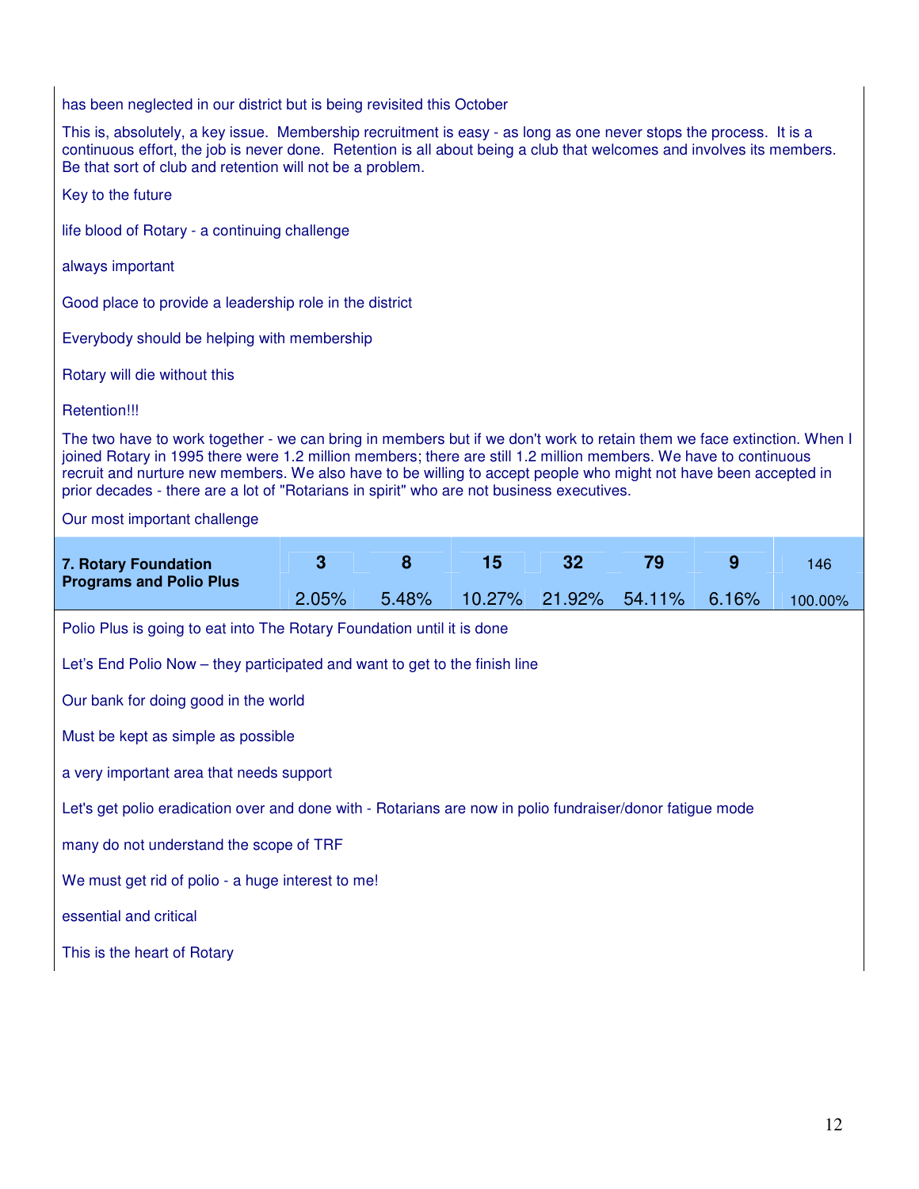has been neglected in our district but is being revisited this October

This is, absolutely, a key issue. Membership recruitment is easy - as long as one never stops the process. It is a continuous effort, the job is never done. Retention is all about being a club that welcomes and involves its members. Be that sort of club and retention will not be a problem.

Key to the future

life blood of Rotary - a continuing challenge

always important

Good place to provide a leadership role in the district

Everybody should be helping with membership

Rotary will die without this

Retention!!!

The two have to work together - we can bring in members but if we don't work to retain them we face extinction. When I joined Rotary in 1995 there were 1.2 million members; there are still 1.2 million members. We have to continuous recruit and nurture new members. We also have to be willing to accept people who might not have been accepted in prior decades - there are a lot of "Rotarians in spirit" who are not business executives.

Our most important challenge

| **7. Rotary Foundation Programs and Polio Plus** | **3** | **8** | **15** | **32** | **79** | **9** | 146 |
|---|---|---|---|---|---|---|---|
| | 2.05% | 5.48% | 10.27% | 21.92% | 54.11% | 6.16% | 100.00% |

Polio Plus is going to eat into The Rotary Foundation until it is done

Let's End Polio Now – they participated and want to get to the finish line

Our bank for doing good in the world

Must be kept as simple as possible

a very important area that needs support

Let's get polio eradication over and done with - Rotarians are now in polio fundraiser/donor fatigue mode

many do not understand the scope of TRF

We must get rid of polio - a huge interest to me!

essential and critical

This is the heart of Rotary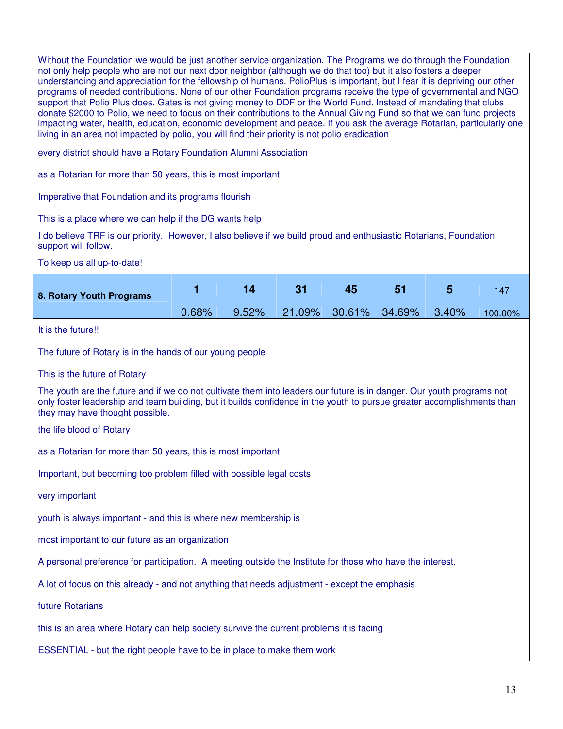Without the Foundation we would be just another service organization. The Programs we do through the Foundation not only help people who are not our next door neighbor (although we do that too) but it also fosters a deeper understanding and appreciation for the fellowship of humans. PolioPlus is important, but I fear it is depriving our other programs of needed contributions. None of our other Foundation programs receive the type of governmental and NGO support that Polio Plus does. Gates is not giving money to DDF or the World Fund. Instead of mandating that clubs donate $2000 to Polio, we need to focus on their contributions to the Annual Giving Fund so that we can fund projects impacting water, health, education, economic development and peace. If you ask the average Rotarian, particularly one living in an area not impacted by polio, you will find their priority is not polio eradication

every district should have a Rotary Foundation Alumni Association

as a Rotarian for more than 50 years, this is most important

Imperative that Foundation and its programs flourish

This is a place where we can help if the DG wants help

I do believe TRF is our priority. However, I also believe if we build proud and enthusiastic Rotarians, Foundation support will follow.

To keep us all up-to-date!

| 8. Rotary Youth Programs | 1 | 14 | 31 | 45 | 51 | 5 | 147 |
|---|---|---|---|---|---|---|---|
| | 0.68% | 9.52% | 21.09% | 30.61% | 34.69% | 3.40% | 100.00% |

It is the future!!

The future of Rotary is in the hands of our young people

This is the future of Rotary

The youth are the future and if we do not cultivate them into leaders our future is in danger. Our youth programs not only foster leadership and team building, but it builds confidence in the youth to pursue greater accomplishments than they may have thought possible.

the life blood of Rotary

as a Rotarian for more than 50 years, this is most important

Important, but becoming too problem filled with possible legal costs

very important

youth is always important - and this is where new membership is

most important to our future as an organization

A personal preference for participation. A meeting outside the Institute for those who have the interest.

A lot of focus on this already - and not anything that needs adjustment - except the emphasis

future Rotarians

this is an area where Rotary can help society survive the current problems it is facing

ESSENTIAL - but the right people have to be in place to make them work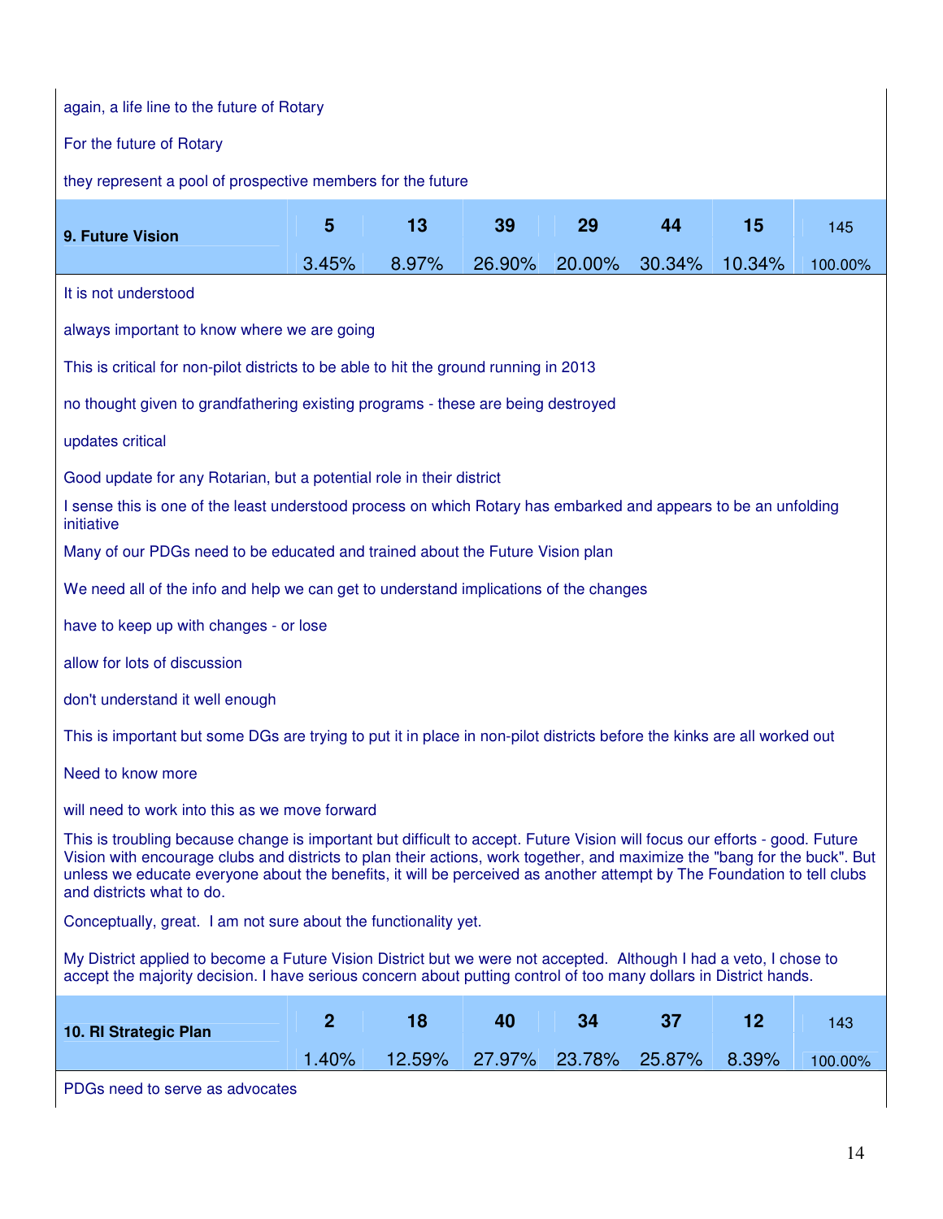again, a life line to the future of Rotary

For the future of Rotary

they represent a pool of prospective members for the future

| **9. Future Vision** | **5** | **13** | **39** | **29** | **44** | **15** | 145 |
|---|---|---|---|---|---|---|---|
| | 3.45% | 8.97% | 26.90% | 20.00% | 30.34% | 10.34% | 100.00% |

It is not understood

always important to know where we are going

This is critical for non-pilot districts to be able to hit the ground running in 2013

no thought given to grandfathering existing programs - these are being destroyed

updates critical

Good update for any Rotarian, but a potential role in their district

I sense this is one of the least understood process on which Rotary has embarked and appears to be an unfolding initiative

Many of our PDGs need to be educated and trained about the Future Vision plan

We need all of the info and help we can get to understand implications of the changes

have to keep up with changes - or lose

allow for lots of discussion

don't understand it well enough

This is important but some DGs are trying to put it in place in non-pilot districts before the kinks are all worked out

Need to know more

will need to work into this as we move forward

This is troubling because change is important but difficult to accept. Future Vision will focus our efforts - good. Future Vision with encourage clubs and districts to plan their actions, work together, and maximize the "bang for the buck". But unless we educate everyone about the benefits, it will be perceived as another attempt by The Foundation to tell clubs and districts what to do.

Conceptually, great.  I am not sure about the functionality yet.

My District applied to become a Future Vision District but we were not accepted.  Although I had a veto, I chose to accept the majority decision. I have serious concern about putting control of too many dollars in District hands.

| **10. RI Strategic Plan** | **2** | **18** | **40** | **34** | **37** | **12** | 143 |
|---|---|---|---|---|---|---|---|
| | 1.40% | 12.59% | 27.97% | 23.78% | 25.87% | 8.39% | 100.00% |

PDGs need to serve as advocates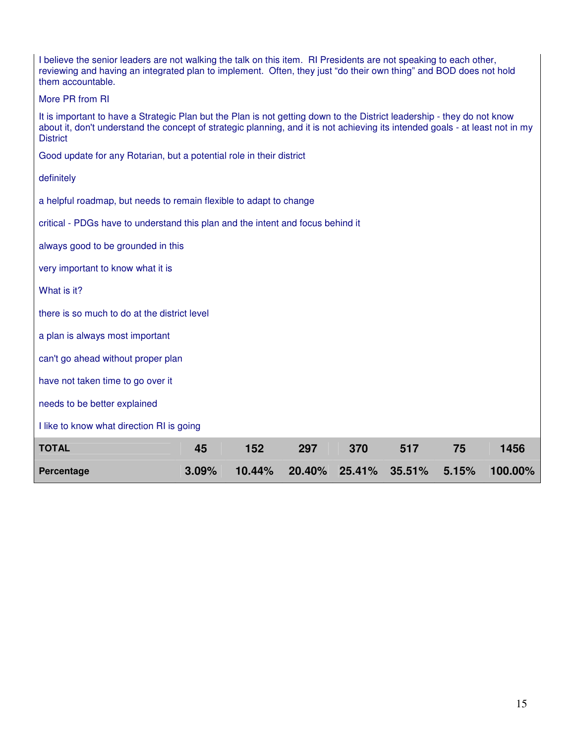I believe the senior leaders are not walking the talk on this item. RI Presidents are not speaking to each other, reviewing and having an integrated plan to implement. Often, they just "do their own thing" and BOD does not hold them accountable.

More PR from RI

It is important to have a Strategic Plan but the Plan is not getting down to the District leadership - they do not know about it, don't understand the concept of strategic planning, and it is not achieving its intended goals - at least not in my District

Good update for any Rotarian, but a potential role in their district

definitely

a helpful roadmap, but needs to remain flexible to adapt to change

critical - PDGs have to understand this plan and the intent and focus behind it

always good to be grounded in this

very important to know what it is

What is it?

there is so much to do at the district level

a plan is always most important

can't go ahead without proper plan

have not taken time to go over it

needs to be better explained

I like to know what direction RI is going

| | | | | | | | |
|---|---|---|---|---|---|---|---|
| **TOTAL** | **45** | **152** | **297** | **370** | **517** | **75** | **1456** |
| **Percentage** | **3.09%** | **10.44%** | **20.40%** | **25.41%** | **35.51%** | **5.15%** | **100.00%** |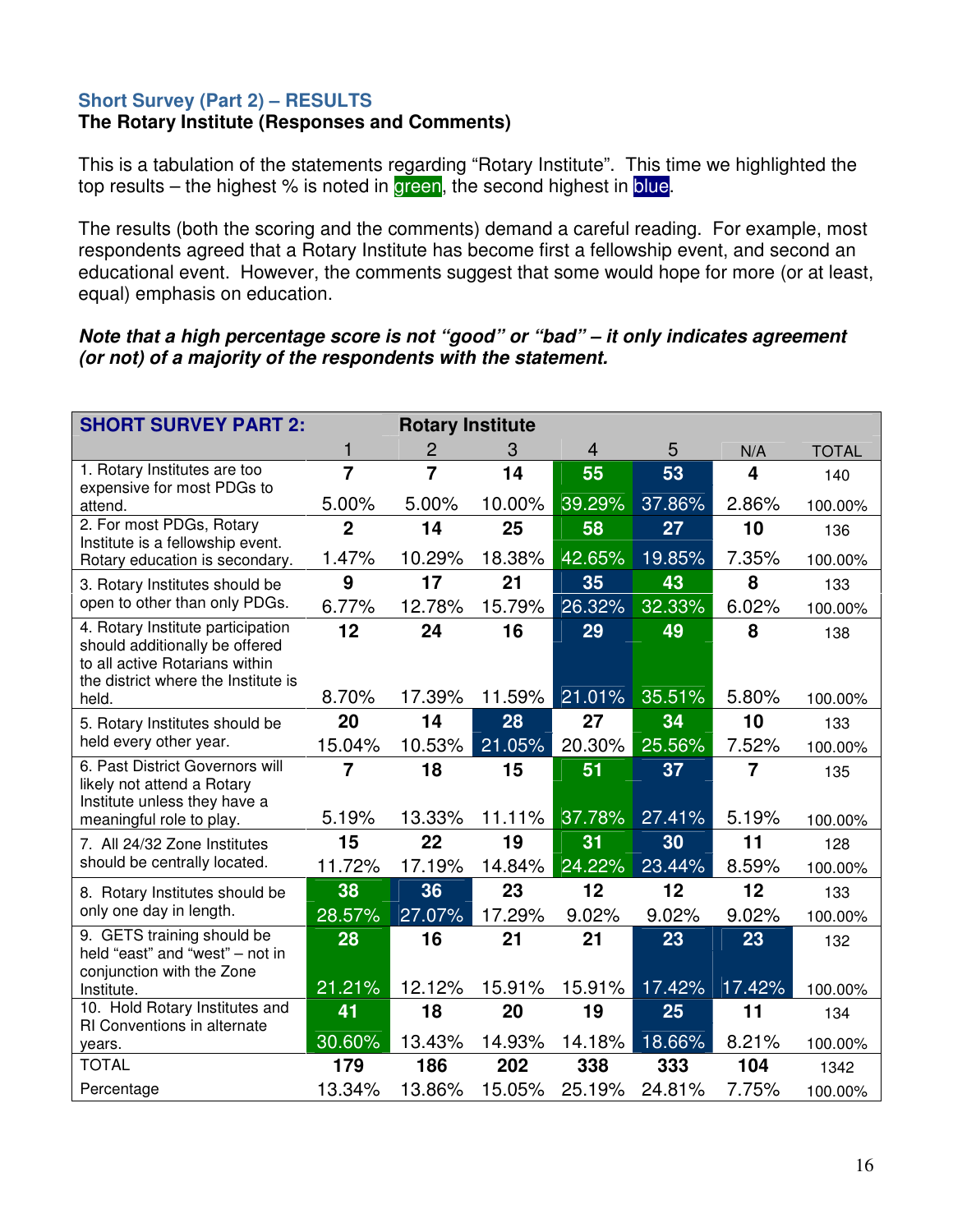### Short Survey (Part 2) – RESULTS

**The Rotary Institute (Responses and Comments)**

This is a tabulation of the statements regarding "Rotary Institute". This time we highlighted the top results – the highest % is noted in green, the second highest in blue.

The results (both the scoring and the comments) demand a careful reading. For example, most respondents agreed that a Rotary Institute has become first a fellowship event, and second an educational event. However, the comments suggest that some would hope for more (or at least, equal) emphasis on education.

***Note that a high percentage score is not "good" or "bad" – it only indicates agreement (or not) of a majority of the respondents with the statement.***

| SHORT SURVEY PART 2: Rotary Institute | 1 | 2 | 3 | 4 | 5 | N/A | TOTAL |
|---|---|---|---|---|---|---|---|
| 1. Rotary Institutes are too expensive for most PDGs to attend. | 7<br>5.00% | 7<br>5.00% | 14<br>10.00% | 55<br>39.29% | 53<br>37.86% | 4<br>2.86% | 140<br>100.00% |
| 2. For most PDGs, Rotary Institute is a fellowship event. Rotary education is secondary. | 2<br>1.47% | 14<br>10.29% | 25<br>18.38% | 58<br>42.65% | 27<br>19.85% | 10<br>7.35% | 136<br>100.00% |
| 3. Rotary Institutes should be open to other than only PDGs. | 9<br>6.77% | 17<br>12.78% | 21<br>15.79% | 35<br>26.32% | 43<br>32.33% | 8<br>6.02% | 133<br>100.00% |
| 4. Rotary Institute participation should additionally be offered to all active Rotarians within the district where the Institute is held. | 12<br>8.70% | 24<br>17.39% | 16<br>11.59% | 29<br>21.01% | 49<br>35.51% | 8<br>5.80% | 138<br>100.00% |
| 5. Rotary Institutes should be held every other year. | 20<br>15.04% | 14<br>10.53% | 28<br>21.05% | 27<br>20.30% | 34<br>25.56% | 10<br>7.52% | 133<br>100.00% |
| 6. Past District Governors will likely not attend a Rotary Institute unless they have a meaningful role to play. | 7<br>5.19% | 18<br>13.33% | 15<br>11.11% | 51<br>37.78% | 37<br>27.41% | 7<br>5.19% | 135<br>100.00% |
| 7. All 24/32 Zone Institutes should be centrally located. | 15<br>11.72% | 22<br>17.19% | 19<br>14.84% | 31<br>24.22% | 30<br>23.44% | 11<br>8.59% | 128<br>100.00% |
| 8. Rotary Institutes should be only one day in length. | 38<br>28.57% | 36<br>27.07% | 23<br>17.29% | 12<br>9.02% | 12<br>9.02% | 12<br>9.02% | 133<br>100.00% |
| 9. GETS training should be held "east" and "west" – not in conjunction with the Zone Institute. | 28<br>21.21% | 16<br>12.12% | 21<br>15.91% | 21<br>15.91% | 23<br>17.42% | 23<br>17.42% | 132<br>100.00% |
| 10. Hold Rotary Institutes and RI Conventions in alternate years. | 41<br>30.60% | 18<br>13.43% | 20<br>14.93% | 19<br>14.18% | 25<br>18.66% | 11<br>8.21% | 134<br>100.00% |
| TOTAL | 179 | 186 | 202 | 338 | 333 | 104 | 1342 |
| Percentage | 13.34% | 13.86% | 15.05% | 25.19% | 24.81% | 7.75% | 100.00% |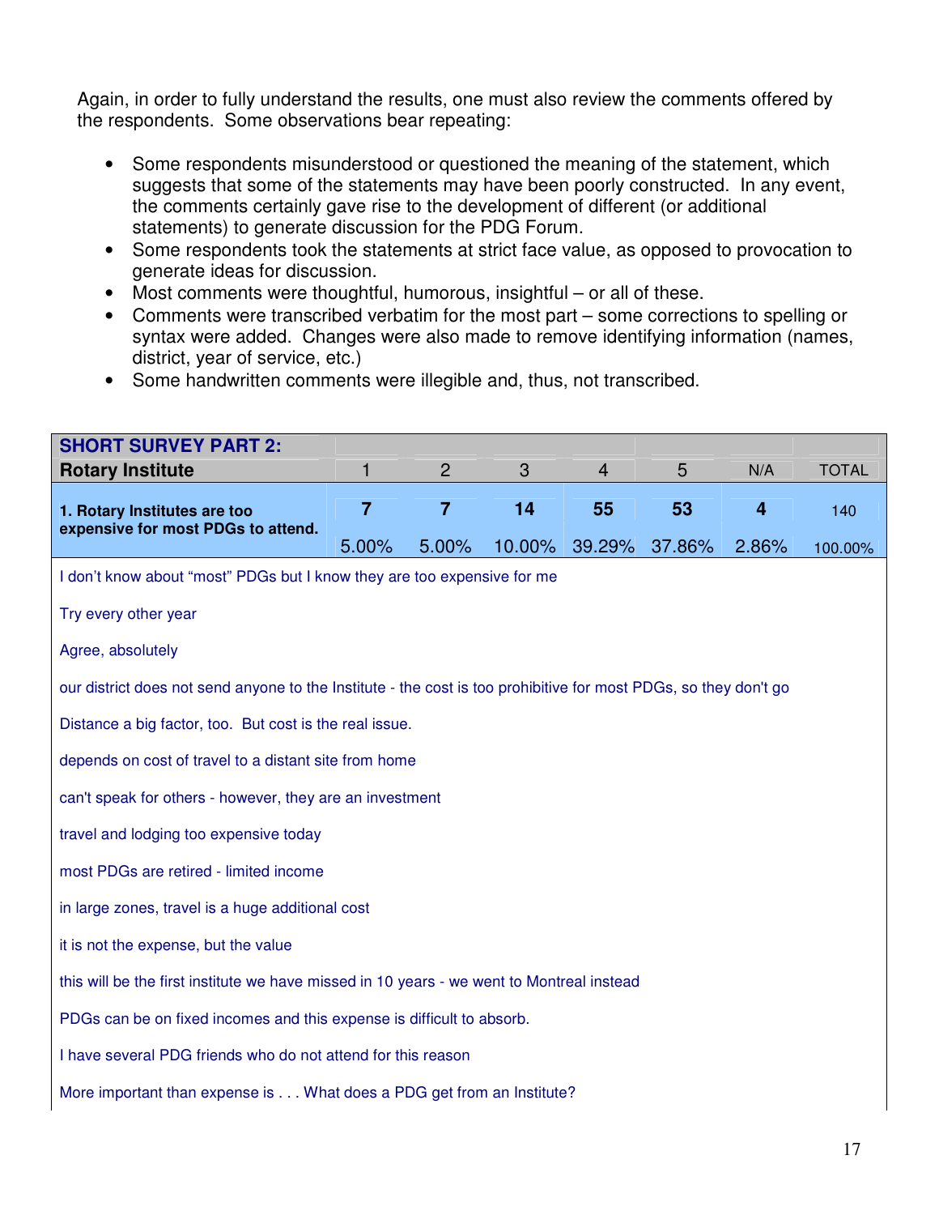Again, in order to fully understand the results, one must also review the comments offered by the respondents. Some observations bear repeating:

- Some respondents misunderstood or questioned the meaning of the statement, which suggests that some of the statements may have been poorly constructed. In any event, the comments certainly gave rise to the development of different (or additional statements) to generate discussion for the PDG Forum.
- Some respondents took the statements at strict face value, as opposed to provocation to generate ideas for discussion.
- Most comments were thoughtful, humorous, insightful – or all of these.
- Comments were transcribed verbatim for the most part – some corrections to spelling or syntax were added. Changes were also made to remove identifying information (names, district, year of service, etc.)
- Some handwritten comments were illegible and, thus, not transcribed.

| **SHORT SURVEY PART 2:** **Rotary Institute** | 1 | 2 | 3 | 4 | 5 | N/A | TOTAL |
|---|---|---|---|---|---|---|---|
| **1. Rotary Institutes are too expensive for most PDGs to attend.** | **7** | **7** | **14** | **55** | **53** | **4** | 140 |
| | 5.00% | 5.00% | 10.00% | 39.29% | 37.86% | 2.86% | 100.00% |

I don't know about "most" PDGs but I know they are too expensive for me

Try every other year

Agree, absolutely

our district does not send anyone to the Institute - the cost is too prohibitive for most PDGs, so they don't go

Distance a big factor, too. But cost is the real issue.

depends on cost of travel to a distant site from home

can't speak for others - however, they are an investment

travel and lodging too expensive today

most PDGs are retired - limited income

in large zones, travel is a huge additional cost

it is not the expense, but the value

this will be the first institute we have missed in 10 years - we went to Montreal instead

PDGs can be on fixed incomes and this expense is difficult to absorb.

I have several PDG friends who do not attend for this reason

More important than expense is . . . What does a PDG get from an Institute?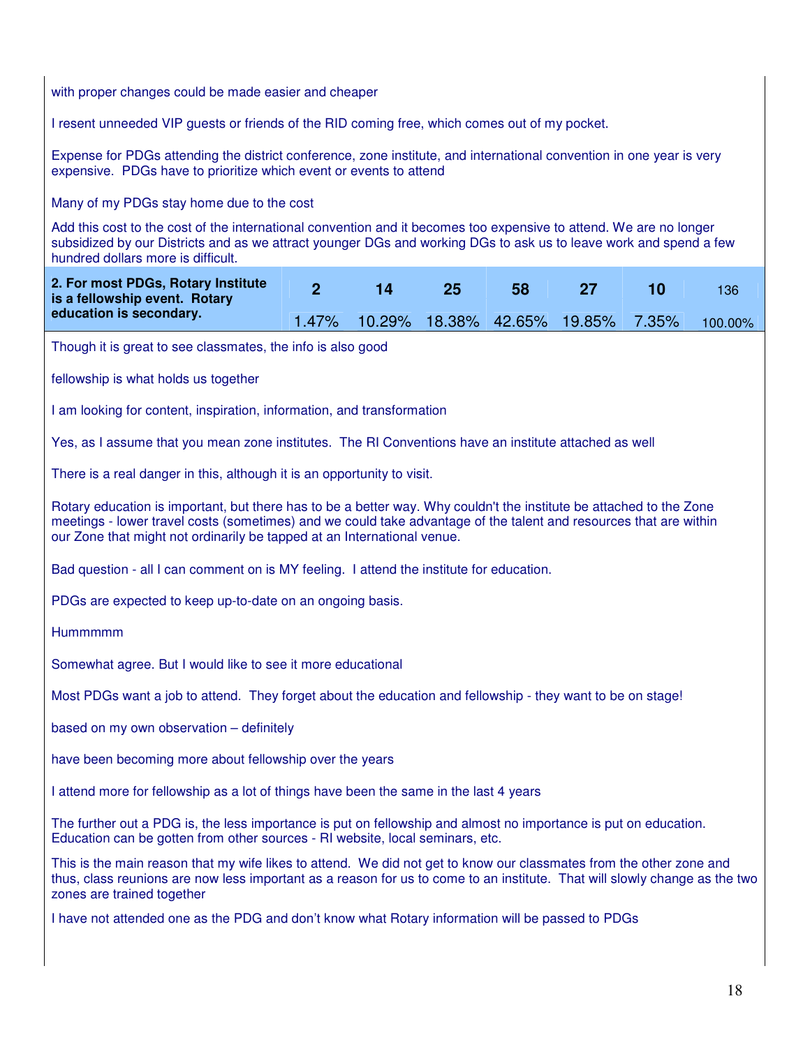with proper changes could be made easier and cheaper

I resent unneeded VIP guests or friends of the RID coming free, which comes out of my pocket.

Expense for PDGs attending the district conference, zone institute, and international convention in one year is very expensive. PDGs have to prioritize which event or events to attend

Many of my PDGs stay home due to the cost

Add this cost to the cost of the international convention and it becomes too expensive to attend. We are no longer subsidized by our Districts and as we attract younger DGs and working DGs to ask us to leave work and spend a few hundred dollars more is difficult.

| **2. For most PDGs, Rotary Institute is a fellowship event. Rotary education is secondary.** | **2** | **14** | **25** | **58** | **27** | **10** | 136 |
|---|---|---|---|---|---|---|---|
| | 1.47% | 10.29% | 18.38% | 42.65% | 19.85% | 7.35% | 100.00% |

Though it is great to see classmates, the info is also good

fellowship is what holds us together

I am looking for content, inspiration, information, and transformation

Yes, as I assume that you mean zone institutes. The RI Conventions have an institute attached as well

There is a real danger in this, although it is an opportunity to visit.

Rotary education is important, but there has to be a better way. Why couldn't the institute be attached to the Zone meetings - lower travel costs (sometimes) and we could take advantage of the talent and resources that are within our Zone that might not ordinarily be tapped at an International venue.

Bad question - all I can comment on is MY feeling. I attend the institute for education.

PDGs are expected to keep up-to-date on an ongoing basis.

Hummmmm

Somewhat agree. But I would like to see it more educational

Most PDGs want a job to attend. They forget about the education and fellowship - they want to be on stage!

based on my own observation – definitely

have been becoming more about fellowship over the years

I attend more for fellowship as a lot of things have been the same in the last 4 years

The further out a PDG is, the less importance is put on fellowship and almost no importance is put on education. Education can be gotten from other sources - RI website, local seminars, etc.

This is the main reason that my wife likes to attend. We did not get to know our classmates from the other zone and thus, class reunions are now less important as a reason for us to come to an institute. That will slowly change as the two zones are trained together

I have not attended one as the PDG and don't know what Rotary information will be passed to PDGs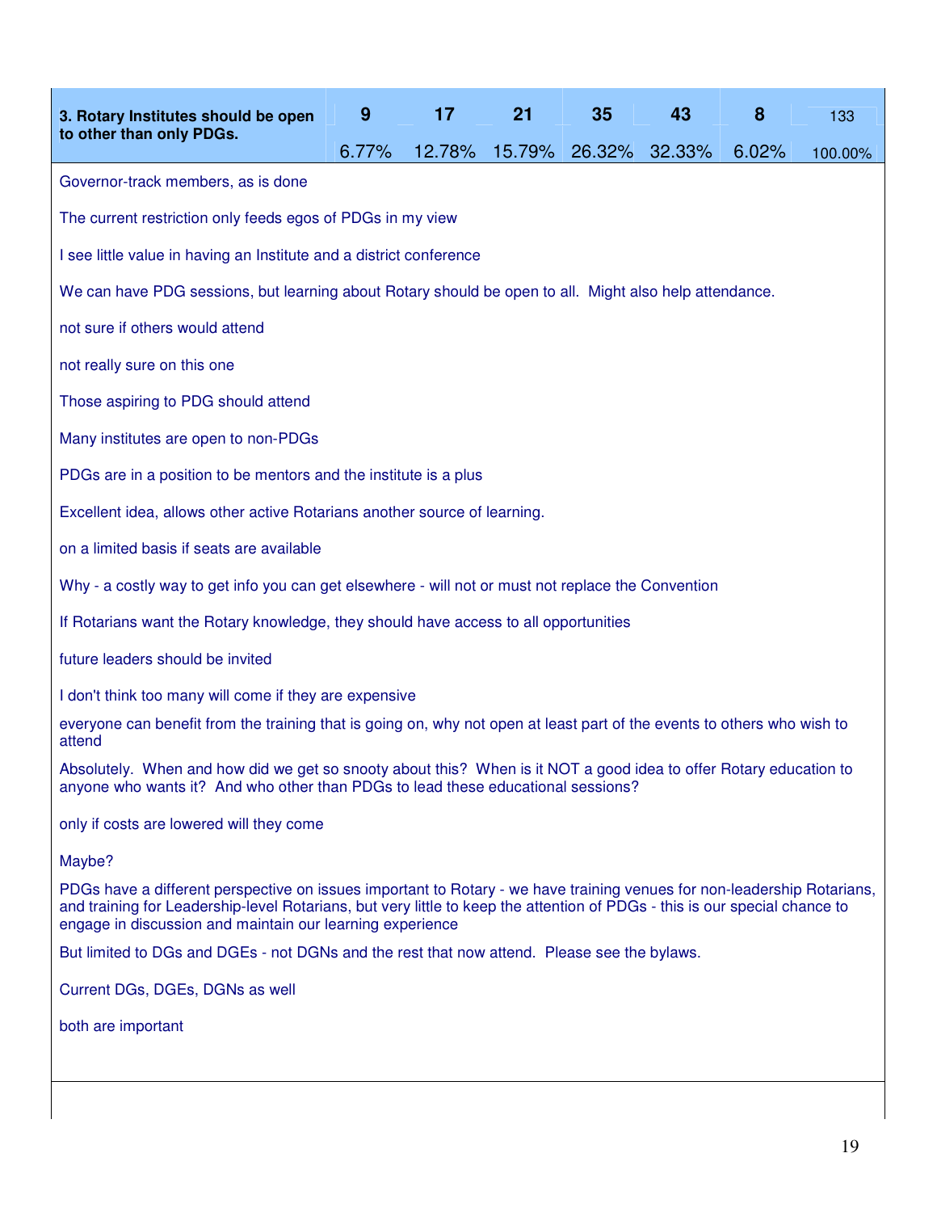| 3. Rotary Institutes should be open to other than only PDGs. | 9 | 17 | 21 | 35 | 43 | 8 | 133 |
| --- | --- | --- | --- | --- | --- | --- | --- |
| | 6.77% | 12.78% | 15.79% | 26.32% | 32.33% | 6.02% | 100.00% |

Governor-track members, as is done

The current restriction only feeds egos of PDGs in my view

I see little value in having an Institute and a district conference

We can have PDG sessions, but learning about Rotary should be open to all. Might also help attendance.

not sure if others would attend

not really sure on this one

Those aspiring to PDG should attend

Many institutes are open to non-PDGs

PDGs are in a position to be mentors and the institute is a plus

Excellent idea, allows other active Rotarians another source of learning.

on a limited basis if seats are available

Why - a costly way to get info you can get elsewhere - will not or must not replace the Convention

If Rotarians want the Rotary knowledge, they should have access to all opportunities

future leaders should be invited

I don't think too many will come if they are expensive

everyone can benefit from the training that is going on, why not open at least part of the events to others who wish to attend

Absolutely. When and how did we get so snooty about this? When is it NOT a good idea to offer Rotary education to anyone who wants it? And who other than PDGs to lead these educational sessions?

only if costs are lowered will they come

Maybe?

PDGs have a different perspective on issues important to Rotary - we have training venues for non-leadership Rotarians, and training for Leadership-level Rotarians, but very little to keep the attention of PDGs - this is our special chance to engage in discussion and maintain our learning experience

But limited to DGs and DGEs - not DGNs and the rest that now attend. Please see the bylaws.

Current DGs, DGEs, DGNs as well

both are important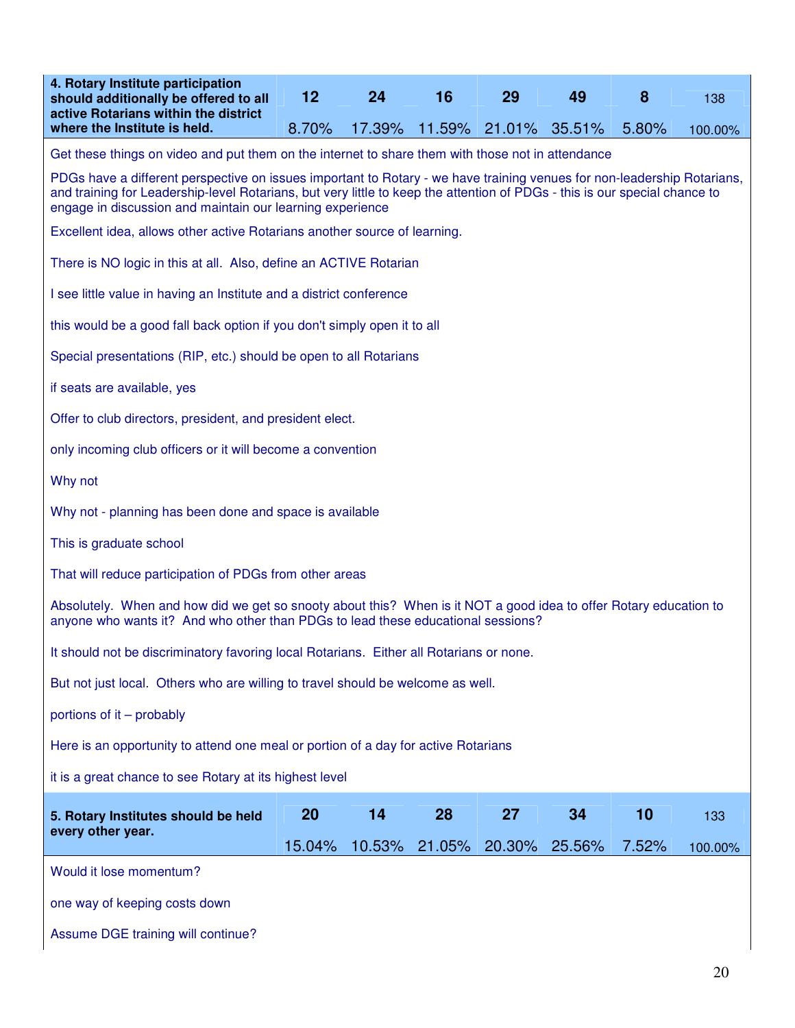| 4. Rotary Institute participation should additionally be offered to all active Rotarians within the district where the Institute is held. | 12 | 24 | 16 | 29 | 49 | 8 | 138 |
|---|---|---|---|---|---|---|---|
| | 8.70% | 17.39% | 11.59% | 21.01% | 35.51% | 5.80% | 100.00% |

Get these things on video and put them on the internet to share them with those not in attendance

PDGs have a different perspective on issues important to Rotary - we have training venues for non-leadership Rotarians, and training for Leadership-level Rotarians, but very little to keep the attention of PDGs - this is our special chance to engage in discussion and maintain our learning experience

Excellent idea, allows other active Rotarians another source of learning.

There is NO logic in this at all. Also, define an ACTIVE Rotarian

I see little value in having an Institute and a district conference

this would be a good fall back option if you don't simply open it to all

Special presentations (RIP, etc.) should be open to all Rotarians

if seats are available, yes

Offer to club directors, president, and president elect.

only incoming club officers or it will become a convention

Why not

Why not - planning has been done and space is available

This is graduate school

That will reduce participation of PDGs from other areas

Absolutely. When and how did we get so snooty about this? When is it NOT a good idea to offer Rotary education to anyone who wants it? And who other than PDGs to lead these educational sessions?

It should not be discriminatory favoring local Rotarians. Either all Rotarians or none.

But not just local. Others who are willing to travel should be welcome as well.

portions of it – probably

Here is an opportunity to attend one meal or portion of a day for active Rotarians

it is a great chance to see Rotary at its highest level

| 5. Rotary Institutes should be held every other year. | 20 | 14 | 28 | 27 | 34 | 10 | 133 |
|---|---|---|---|---|---|---|---|
| | 15.04% | 10.53% | 21.05% | 20.30% | 25.56% | 7.52% | 100.00% |

Would it lose momentum?

one way of keeping costs down

Assume DGE training will continue?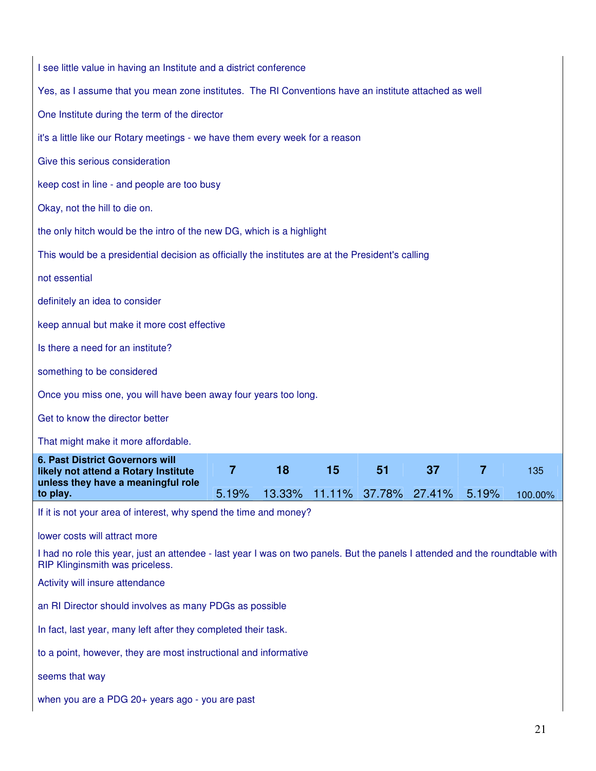I see little value in having an Institute and a district conference

Yes, as I assume that you mean zone institutes. The RI Conventions have an institute attached as well

One Institute during the term of the director

it's a little like our Rotary meetings - we have them every week for a reason

Give this serious consideration

keep cost in line - and people are too busy

Okay, not the hill to die on.

the only hitch would be the intro of the new DG, which is a highlight

This would be a presidential decision as officially the institutes are at the President's calling

not essential

definitely an idea to consider

keep annual but make it more cost effective

Is there a need for an institute?

something to be considered

Once you miss one, you will have been away four years too long.

Get to know the director better

That might make it more affordable.

| **6. Past District Governors will likely not attend a Rotary Institute unless they have a meaningful role to play.** | **7**<br>5.19% | **18**<br>13.33% | **15**<br>11.11% | **51**<br>37.78% | **37**<br>27.41% | **7**<br>5.19% | 135<br>100.00% |
|---|---|---|---|---|---|---|---|

If it is not your area of interest, why spend the time and money?

lower costs will attract more

I had no role this year, just an attendee - last year I was on two panels. But the panels I attended and the roundtable with RIP Klinginsmith was priceless.

Activity will insure attendance

an RI Director should involves as many PDGs as possible

In fact, last year, many left after they completed their task.

to a point, however, they are most instructional and informative

seems that way

when you are a PDG 20+ years ago - you are past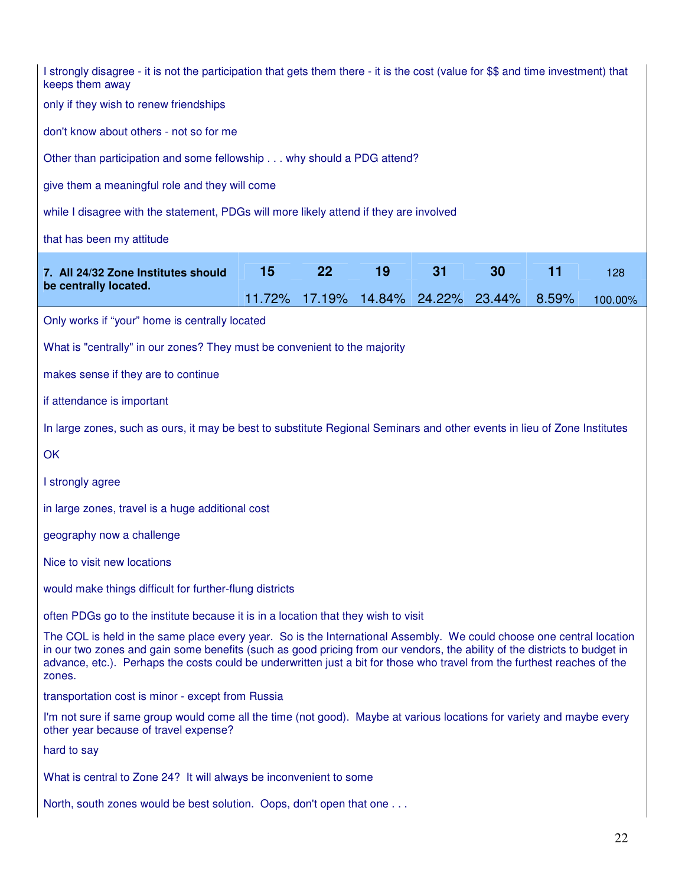I strongly disagree - it is not the participation that gets them there - it is the cost (value for $$ and time investment) that keeps them away

only if they wish to renew friendships

don't know about others - not so for me

Other than participation and some fellowship . . . why should a PDG attend?

give them a meaningful role and they will come

while I disagree with the statement, PDGs will more likely attend if they are involved

that has been my attitude

| **7. All 24/32 Zone Institutes should be centrally located.** | **15** | **22** | **19** | **31** | **30** | **11** | 128 |
|---|---|---|---|---|---|---|---|
| | 11.72% | 17.19% | 14.84% | 24.22% | 23.44% | 8.59% | 100.00% |

Only works if "your" home is centrally located

What is "centrally" in our zones? They must be convenient to the majority

makes sense if they are to continue

if attendance is important

In large zones, such as ours, it may be best to substitute Regional Seminars and other events in lieu of Zone Institutes

OK

I strongly agree

in large zones, travel is a huge additional cost

geography now a challenge

Nice to visit new locations

would make things difficult for further-flung districts

often PDGs go to the institute because it is in a location that they wish to visit

The COL is held in the same place every year. So is the International Assembly. We could choose one central location in our two zones and gain some benefits (such as good pricing from our vendors, the ability of the districts to budget in advance, etc.). Perhaps the costs could be underwritten just a bit for those who travel from the furthest reaches of the zones.

transportation cost is minor - except from Russia

I'm not sure if same group would come all the time (not good). Maybe at various locations for variety and maybe every other year because of travel expense?

hard to say

What is central to Zone 24? It will always be inconvenient to some

North, south zones would be best solution. Oops, don't open that one . . .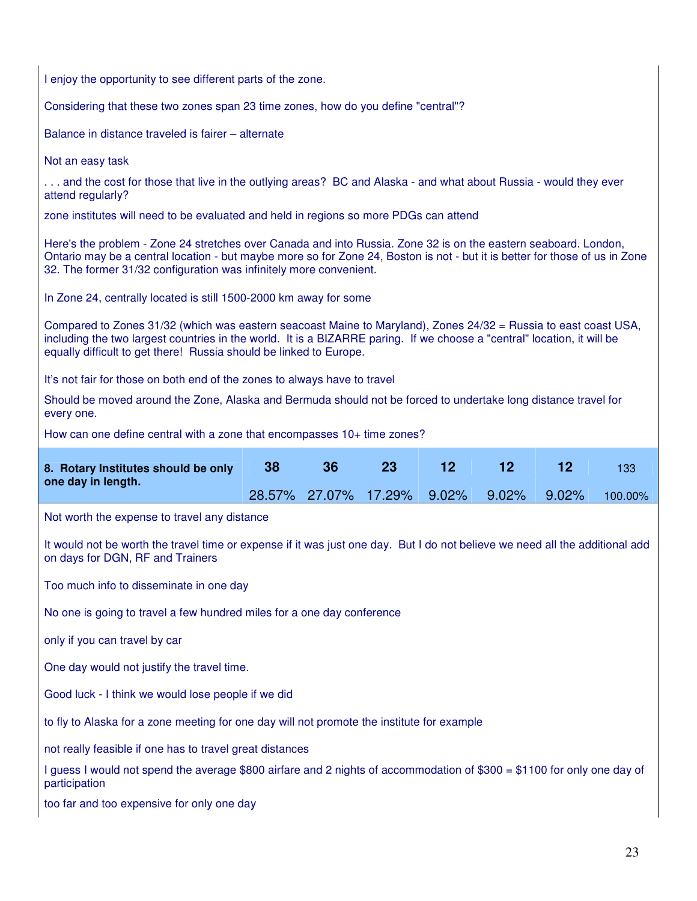I enjoy the opportunity to see different parts of the zone.

Considering that these two zones span 23 time zones, how do you define "central"?

Balance in distance traveled is fairer – alternate

Not an easy task

. . . and the cost for those that live in the outlying areas? BC and Alaska - and what about Russia - would they ever attend regularly?

zone institutes will need to be evaluated and held in regions so more PDGs can attend

Here's the problem - Zone 24 stretches over Canada and into Russia. Zone 32 is on the eastern seaboard. London, Ontario may be a central location - but maybe more so for Zone 24, Boston is not - but it is better for those of us in Zone 32. The former 31/32 configuration was infinitely more convenient.

In Zone 24, centrally located is still 1500-2000 km away for some

Compared to Zones 31/32 (which was eastern seacoast Maine to Maryland), Zones 24/32 = Russia to east coast USA, including the two largest countries in the world. It is a BIZARRE paring. If we choose a "central" location, it will be equally difficult to get there! Russia should be linked to Europe.

It's not fair for those on both end of the zones to always have to travel

Should be moved around the Zone, Alaska and Bermuda should not be forced to undertake long distance travel for every one.

How can one define central with a zone that encompasses 10+ time zones?

| **8. Rotary Institutes should be only one day in length.** | **38** | **36** | **23** | **12** | **12** | **12** | 133 |
|---|---|---|---|---|---|---|---|
| | 28.57% | 27.07% | 17.29% | 9.02% | 9.02% | 9.02% | 100.00% |

Not worth the expense to travel any distance

It would not be worth the travel time or expense if it was just one day. But I do not believe we need all the additional add on days for DGN, RF and Trainers

Too much info to disseminate in one day

No one is going to travel a few hundred miles for a one day conference

only if you can travel by car

One day would not justify the travel time.

Good luck - I think we would lose people if we did

to fly to Alaska for a zone meeting for one day will not promote the institute for example

not really feasible if one has to travel great distances

I guess I would not spend the average $800 airfare and 2 nights of accommodation of $300 = $1100 for only one day of participation

too far and too expensive for only one day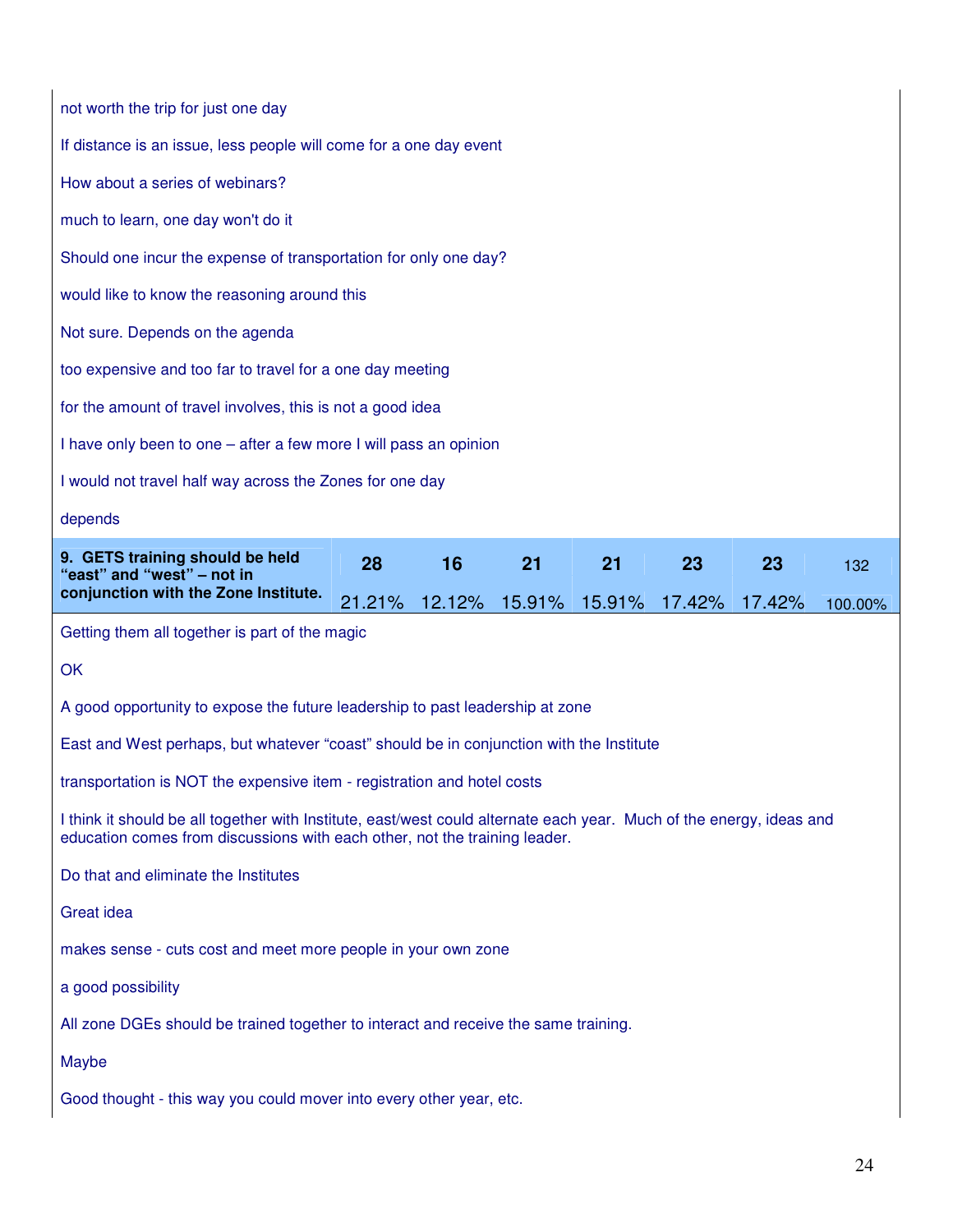not worth the trip for just one day

If distance is an issue, less people will come for a one day event

How about a series of webinars?

much to learn, one day won't do it

Should one incur the expense of transportation for only one day?

would like to know the reasoning around this

Not sure. Depends on the agenda

too expensive and too far to travel for a one day meeting

for the amount of travel involves, this is not a good idea

I have only been to one – after a few more I will pass an opinion

I would not travel half way across the Zones for one day

depends

| **9. GETS training should be held "east" and "west" – not in conjunction with the Zone Institute.** | **28** 21.21% | **16** 12.12% | **21** 15.91% | **21** 15.91% | **23** 17.42% | **23** 17.42% | 132 100.00% |
|---|---|---|---|---|---|---|---|

Getting them all together is part of the magic

OK

A good opportunity to expose the future leadership to past leadership at zone

East and West perhaps, but whatever "coast" should be in conjunction with the Institute

transportation is NOT the expensive item - registration and hotel costs

I think it should be all together with Institute, east/west could alternate each year. Much of the energy, ideas and education comes from discussions with each other, not the training leader.

Do that and eliminate the Institutes

Great idea

makes sense - cuts cost and meet more people in your own zone

a good possibility

All zone DGEs should be trained together to interact and receive the same training.

Maybe

Good thought - this way you could mover into every other year, etc.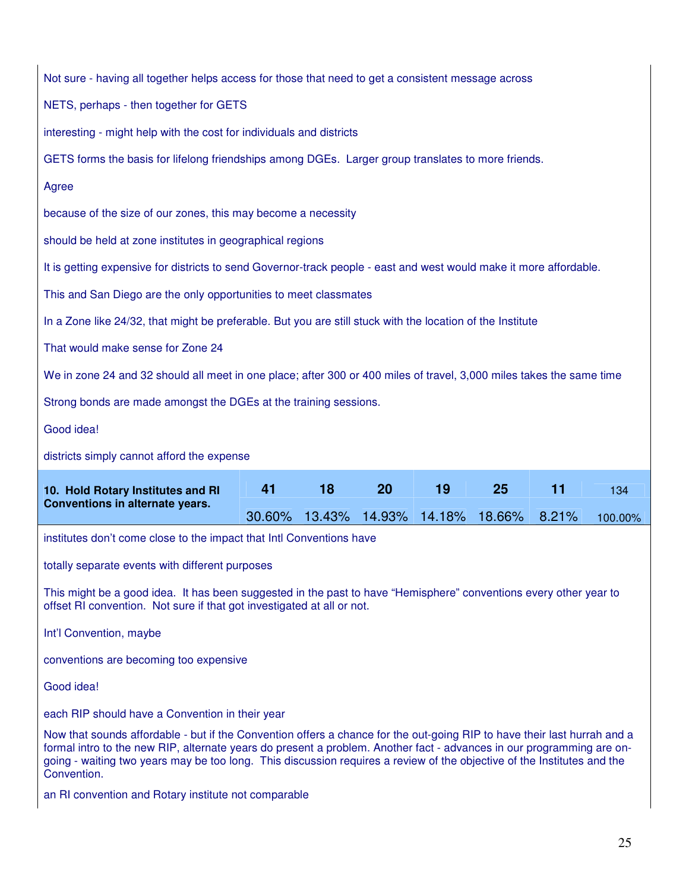Not sure - having all together helps access for those that need to get a consistent message across

NETS, perhaps - then together for GETS

interesting - might help with the cost for individuals and districts

GETS forms the basis for lifelong friendships among DGEs. Larger group translates to more friends.

Agree

because of the size of our zones, this may become a necessity

should be held at zone institutes in geographical regions

It is getting expensive for districts to send Governor-track people - east and west would make it more affordable.

This and San Diego are the only opportunities to meet classmates

In a Zone like 24/32, that might be preferable. But you are still stuck with the location of the Institute

That would make sense for Zone 24

We in zone 24 and 32 should all meet in one place; after 300 or 400 miles of travel, 3,000 miles takes the same time

Strong bonds are made amongst the DGEs at the training sessions.

Good idea!

districts simply cannot afford the expense

| **10. Hold Rotary Institutes and RI Conventions in alternate years.** | **41** | **18** | **20** | **19** | **25** | **11** | 134 |
|---|---|---|---|---|---|---|---|
| | 30.60% | 13.43% | 14.93% | 14.18% | 18.66% | 8.21% | 100.00% |

institutes don't come close to the impact that Intl Conventions have

totally separate events with different purposes

This might be a good idea. It has been suggested in the past to have "Hemisphere" conventions every other year to offset RI convention. Not sure if that got investigated at all or not.

Int'l Convention, maybe

conventions are becoming too expensive

Good idea!

each RIP should have a Convention in their year

Now that sounds affordable - but if the Convention offers a chance for the out-going RIP to have their last hurrah and a formal intro to the new RIP, alternate years do present a problem. Another fact - advances in our programming are on-going - waiting two years may be too long. This discussion requires a review of the objective of the Institutes and the Convention.

an RI convention and Rotary institute not comparable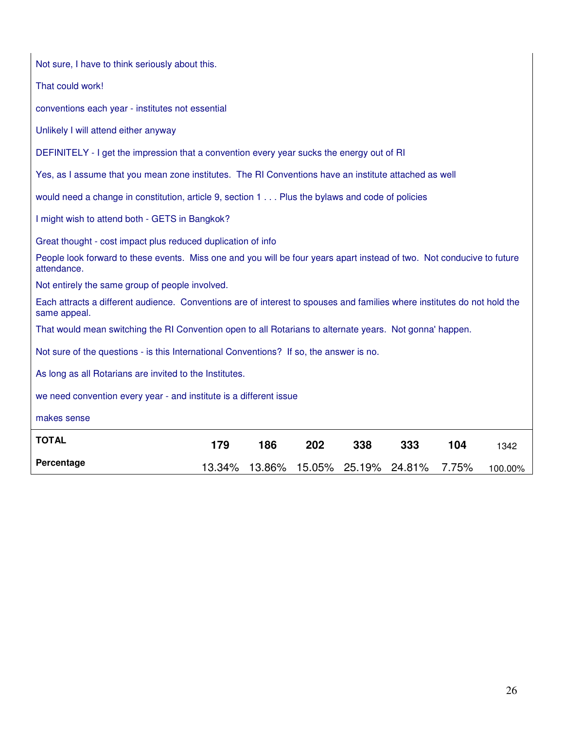Not sure, I have to think seriously about this.

That could work!

conventions each year - institutes not essential

Unlikely I will attend either anyway

DEFINITELY - I get the impression that a convention every year sucks the energy out of RI

Yes, as I assume that you mean zone institutes. The RI Conventions have an institute attached as well

would need a change in constitution, article 9, section 1 . . . Plus the bylaws and code of policies

I might wish to attend both - GETS in Bangkok?

Great thought - cost impact plus reduced duplication of info

People look forward to these events. Miss one and you will be four years apart instead of two. Not conducive to future attendance.

Not entirely the same group of people involved.

Each attracts a different audience. Conventions are of interest to spouses and families where institutes do not hold the same appeal.

That would mean switching the RI Convention open to all Rotarians to alternate years. Not gonna' happen.

Not sure of the questions - is this International Conventions? If so, the answer is no.

As long as all Rotarians are invited to the Institutes.

we need convention every year - and institute is a different issue

makes sense

| | | | | | | | |
|---|---|---|---|---|---|---|---|
| **TOTAL** | **179** | **186** | **202** | **338** | **333** | **104** | 1342 |
| **Percentage** | 13.34% | 13.86% | 15.05% | 25.19% | 24.81% | 7.75% | 100.00% |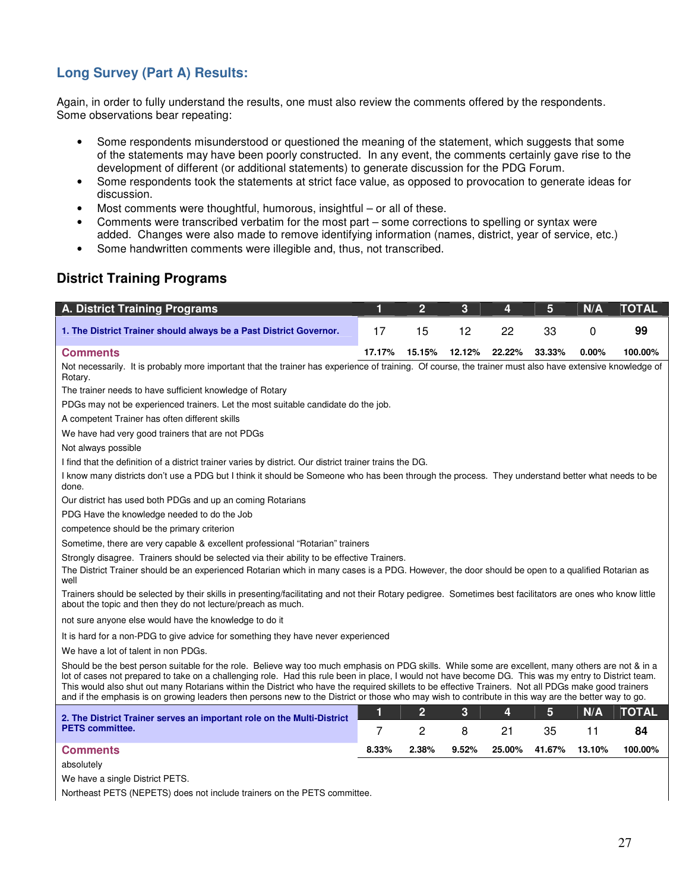## Long Survey (Part A) Results:

Again, in order to fully understand the results, one must also review the comments offered by the respondents. Some observations bear repeating:

- Some respondents misunderstood or questioned the meaning of the statement, which suggests that some of the statements may have been poorly constructed. In any event, the comments certainly gave rise to the development of different (or additional statements) to generate discussion for the PDG Forum.
- Some respondents took the statements at strict face value, as opposed to provocation to generate ideas for discussion.
- Most comments were thoughtful, humorous, insightful – or all of these.
- Comments were transcribed verbatim for the most part – some corrections to spelling or syntax were added. Changes were also made to remove identifying information (names, district, year of service, etc.)
- Some handwritten comments were illegible and, thus, not transcribed.

## District Training Programs

| A. District Training Programs | 1 | 2 | 3 | 4 | 5 | N/A | TOTAL |
|---|---|---|---|---|---|---|---|
| **1. The District Trainer should always be a Past District Governor.** | 17 | 15 | 12 | 22 | 33 | 0 | **99** |
| **Comments** | 17.17% | 15.15% | 12.12% | 22.22% | 33.33% | 0.00% | 100.00% |

Not necessarily. It is probably more important that the trainer has experience of training. Of course, the trainer must also have extensive knowledge of Rotary.

The trainer needs to have sufficient knowledge of Rotary

PDGs may not be experienced trainers. Let the most suitable candidate do the job.

A competent Trainer has often different skills

We have had very good trainers that are not PDGs

Not always possible

I find that the definition of a district trainer varies by district. Our district trainer trains the DG.

I know many districts don't use a PDG but I think it should be Someone who has been through the process. They understand better what needs to be done.

Our district has used both PDGs and up an coming Rotarians

PDG Have the knowledge needed to do the Job

competence should be the primary criterion

Sometime, there are very capable & excellent professional "Rotarian" trainers

Strongly disagree. Trainers should be selected via their ability to be effective Trainers.

The District Trainer should be an experienced Rotarian which in many cases is a PDG. However, the door should be open to a qualified Rotarian as well

Trainers should be selected by their skills in presenting/facilitating and not their Rotary pedigree. Sometimes best facilitators are ones who know little about the topic and then they do not lecture/preach as much.

not sure anyone else would have the knowledge to do it

It is hard for a non-PDG to give advice for something they have never experienced

We have a lot of talent in non PDGs.

Should be the best person suitable for the role. Believe way too much emphasis on PDG skills. While some are excellent, many others are not & in a lot of cases not prepared to take on a challenging role. Had this rule been in place, I would not have become DG. This was my entry to District team. This would also shut out many Rotarians within the District who have the required skillets to be effective Trainers. Not all PDGs make good trainers and if the emphasis is on growing leaders then persons new to the District or those who may wish to contribute in this way are the better way to go.

| | 1 | 2 | 3 | 4 | 5 | N/A | TOTAL |
|---|---|---|---|---|---|---|---|
| **2. The District Trainer serves an important role on the Multi-District PETS committee.** | 7 | 2 | 8 | 21 | 35 | 11 | **84** |
| **Comments** | 8.33% | 2.38% | 9.52% | 25.00% | 41.67% | 13.10% | 100.00% |

absolutely

We have a single District PETS.

Northeast PETS (NEPETS) does not include trainers on the PETS committee.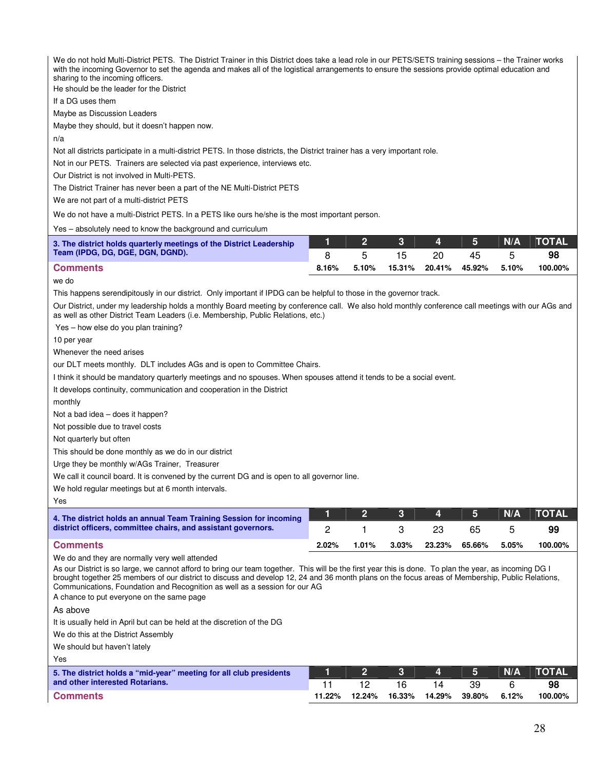We do not hold Multi-District PETS. The District Trainer in this District does take a lead role in our PETS/SETS training sessions – the Trainer works with the incoming Governor to set the agenda and makes all of the logistical arrangements to ensure the sessions provide optimal education and sharing to the incoming officers.

He should be the leader for the District

If a DG uses them

Maybe as Discussion Leaders

Maybe they should, but it doesn't happen now.

n/a

Not all districts participate in a multi-district PETS. In those districts, the District trainer has a very important role.

Not in our PETS. Trainers are selected via past experience, interviews etc.

Our District is not involved in Multi-PETS.

The District Trainer has never been a part of the NE Multi-District PETS

We are not part of a multi-district PETS

We do not have a multi-District PETS. In a PETS like ours he/she is the most important person.

Yes – absolutely need to know the background and curriculum

| 3. The district holds quarterly meetings of the District Leadership Team (IPDG, DG, DGE, DGN, DGND). | 1 | 2 | 3 | 4 | 5 | N/A | TOTAL |
|---|---|---|---|---|---|---|---|
| | 8 | 5 | 15 | 20 | 45 | 5 | 98 |
| **Comments** | 8.16% | 5.10% | 15.31% | 20.41% | 45.92% | 5.10% | 100.00% |

we do

This happens serendipitously in our district. Only important if IPDG can be helpful to those in the governor track.

Our District, under my leadership holds a monthly Board meeting by conference call. We also hold monthly conference call meetings with our AGs and as well as other District Team Leaders (i.e. Membership, Public Relations, etc.)

Yes – how else do you plan training?

10 per year

Whenever the need arises

our DLT meets monthly. DLT includes AGs and is open to Committee Chairs.

I think it should be mandatory quarterly meetings and no spouses. When spouses attend it tends to be a social event.

It develops continuity, communication and cooperation in the District

monthly

Not a bad idea – does it happen?

Not possible due to travel costs

Not quarterly but often

This should be done monthly as we do in our district

Urge they be monthly w/AGs Trainer, Treasurer

We call it council board. It is convened by the current DG and is open to all governor line.

We hold regular meetings but at 6 month intervals.

Yes

| 4. The district holds an annual Team Training Session for incoming district officers, committee chairs, and assistant governors. | 1 | 2 | 3 | 4 | 5 | N/A | TOTAL |
|---|---|---|---|---|---|---|---|
| | 2 | 1 | 3 | 23 | 65 | 5 | 99 |
| **Comments** | 2.02% | 1.01% | 3.03% | 23.23% | 65.66% | 5.05% | 100.00% |

We do and they are normally very well attended

As our District is so large, we cannot afford to bring our team together. This will be the first year this is done. To plan the year, as incoming DG I brought together 25 members of our district to discuss and develop 12, 24 and 36 month plans on the focus areas of Membership, Public Relations, Communications, Foundation and Recognition as well as a session for our AG

A chance to put everyone on the same page

As above

It is usually held in April but can be held at the discretion of the DG

We do this at the District Assembly

We should but haven't lately

Yes

| 5. The district holds a "mid-year" meeting for all club presidents and other interested Rotarians. | 1 | 2 | 3 | 4 | 5 | N/A | TOTAL |
|---|---|---|---|---|---|---|---|
| | 11 | 12 | 16 | 14 | 39 | 6 | 98 |
| **Comments** | 11.22% | 12.24% | 16.33% | 14.29% | 39.80% | 6.12% | 100.00% |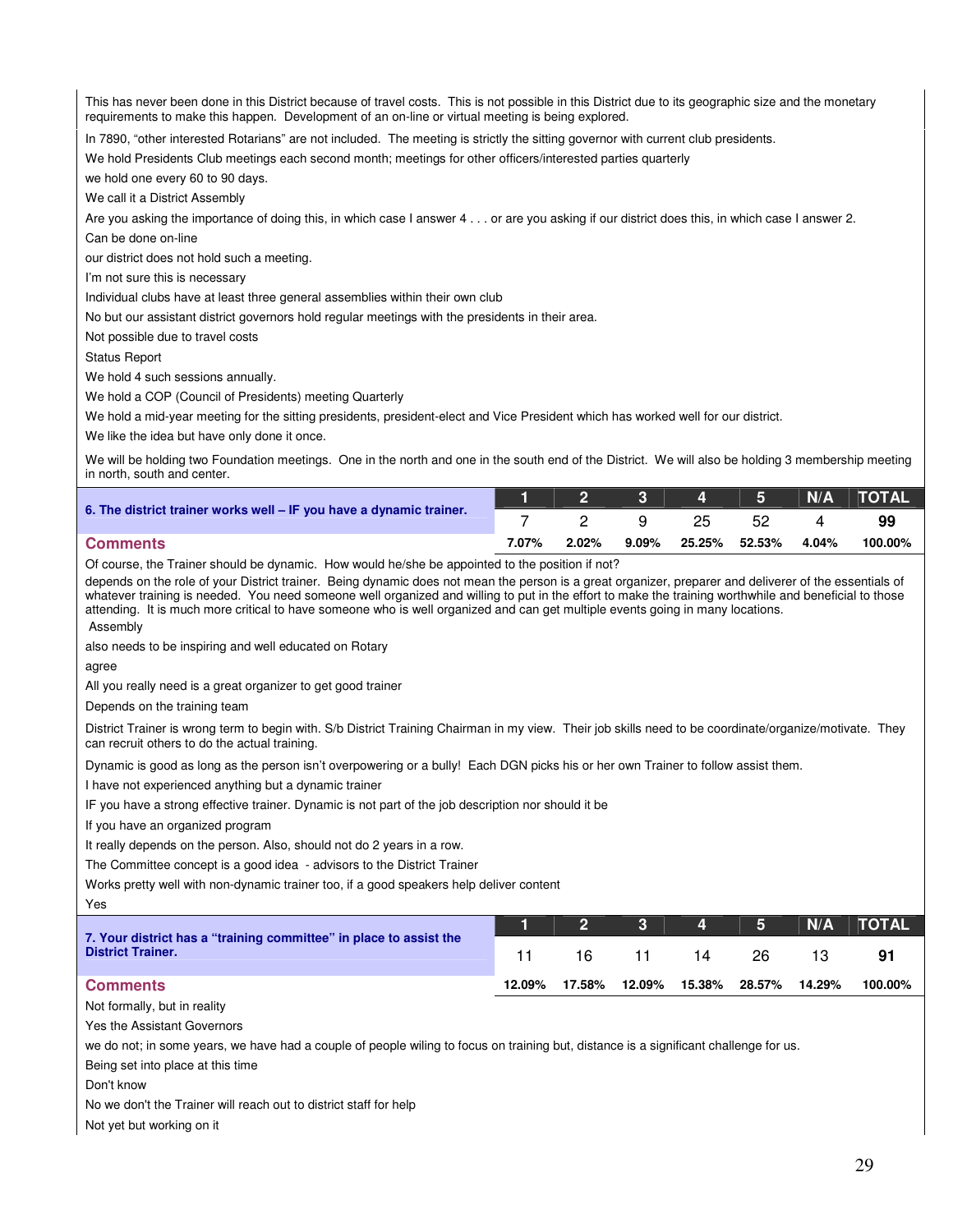This has never been done in this District because of travel costs. This is not possible in this District due to its geographic size and the monetary requirements to make this happen. Development of an on-line or virtual meeting is being explored.

In 7890, "other interested Rotarians" are not included. The meeting is strictly the sitting governor with current club presidents.

We hold Presidents Club meetings each second month; meetings for other officers/interested parties quarterly

we hold one every 60 to 90 days.

We call it a District Assembly

Are you asking the importance of doing this, in which case I answer 4 . . . or are you asking if our district does this, in which case I answer 2.

Can be done on-line

our district does not hold such a meeting.

I'm not sure this is necessary

Individual clubs have at least three general assemblies within their own club

No but our assistant district governors hold regular meetings with the presidents in their area.

Not possible due to travel costs

Status Report

We hold 4 such sessions annually.

We hold a COP (Council of Presidents) meeting Quarterly

We hold a mid-year meeting for the sitting presidents, president-elect and Vice President which has worked well for our district.

We like the idea but have only done it once.

We will be holding two Foundation meetings. One in the north and one in the south end of the District. We will also be holding 3 membership meeting in north, south and center.

| 6. The district trainer works well – IF you have a dynamic trainer. | 1 | 2 | 3 | 4 | 5 | N/A | TOTAL |
|---|---|---|---|---|---|---|---|
| | 7 | 2 | 9 | 25 | 52 | 4 | **99** |
| **Comments** | 7.07% | 2.02% | 9.09% | 25.25% | 52.53% | 4.04% | 100.00% |

Of course, the Trainer should be dynamic. How would he/she be appointed to the position if not?

depends on the role of your District trainer. Being dynamic does not mean the person is a great organizer, preparer and deliverer of the essentials of whatever training is needed. You need someone well organized and willing to put in the effort to make the training worthwhile and beneficial to those attending. It is much more critical to have someone who is well organized and can get multiple events going in many locations.

Assembly

also needs to be inspiring and well educated on Rotary

agree

All you really need is a great organizer to get good trainer

Depends on the training team

District Trainer is wrong term to begin with. S/b District Training Chairman in my view. Their job skills need to be coordinate/organize/motivate. They can recruit others to do the actual training.

Dynamic is good as long as the person isn't overpowering or a bully! Each DGN picks his or her own Trainer to follow assist them.

I have not experienced anything but a dynamic trainer

IF you have a strong effective trainer. Dynamic is not part of the job description nor should it be

If you have an organized program

It really depends on the person. Also, should not do 2 years in a row.

The Committee concept is a good idea - advisors to the District Trainer

Works pretty well with non-dynamic trainer too, if a good speakers help deliver content

Yes

| 7. Your district has a "training committee" in place to assist the District Trainer. | 1 | 2 | 3 | 4 | 5 | N/A | TOTAL |
|---|---|---|---|---|---|---|---|
| | 11 | 16 | 11 | 14 | 26 | 13 | **91** |
| **Comments** | 12.09% | 17.58% | 12.09% | 15.38% | 28.57% | 14.29% | 100.00% |

Not formally, but in reality

Yes the Assistant Governors

we do not; in some years, we have had a couple of people wiling to focus on training but, distance is a significant challenge for us.

Being set into place at this time

Don't know

No we don't the Trainer will reach out to district staff for help

Not yet but working on it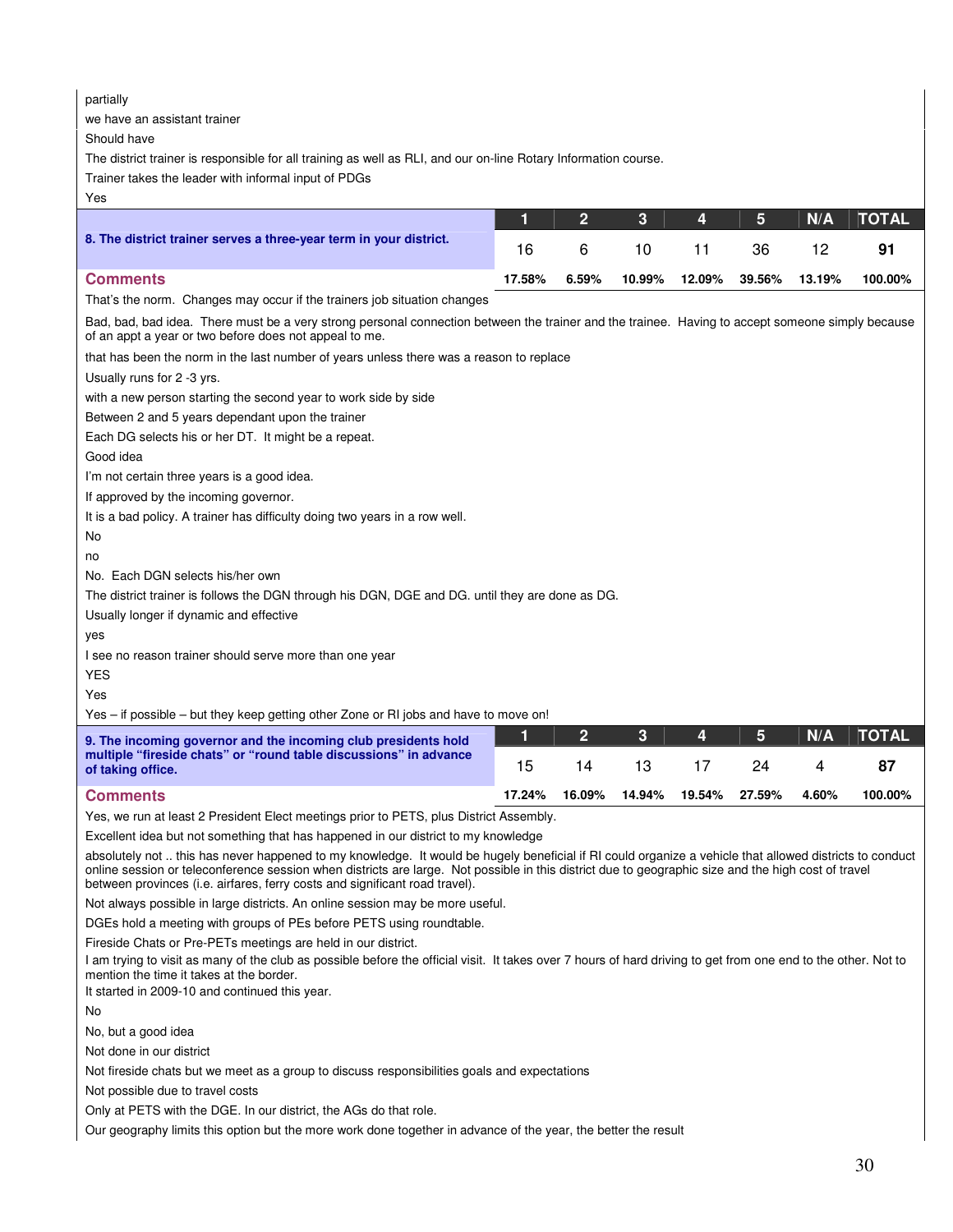partially

we have an assistant trainer

Should have

The district trainer is responsible for all training as well as RLI, and our on-line Rotary Information course.

Trainer takes the leader with informal input of PDGs

Yes

| 8. The district trainer serves a three-year term in your district. | 1 | 2 | 3 | 4 | 5 | N/A | TOTAL |
|---|---|---|---|---|---|---|---|
| | 16 | 6 | 10 | 11 | 36 | 12 | **91** |
| **Comments** | **17.58%** | **6.59%** | **10.99%** | **12.09%** | **39.56%** | **13.19%** | **100.00%** |

That's the norm. Changes may occur if the trainers job situation changes

Bad, bad, bad idea. There must be a very strong personal connection between the trainer and the trainee. Having to accept someone simply because of an appt a year or two before does not appeal to me.

that has been the norm in the last number of years unless there was a reason to replace

Usually runs for 2 -3 yrs.

with a new person starting the second year to work side by side

Between 2 and 5 years dependant upon the trainer

Each DG selects his or her DT. It might be a repeat.

Good idea

I'm not certain three years is a good idea.

If approved by the incoming governor.

It is a bad policy. A trainer has difficulty doing two years in a row well.

No

no

No. Each DGN selects his/her own

The district trainer is follows the DGN through his DGN, DGE and DG. until they are done as DG.

Usually longer if dynamic and effective

yes

I see no reason trainer should serve more than one year

YES

Yes

Yes – if possible – but they keep getting other Zone or RI jobs and have to move on!

| 9. The incoming governor and the incoming club presidents hold multiple "fireside chats" or "round table discussions" in advance of taking office. | 1 | 2 | 3 | 4 | 5 | N/A | TOTAL |
|---|---|---|---|---|---|---|---|
| | 15 | 14 | 13 | 17 | 24 | 4 | **87** |
| **Comments** | **17.24%** | **16.09%** | **14.94%** | **19.54%** | **27.59%** | **4.60%** | **100.00%** |

Yes, we run at least 2 President Elect meetings prior to PETS, plus District Assembly.

Excellent idea but not something that has happened in our district to my knowledge

absolutely not .. this has never happened to my knowledge. It would be hugely beneficial if RI could organize a vehicle that allowed districts to conduct online session or teleconference session when districts are large. Not possible in this district due to geographic size and the high cost of travel between provinces (i.e. airfares, ferry costs and significant road travel).

Not always possible in large districts. An online session may be more useful.

DGEs hold a meeting with groups of PEs before PETS using roundtable.

Fireside Chats or Pre-PETs meetings are held in our district.

I am trying to visit as many of the club as possible before the official visit. It takes over 7 hours of hard driving to get from one end to the other. Not to mention the time it takes at the border.

It started in 2009-10 and continued this year.

No

No, but a good idea

Not done in our district

Not fireside chats but we meet as a group to discuss responsibilities goals and expectations

Not possible due to travel costs

Only at PETS with the DGE. In our district, the AGs do that role.

Our geography limits this option but the more work done together in advance of the year, the better the result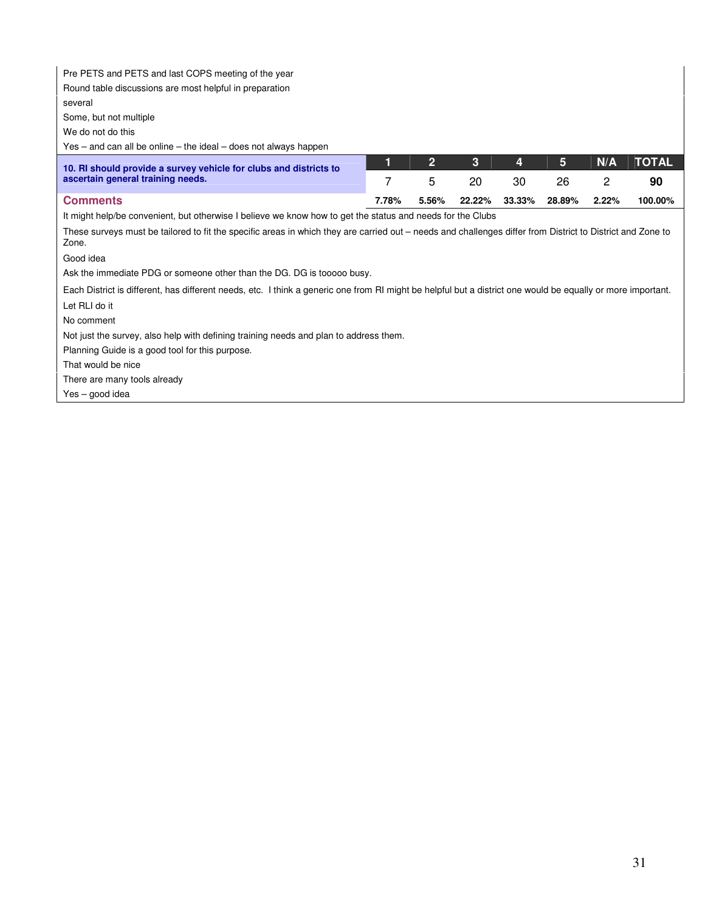Pre PETS and PETS and last COPS meeting of the year

Round table discussions are most helpful in preparation

several

Some, but not multiple

We do not do this

Yes – and can all be online – the ideal – does not always happen

| 10. RI should provide a survey vehicle for clubs and districts to ascertain general training needs. | 1 | 2 | 3 | 4 | 5 | N/A | TOTAL |
|---|---|---|---|---|---|---|---|
| | 7 | 5 | 20 | 30 | 26 | 2 | **90** |
| **Comments** | **7.78%** | **5.56%** | **22.22%** | **33.33%** | **28.89%** | **2.22%** | **100.00%** |

It might help/be convenient, but otherwise I believe we know how to get the status and needs for the Clubs

These surveys must be tailored to fit the specific areas in which they are carried out – needs and challenges differ from District to District and Zone to Zone.

Good idea

Ask the immediate PDG or someone other than the DG. DG is tooooo busy.

Each District is different, has different needs, etc. I think a generic one from RI might be helpful but a district one would be equally or more important.

Let RLI do it

No comment

Not just the survey, also help with defining training needs and plan to address them.

Planning Guide is a good tool for this purpose.

That would be nice

There are many tools already

Yes – good idea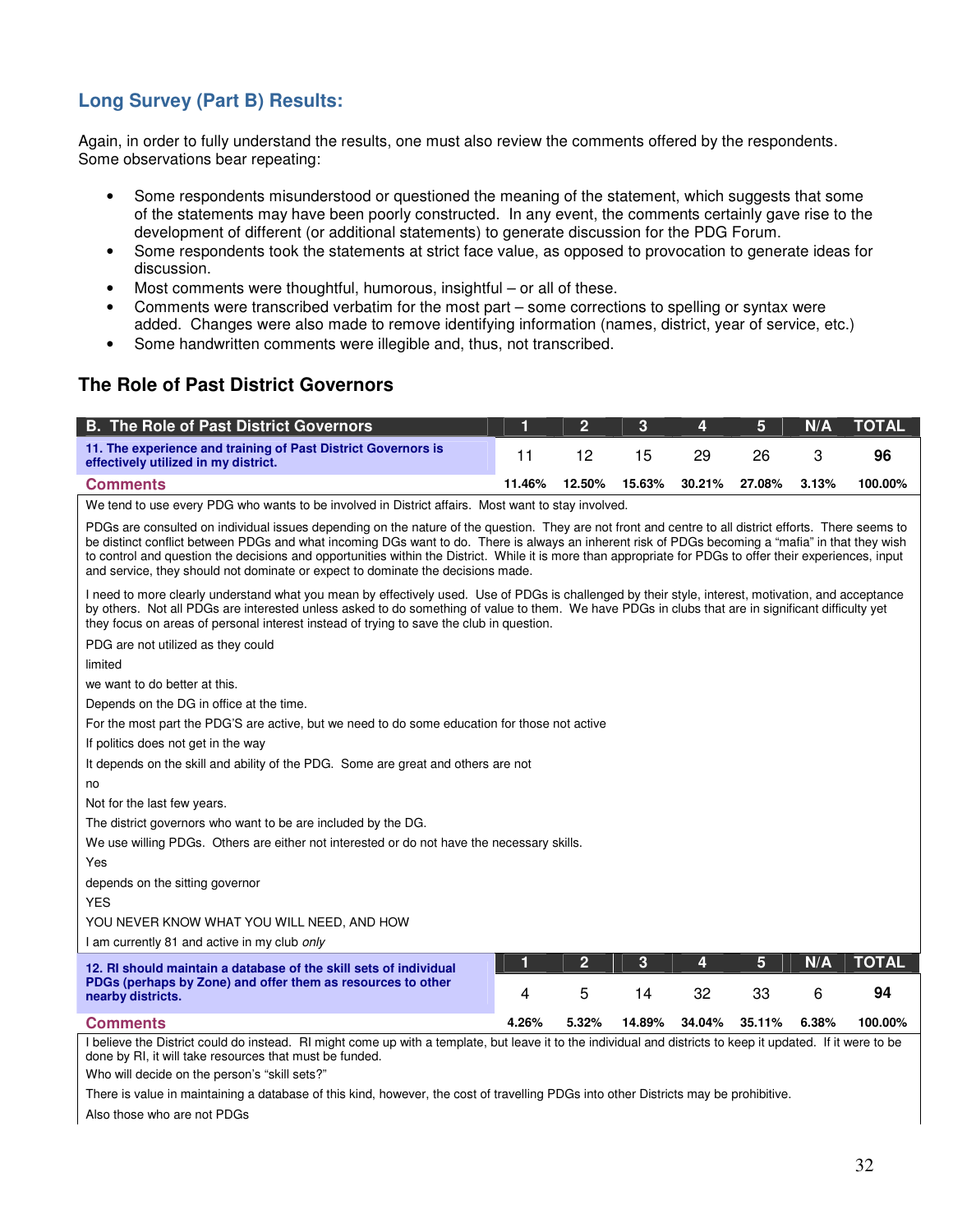## Long Survey (Part B) Results:

Again, in order to fully understand the results, one must also review the comments offered by the respondents. Some observations bear repeating:

- Some respondents misunderstood or questioned the meaning of the statement, which suggests that some of the statements may have been poorly constructed. In any event, the comments certainly gave rise to the development of different (or additional statements) to generate discussion for the PDG Forum.
- Some respondents took the statements at strict face value, as opposed to provocation to generate ideas for discussion.
- Most comments were thoughtful, humorous, insightful – or all of these.
- Comments were transcribed verbatim for the most part – some corrections to spelling or syntax were added. Changes were also made to remove identifying information (names, district, year of service, etc.)
- Some handwritten comments were illegible and, thus, not transcribed.

## The Role of Past District Governors

| B. The Role of Past District Governors | 1 | 2 | 3 | 4 | 5 | N/A | TOTAL |
|---|---|---|---|---|---|---|---|
| **11. The experience and training of Past District Governors is effectively utilized in my district.** | 11 | 12 | 15 | 29 | 26 | 3 | **96** |
| **Comments** | 11.46% | 12.50% | 15.63% | 30.21% | 27.08% | 3.13% | 100.00% |

We tend to use every PDG who wants to be involved in District affairs. Most want to stay involved.

PDGs are consulted on individual issues depending on the nature of the question. They are not front and centre to all district efforts. There seems to be distinct conflict between PDGs and what incoming DGs want to do. There is always an inherent risk of PDGs becoming a "mafia" in that they wish to control and question the decisions and opportunities within the District. While it is more than appropriate for PDGs to offer their experiences, input and service, they should not dominate or expect to dominate the decisions made.

I need to more clearly understand what you mean by effectively used. Use of PDGs is challenged by their style, interest, motivation, and acceptance by others. Not all PDGs are interested unless asked to do something of value to them. We have PDGs in clubs that are in significant difficulty yet they focus on areas of personal interest instead of trying to save the club in question.

PDG are not utilized as they could

limited

we want to do better at this.

Depends on the DG in office at the time.

For the most part the PDG'S are active, but we need to do some education for those not active

If politics does not get in the way

It depends on the skill and ability of the PDG. Some are great and others are not

no

Not for the last few years.

The district governors who want to be are included by the DG.

We use willing PDGs. Others are either not interested or do not have the necessary skills.

Yes

depends on the sitting governor

YES

YOU NEVER KNOW WHAT YOU WILL NEED, AND HOW

I am currently 81 and active in my club *only*

| | 1 | 2 | 3 | 4 | 5 | N/A | TOTAL |
|---|---|---|---|---|---|---|---|
| **12. RI should maintain a database of the skill sets of individual PDGs (perhaps by Zone) and offer them as resources to other nearby districts.** | 4 | 5 | 14 | 32 | 33 | 6 | **94** |
| **Comments** | 4.26% | 5.32% | 14.89% | 34.04% | 35.11% | 6.38% | 100.00% |

I believe the District could do instead. RI might come up with a template, but leave it to the individual and districts to keep it updated. If it were to be done by RI, it will take resources that must be funded.

Who will decide on the person's "skill sets?"

There is value in maintaining a database of this kind, however, the cost of travelling PDGs into other Districts may be prohibitive.

Also those who are not PDGs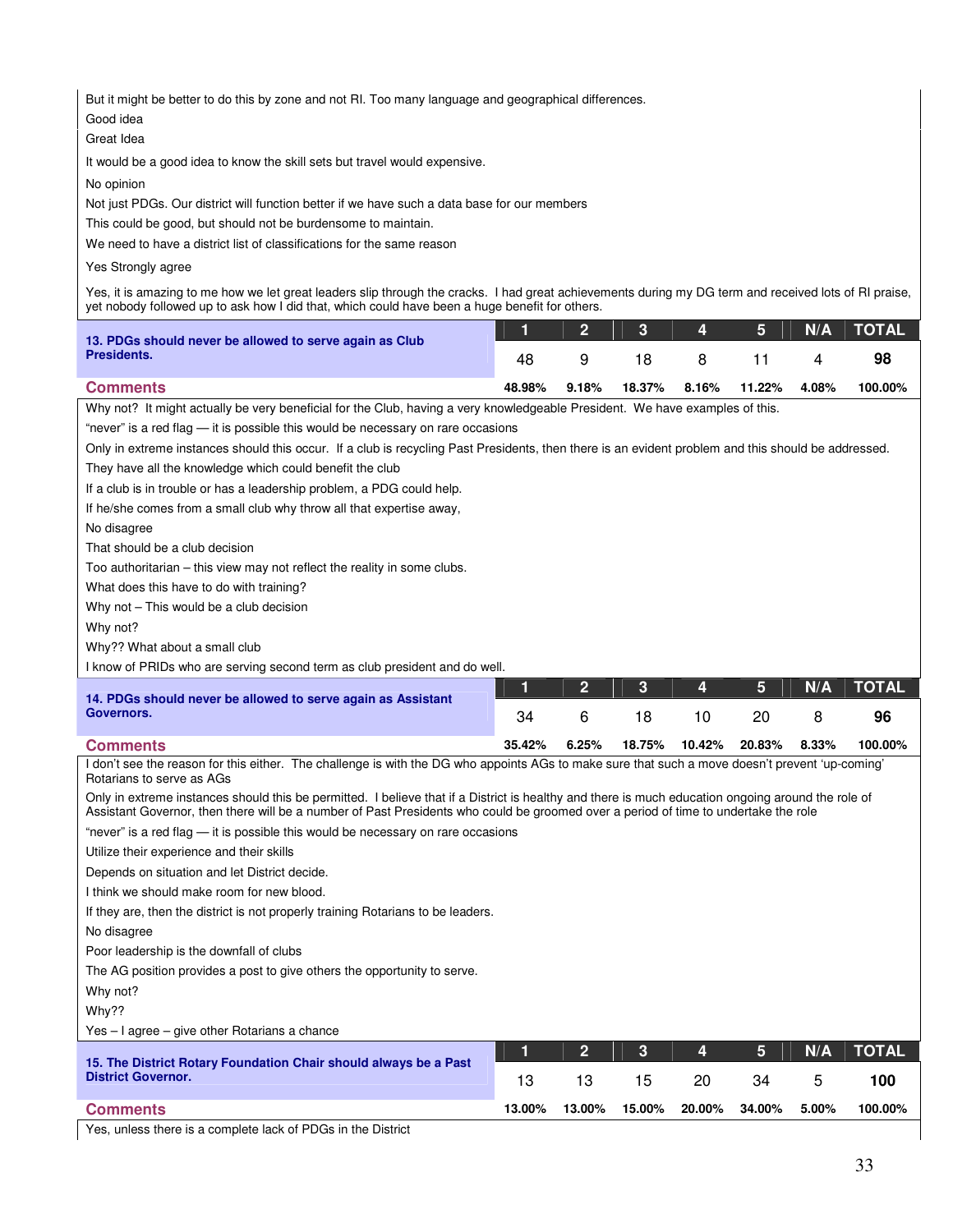But it might be better to do this by zone and not RI. Too many language and geographical differences.

Good idea

Great Idea

It would be a good idea to know the skill sets but travel would expensive.

No opinion

Not just PDGs. Our district will function better if we have such a data base for our members

This could be good, but should not be burdensome to maintain.

We need to have a district list of classifications for the same reason

Yes Strongly agree

Yes, it is amazing to me how we let great leaders slip through the cracks. I had great achievements during my DG term and received lots of RI praise, yet nobody followed up to ask how I did that, which could have been a huge benefit for others.

| 13. PDGs should never be allowed to serve again as Club Presidents. | 1 | 2 | 3 | 4 | 5 | N/A | TOTAL |
|---|---|---|---|---|---|---|---|
| | 48 | 9 | 18 | 8 | 11 | 4 | **98** |
| **Comments** | 48.98% | 9.18% | 18.37% | 8.16% | 11.22% | 4.08% | 100.00% |

Why not? It might actually be very beneficial for the Club, having a very knowledgeable President. We have examples of this.

"never" is a red flag — it is possible this would be necessary on rare occasions

Only in extreme instances should this occur. If a club is recycling Past Presidents, then there is an evident problem and this should be addressed.

They have all the knowledge which could benefit the club

If a club is in trouble or has a leadership problem, a PDG could help.

If he/she comes from a small club why throw all that expertise away,

No disagree

That should be a club decision

Too authoritarian – this view may not reflect the reality in some clubs.

What does this have to do with training?

Why not – This would be a club decision

Why not?

Why?? What about a small club

I know of PRIDs who are serving second term as club president and do well.

| 14. PDGs should never be allowed to serve again as Assistant Governors. | 1 | 2 | 3 | 4 | 5 | N/A | TOTAL |
|---|---|---|---|---|---|---|---|
| | 34 | 6 | 18 | 10 | 20 | 8 | **96** |
| **Comments** | 35.42% | 6.25% | 18.75% | 10.42% | 20.83% | 8.33% | 100.00% |

I don't see the reason for this either. The challenge is with the DG who appoints AGs to make sure that such a move doesn't prevent 'up-coming' Rotarians to serve as AGs

Only in extreme instances should this be permitted. I believe that if a District is healthy and there is much education ongoing around the role of Assistant Governor, then there will be a number of Past Presidents who could be groomed over a period of time to undertake the role

"never" is a red flag — it is possible this would be necessary on rare occasions

Utilize their experience and their skills

Depends on situation and let District decide.

I think we should make room for new blood.

If they are, then the district is not properly training Rotarians to be leaders.

No disagree

Poor leadership is the downfall of clubs

The AG position provides a post to give others the opportunity to serve.

Why not?

Why??

Yes – I agree – give other Rotarians a chance

| 15. The District Rotary Foundation Chair should always be a Past District Governor. | 1 | 2 | 3 | 4 | 5 | N/A | TOTAL |
|---|---|---|---|---|---|---|---|
| | 13 | 13 | 15 | 20 | 34 | 5 | **100** |
| **Comments** | 13.00% | 13.00% | 15.00% | 20.00% | 34.00% | 5.00% | 100.00% |

Yes, unless there is a complete lack of PDGs in the District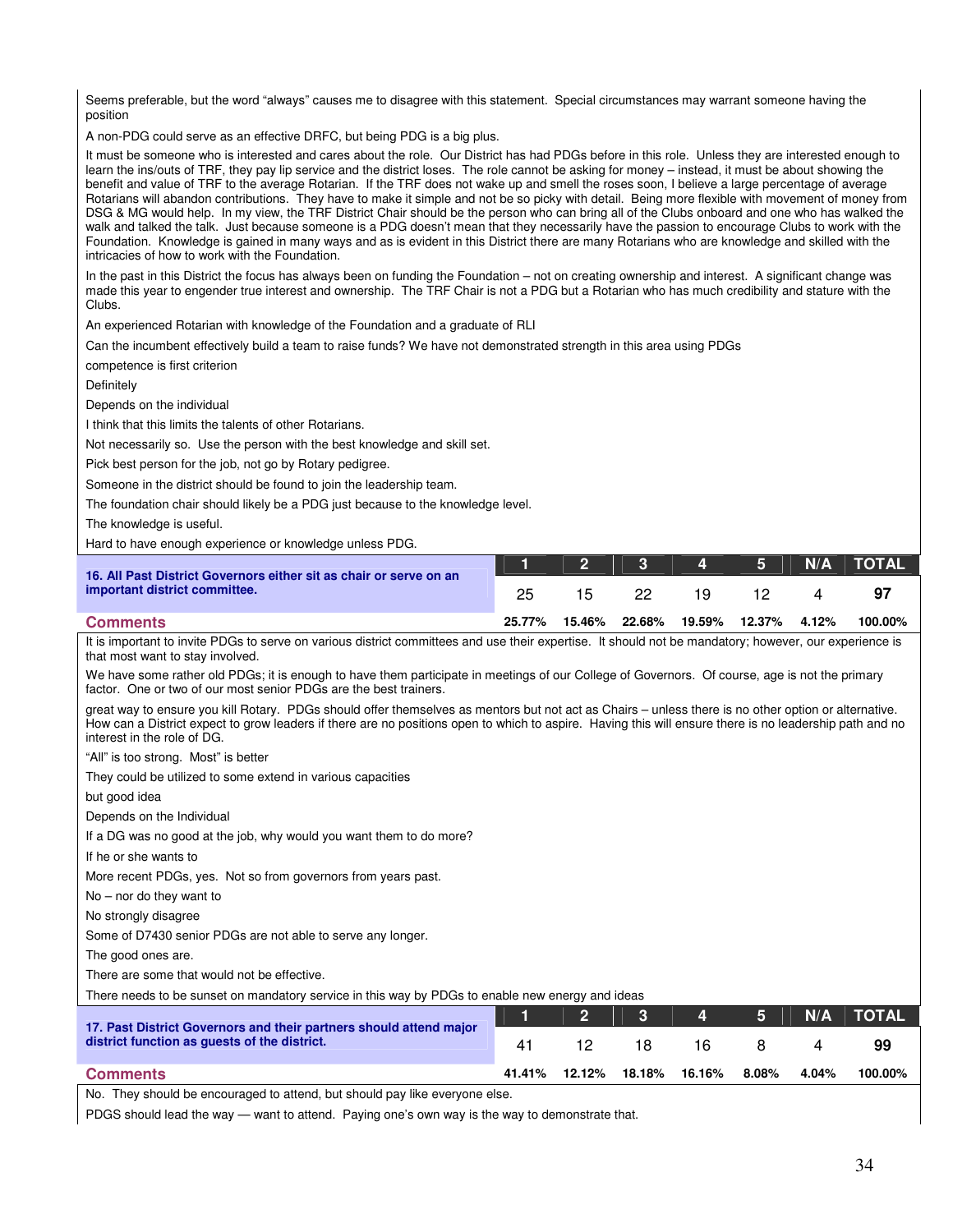Seems preferable, but the word "always" causes me to disagree with this statement. Special circumstances may warrant someone having the position

A non-PDG could serve as an effective DRFC, but being PDG is a big plus.

It must be someone who is interested and cares about the role. Our District has had PDGs before in this role. Unless they are interested enough to learn the ins/outs of TRF, they pay lip service and the district loses. The role cannot be asking for money – instead, it must be about showing the benefit and value of TRF to the average Rotarian. If the TRF does not wake up and smell the roses soon, I believe a large percentage of average Rotarians will abandon contributions. They have to make it simple and not be so picky with detail. Being more flexible with movement of money from DSG & MG would help. In my view, the TRF District Chair should be the person who can bring all of the Clubs onboard and one who has walked the walk and talked the talk. Just because someone is a PDG doesn't mean that they necessarily have the passion to encourage Clubs to work with the Foundation. Knowledge is gained in many ways and as is evident in this District there are many Rotarians who are knowledge and skilled with the intricacies of how to work with the Foundation.

In the past in this District the focus has always been on funding the Foundation – not on creating ownership and interest. A significant change was made this year to engender true interest and ownership. The TRF Chair is not a PDG but a Rotarian who has much credibility and stature with the Clubs.

An experienced Rotarian with knowledge of the Foundation and a graduate of RLI

Can the incumbent effectively build a team to raise funds? We have not demonstrated strength in this area using PDGs

competence is first criterion

Definitely

Depends on the individual

I think that this limits the talents of other Rotarians.

Not necessarily so. Use the person with the best knowledge and skill set.

Pick best person for the job, not go by Rotary pedigree.

Someone in the district should be found to join the leadership team.

The foundation chair should likely be a PDG just because to the knowledge level.

The knowledge is useful.

Hard to have enough experience or knowledge unless PDG.

| **16. All Past District Governors either sit as chair or serve on an important district committee.** | 1 | 2 | 3 | 4 | 5 | N/A | TOTAL |
|---|---|---|---|---|---|---|---|
| | 25 | 15 | 22 | 19 | 12 | 4 | **97** |
| **Comments** | **25.77%** | **15.46%** | **22.68%** | **19.59%** | **12.37%** | **4.12%** | **100.00%** |

It is important to invite PDGs to serve on various district committees and use their expertise. It should not be mandatory; however, our experience is that most want to stay involved.

We have some rather old PDGs; it is enough to have them participate in meetings of our College of Governors. Of course, age is not the primary factor. One or two of our most senior PDGs are the best trainers.

great way to ensure you kill Rotary. PDGs should offer themselves as mentors but not act as Chairs – unless there is no other option or alternative. How can a District expect to grow leaders if there are no positions open to which to aspire. Having this will ensure there is no leadership path and no interest in the role of DG.

"All" is too strong. Most" is better

They could be utilized to some extend in various capacities

but good idea

Depends on the Individual

If a DG was no good at the job, why would you want them to do more?

If he or she wants to

More recent PDGs, yes. Not so from governors from years past.

No – nor do they want to

No strongly disagree

Some of D7430 senior PDGs are not able to serve any longer.

The good ones are.

There are some that would not be effective.

There needs to be sunset on mandatory service in this way by PDGs to enable new energy and ideas

| **17. Past District Governors and their partners should attend major district function as guests of the district.** | 1 | 2 | 3 | 4 | 5 | N/A | TOTAL |
|---|---|---|---|---|---|---|---|
| | 41 | 12 | 18 | 16 | 8 | 4 | **99** |
| **Comments** | **41.41%** | **12.12%** | **18.18%** | **16.16%** | **8.08%** | **4.04%** | **100.00%** |

No. They should be encouraged to attend, but should pay like everyone else.

PDGS should lead the way — want to attend. Paying one's own way is the way to demonstrate that.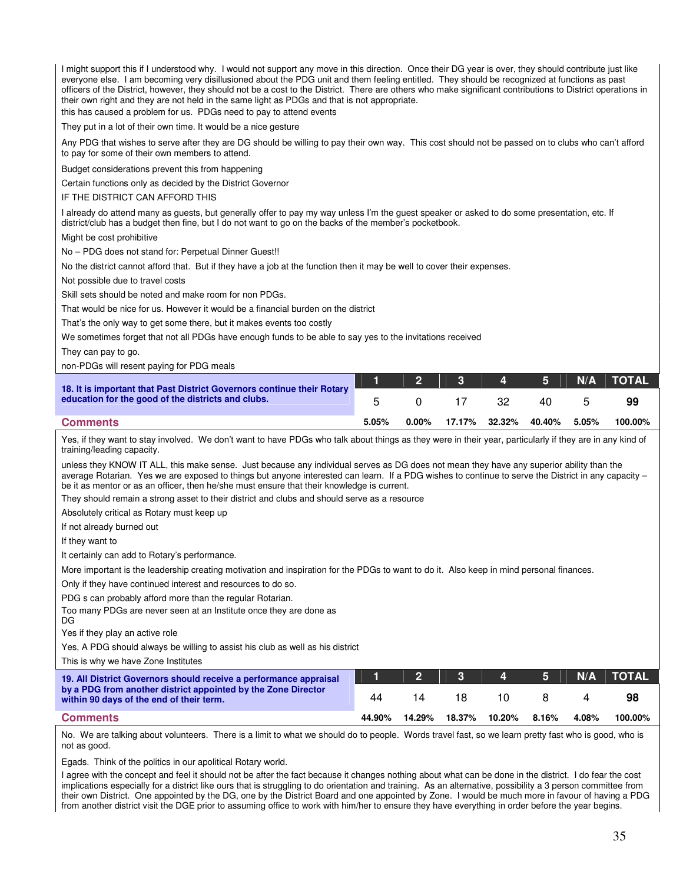I might support this if I understood why. I would not support any move in this direction. Once their DG year is over, they should contribute just like everyone else. I am becoming very disillusioned about the PDG unit and them feeling entitled. They should be recognized at functions as past officers of the District, however, they should not be a cost to the District. There are others who make significant contributions to District operations in their own right and they are not held in the same light as PDGs and that is not appropriate.

this has caused a problem for us. PDGs need to pay to attend events

They put in a lot of their own time. It would be a nice gesture

Any PDG that wishes to serve after they are DG should be willing to pay their own way. This cost should not be passed on to clubs who can't afford to pay for some of their own members to attend.

Budget considerations prevent this from happening

Certain functions only as decided by the District Governor

IF THE DISTRICT CAN AFFORD THIS

I already do attend many as guests, but generally offer to pay my way unless I'm the guest speaker or asked to do some presentation, etc. If district/club has a budget then fine, but I do not want to go on the backs of the member's pocketbook.

Might be cost prohibitive

No – PDG does not stand for: Perpetual Dinner Guest!!

No the district cannot afford that. But if they have a job at the function then it may be well to cover their expenses.

Not possible due to travel costs

Skill sets should be noted and make room for non PDGs.

That would be nice for us. However it would be a financial burden on the district

That's the only way to get some there, but it makes events too costly

We sometimes forget that not all PDGs have enough funds to be able to say yes to the invitations received

They can pay to go.

non-PDGs will resent paying for PDG meals

| 18. It is important that Past District Governors continue their Rotary education for the good of the districts and clubs. | 1 | 2 | 3 | 4 | 5 | N/A | TOTAL |
|---|---|---|---|---|---|---|---|
| | 5 | 0 | 17 | 32 | 40 | 5 | **99** |
| **Comments** | 5.05% | 0.00% | 17.17% | 32.32% | 40.40% | 5.05% | 100.00% |

Yes, if they want to stay involved. We don't want to have PDGs who talk about things as they were in their year, particularly if they are in any kind of training/leading capacity.

unless they KNOW IT ALL, this make sense. Just because any individual serves as DG does not mean they have any superior ability than the average Rotarian. Yes we are exposed to things but anyone interested can learn. If a PDG wishes to continue to serve the District in any capacity – be it as mentor or as an officer, then he/she must ensure that their knowledge is current.

They should remain a strong asset to their district and clubs and should serve as a resource

Absolutely critical as Rotary must keep up

If not already burned out

If they want to

It certainly can add to Rotary's performance.

More important is the leadership creating motivation and inspiration for the PDGs to want to do it. Also keep in mind personal finances.

Only if they have continued interest and resources to do so.

PDG s can probably afford more than the regular Rotarian.

Too many PDGs are never seen at an Institute once they are done as DG

Yes if they play an active role

Yes, A PDG should always be willing to assist his club as well as his district

This is why we have Zone Institutes

| 19. All District Governors should receive a performance appraisal by a PDG from another district appointed by the Zone Director within 90 days of the end of their term. | 1 | 2 | 3 | 4 | 5 | N/A | TOTAL |
|---|---|---|---|---|---|---|---|
| | 44 | 14 | 18 | 10 | 8 | 4 | **98** |
| **Comments** | 44.90% | 14.29% | 18.37% | 10.20% | 8.16% | 4.08% | 100.00% |

No. We are talking about volunteers. There is a limit to what we should do to people. Words travel fast, so we learn pretty fast who is good, who is not as good.

Egads. Think of the politics in our apolitical Rotary world.

I agree with the concept and feel it should not be after the fact because it changes nothing about what can be done in the district. I do fear the cost implications especially for a district like ours that is struggling to do orientation and training. As an alternative, possibility a 3 person committee from their own District. One appointed by the DG, one by the District Board and one appointed by Zone. I would be much more in favour of having a PDG from another district visit the DGE prior to assuming office to work with him/her to ensure they have everything in order before the year begins.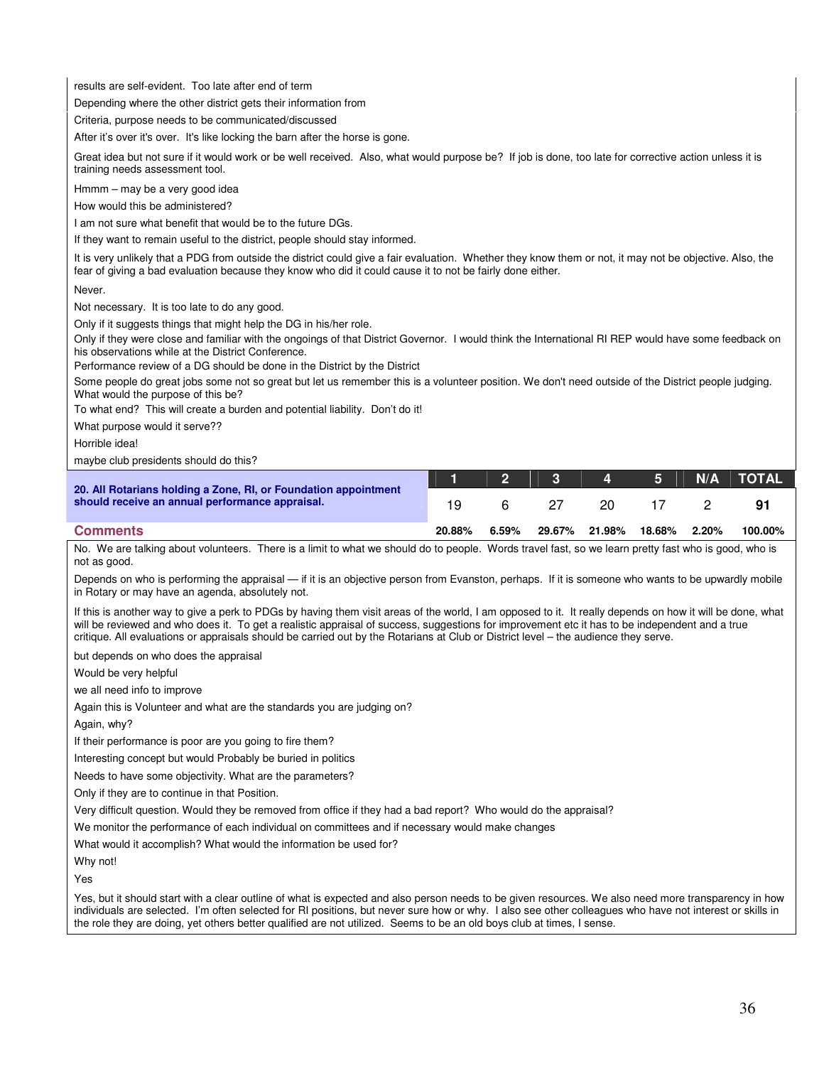results are self-evident. Too late after end of term

Depending where the other district gets their information from

Criteria, purpose needs to be communicated/discussed

After it's over it's over. It's like locking the barn after the horse is gone.

Great idea but not sure if it would work or be well received. Also, what would purpose be? If job is done, too late for corrective action unless it is training needs assessment tool.

Hmmm – may be a very good idea

How would this be administered?

I am not sure what benefit that would be to the future DGs.

If they want to remain useful to the district, people should stay informed.

It is very unlikely that a PDG from outside the district could give a fair evaluation. Whether they know them or not, it may not be objective. Also, the fear of giving a bad evaluation because they know who did it could cause it to not be fairly done either.

Never.

Not necessary. It is too late to do any good.

Only if it suggests things that might help the DG in his/her role.

Only if they were close and familiar with the ongoings of that District Governor. I would think the International RI REP would have some feedback on his observations while at the District Conference.

Performance review of a DG should be done in the District by the District

Some people do great jobs some not so great but let us remember this is a volunteer position. We don't need outside of the District people judging. What would the purpose of this be?

To what end? This will create a burden and potential liability. Don't do it!

What purpose would it serve??

Horrible idea!

maybe club presidents should do this?

| **20. All Rotarians holding a Zone, RI, or Foundation appointment should receive an annual performance appraisal.** | 1 | 2 | 3 | 4 | 5 | N/A | TOTAL |
|---|---|---|---|---|---|---|---|
| | 19 | 6 | 27 | 20 | 17 | 2 | **91** |
| **Comments** | 20.88% | 6.59% | 29.67% | 21.98% | 18.68% | 2.20% | 100.00% |

No. We are talking about volunteers. There is a limit to what we should do to people. Words travel fast, so we learn pretty fast who is good, who is not as good.

Depends on who is performing the appraisal — if it is an objective person from Evanston, perhaps. If it is someone who wants to be upwardly mobile in Rotary or may have an agenda, absolutely not.

If this is another way to give a perk to PDGs by having them visit areas of the world, I am opposed to it. It really depends on how it will be done, what will be reviewed and who does it. To get a realistic appraisal of success, suggestions for improvement etc it has to be independent and a true critique. All evaluations or appraisals should be carried out by the Rotarians at Club or District level – the audience they serve.

but depends on who does the appraisal

Would be very helpful

we all need info to improve

Again this is Volunteer and what are the standards you are judging on?

Again, why?

If their performance is poor are you going to fire them?

Interesting concept but would Probably be buried in politics

Needs to have some objectivity. What are the parameters?

Only if they are to continue in that Position.

Very difficult question. Would they be removed from office if they had a bad report? Who would do the appraisal?

We monitor the performance of each individual on committees and if necessary would make changes

What would it accomplish? What would the information be used for?

Why not!

Yes

Yes, but it should start with a clear outline of what is expected and also person needs to be given resources. We also need more transparency in how individuals are selected. I'm often selected for RI positions, but never sure how or why. I also see other colleagues who have not interest or skills in the role they are doing, yet others better qualified are not utilized. Seems to be an old boys club at times, I sense.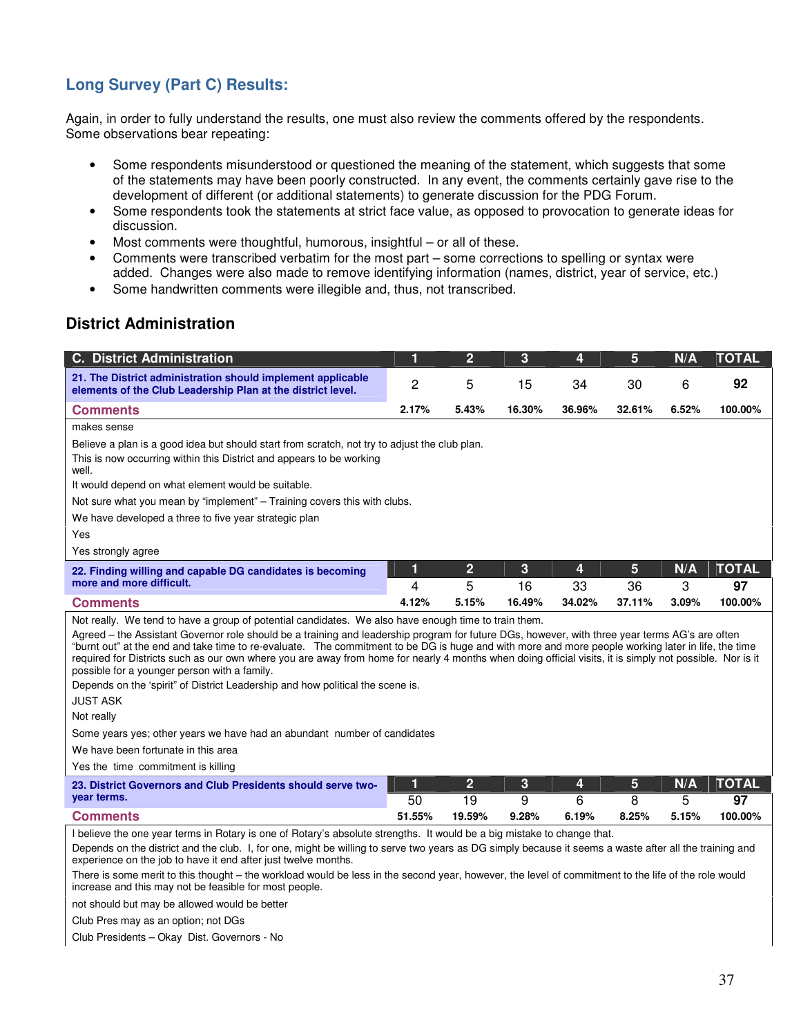## Long Survey (Part C) Results:

Again, in order to fully understand the results, one must also review the comments offered by the respondents. Some observations bear repeating:

- Some respondents misunderstood or questioned the meaning of the statement, which suggests that some of the statements may have been poorly constructed. In any event, the comments certainly gave rise to the development of different (or additional statements) to generate discussion for the PDG Forum.
- Some respondents took the statements at strict face value, as opposed to provocation to generate ideas for discussion.
- Most comments were thoughtful, humorous, insightful – or all of these.
- Comments were transcribed verbatim for the most part – some corrections to spelling or syntax were added. Changes were also made to remove identifying information (names, district, year of service, etc.)
- Some handwritten comments were illegible and, thus, not transcribed.

### District Administration

| C. District Administration | 1 | 2 | 3 | 4 | 5 | N/A | TOTAL |
|---|---|---|---|---|---|---|---|
| **21. The District administration should implement applicable elements of the Club Leadership Plan at the district level.** | 2 | 5 | 15 | 34 | 30 | 6 | **92** |
| **Comments** | 2.17% | 5.43% | 16.30% | 36.96% | 32.61% | 6.52% | 100.00% |

makes sense

Believe a plan is a good idea but should start from scratch, not try to adjust the club plan.

This is now occurring within this District and appears to be working well.

It would depend on what element would be suitable.

Not sure what you mean by "implement" – Training covers this with clubs.

We have developed a three to five year strategic plan

Yes

Yes strongly agree

| | 1 | 2 | 3 | 4 | 5 | N/A | TOTAL |
|---|---|---|---|---|---|---|---|
| **22. Finding willing and capable DG candidates is becoming more and more difficult.** | 4 | 5 | 16 | 33 | 36 | 3 | 97 |
| **Comments** | 4.12% | 5.15% | 16.49% | 34.02% | 37.11% | 3.09% | 100.00% |

Not really. We tend to have a group of potential candidates. We also have enough time to train them.

Agreed – the Assistant Governor role should be a training and leadership program for future DGs, however, with three year terms AG's are often "burnt out" at the end and take time to re-evaluate. The commitment to be DG is huge and with more and more people working later in life, the time required for Districts such as our own where you are away from home for nearly 4 months when doing official visits, it is simply not possible. Nor is it possible for a younger person with a family.

Depends on the 'spirit' of District Leadership and how political the scene is.

JUST ASK

Not really

Some years yes; other years we have had an abundant number of candidates

We have been fortunate in this area

Yes the time commitment is killing

| | 1 | 2 | 3 | 4 | 5 | N/A | TOTAL |
|---|---|---|---|---|---|---|---|
| **23. District Governors and Club Presidents should serve two-year terms.** | 50 | 19 | 9 | 6 | 8 | 5 | 97 |
| **Comments** | 51.55% | 19.59% | 9.28% | 6.19% | 8.25% | 5.15% | 100.00% |

I believe the one year terms in Rotary is one of Rotary's absolute strengths. It would be a big mistake to change that.

Depends on the district and the club. I, for one, might be willing to serve two years as DG simply because it seems a waste after all the training and experience on the job to have it end after just twelve months.

There is some merit to this thought – the workload would be less in the second year, however, the level of commitment to the life of the role would increase and this may not be feasible for most people.

not should but may be allowed would be better

Club Pres may as an option; not DGs

Club Presidents – Okay Dist. Governors - No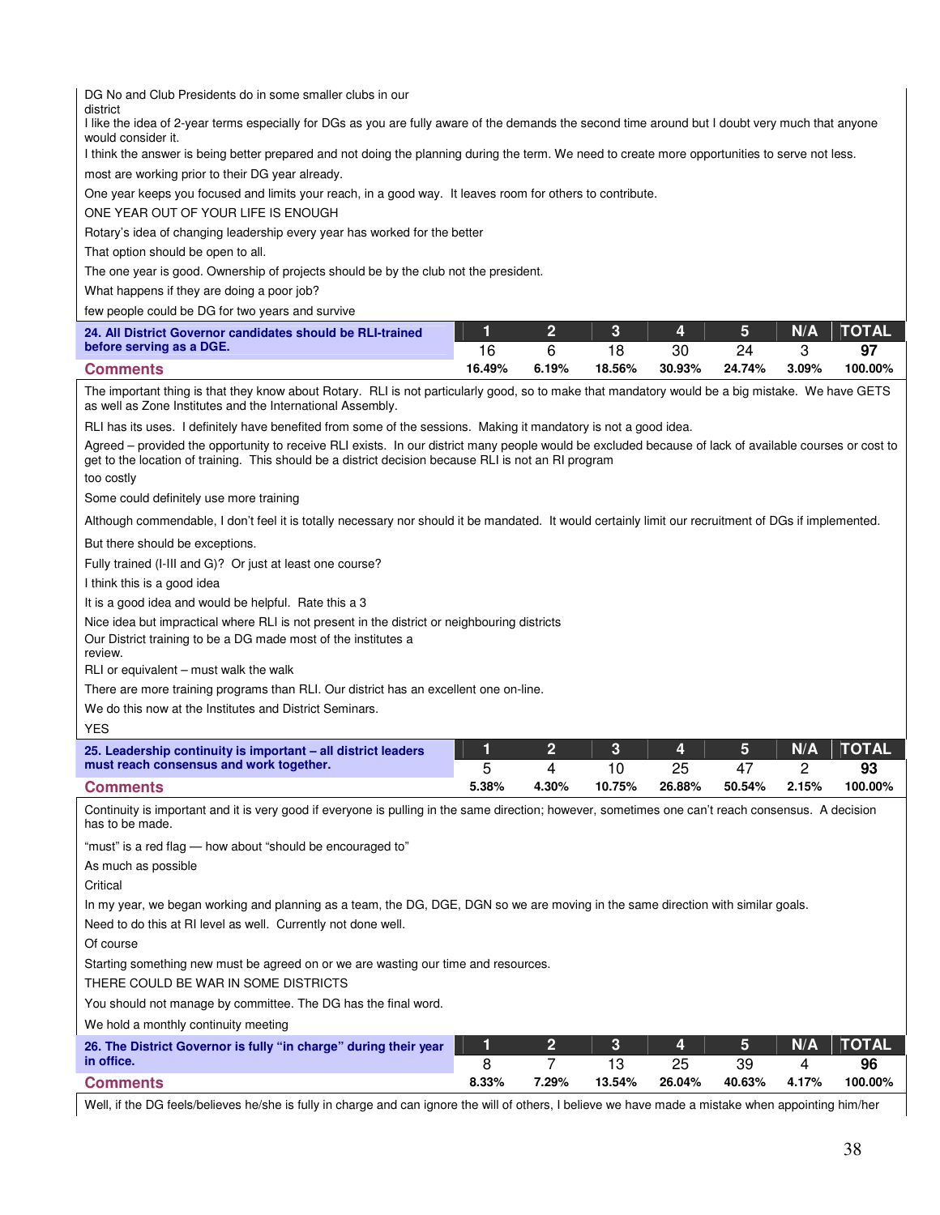DG No and Club Presidents do in some smaller clubs in our district

I like the idea of 2-year terms especially for DGs as you are fully aware of the demands the second time around but I doubt very much that anyone would consider it.

I think the answer is being better prepared and not doing the planning during the term. We need to create more opportunities to serve not less.

most are working prior to their DG year already.

One year keeps you focused and limits your reach, in a good way. It leaves room for others to contribute.

ONE YEAR OUT OF YOUR LIFE IS ENOUGH

Rotary's idea of changing leadership every year has worked for the better

That option should be open to all.

The one year is good. Ownership of projects should be by the club not the president.

What happens if they are doing a poor job?

few people could be DG for two years and survive

| 24. All District Governor candidates should be RLI-trained before serving as a DGE. | 1 | 2 | 3 | 4 | 5 | N/A | TOTAL |
|---|---|---|---|---|---|---|---|
| | 16 | 6 | 18 | 30 | 24 | 3 | 97 |
| **Comments** | 16.49% | 6.19% | 18.56% | 30.93% | 24.74% | 3.09% | 100.00% |

The important thing is that they know about Rotary. RLI is not particularly good, so to make that mandatory would be a big mistake. We have GETS as well as Zone Institutes and the International Assembly.

RLI has its uses. I definitely have benefited from some of the sessions. Making it mandatory is not a good idea.

Agreed – provided the opportunity to receive RLI exists. In our district many people would be excluded because of lack of available courses or cost to get to the location of training. This should be a district decision because RLI is not an RI program

too costly

Some could definitely use more training

Although commendable, I don't feel it is totally necessary nor should it be mandated. It would certainly limit our recruitment of DGs if implemented.

But there should be exceptions.

Fully trained (I-III and G)? Or just at least one course?

I think this is a good idea

It is a good idea and would be helpful. Rate this a 3

Nice idea but impractical where RLI is not present in the district or neighbouring districts

Our District training to be a DG made most of the institutes a review.

RLI or equivalent – must walk the walk

There are more training programs than RLI. Our district has an excellent one on-line.

We do this now at the Institutes and District Seminars.

YES

| 25. Leadership continuity is important – all district leaders must reach consensus and work together. | 1 | 2 | 3 | 4 | 5 | N/A | TOTAL |
|---|---|---|---|---|---|---|---|
| | 5 | 4 | 10 | 25 | 47 | 2 | 93 |
| **Comments** | 5.38% | 4.30% | 10.75% | 26.88% | 50.54% | 2.15% | 100.00% |

Continuity is important and it is very good if everyone is pulling in the same direction; however, sometimes one can't reach consensus. A decision has to be made.

"must" is a red flag — how about "should be encouraged to"

As much as possible

Critical

In my year, we began working and planning as a team, the DG, DGE, DGN so we are moving in the same direction with similar goals.

Need to do this at RI level as well. Currently not done well.

Of course

Starting something new must be agreed on or we are wasting our time and resources.

THERE COULD BE WAR IN SOME DISTRICTS

You should not manage by committee. The DG has the final word.

We hold a monthly continuity meeting

| 26. The District Governor is fully "in charge" during their year in office. | 1 | 2 | 3 | 4 | 5 | N/A | TOTAL |
|---|---|---|---|---|---|---|---|
| | 8 | 7 | 13 | 25 | 39 | 4 | 96 |
| **Comments** | 8.33% | 7.29% | 13.54% | 26.04% | 40.63% | 4.17% | 100.00% |

Well, if the DG feels/believes he/she is fully in charge and can ignore the will of others, I believe we have made a mistake when appointing him/her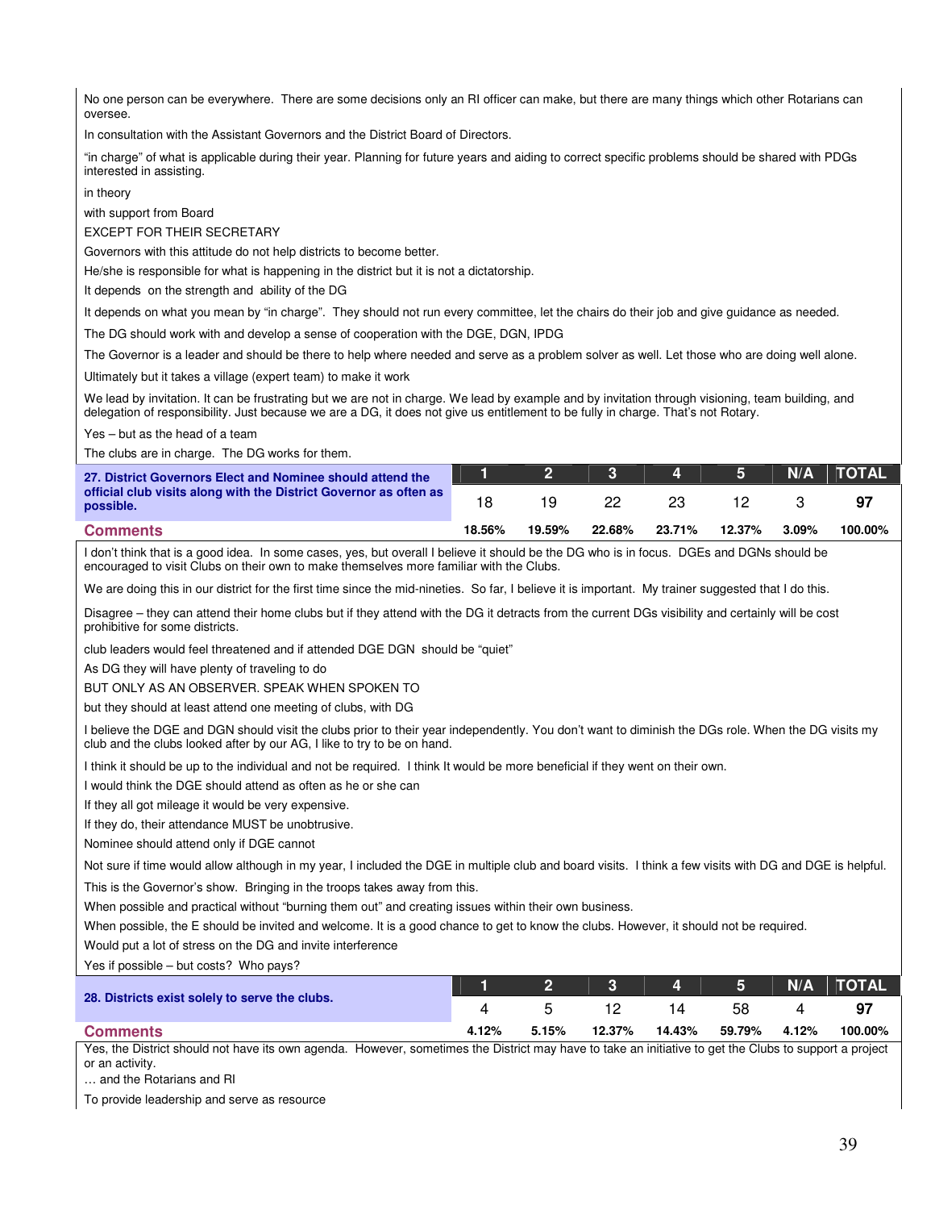No one person can be everywhere. There are some decisions only an RI officer can make, but there are many things which other Rotarians can oversee.

In consultation with the Assistant Governors and the District Board of Directors.

"in charge" of what is applicable during their year. Planning for future years and aiding to correct specific problems should be shared with PDGs interested in assisting.

in theory

with support from Board

EXCEPT FOR THEIR SECRETARY

Governors with this attitude do not help districts to become better.

He/she is responsible for what is happening in the district but it is not a dictatorship.

It depends on the strength and ability of the DG

It depends on what you mean by "in charge". They should not run every committee, let the chairs do their job and give guidance as needed.

The DG should work with and develop a sense of cooperation with the DGE, DGN, IPDG

The Governor is a leader and should be there to help where needed and serve as a problem solver as well. Let those who are doing well alone.

Ultimately but it takes a village (expert team) to make it work

We lead by invitation. It can be frustrating but we are not in charge. We lead by example and by invitation through visioning, team building, and delegation of responsibility. Just because we are a DG, it does not give us entitlement to be fully in charge. That's not Rotary.

Yes – but as the head of a team

The clubs are in charge. The DG works for them.

| **27. District Governors Elect and Nominee should attend the official club visits along with the District Governor as often as possible.** | 1 | 2 | 3 | 4 | 5 | N/A | TOTAL |
|---|---|---|---|---|---|---|---|
| | 18 | 19 | 22 | 23 | 12 | 3 | **97** |
| **Comments** | **18.56%** | **19.59%** | **22.68%** | **23.71%** | **12.37%** | **3.09%** | **100.00%** |

I don't think that is a good idea. In some cases, yes, but overall I believe it should be the DG who is in focus. DGEs and DGNs should be encouraged to visit Clubs on their own to make themselves more familiar with the Clubs.

We are doing this in our district for the first time since the mid-nineties. So far, I believe it is important. My trainer suggested that I do this.

Disagree – they can attend their home clubs but if they attend with the DG it detracts from the current DGs visibility and certainly will be cost prohibitive for some districts.

club leaders would feel threatened and if attended DGE DGN should be "quiet"

As DG they will have plenty of traveling to do

BUT ONLY AS AN OBSERVER. SPEAK WHEN SPOKEN TO

but they should at least attend one meeting of clubs, with DG

I believe the DGE and DGN should visit the clubs prior to their year independently. You don't want to diminish the DGs role. When the DG visits my club and the clubs looked after by our AG, I like to try to be on hand.

I think it should be up to the individual and not be required. I think It would be more beneficial if they went on their own.

I would think the DGE should attend as often as he or she can

If they all got mileage it would be very expensive.

If they do, their attendance MUST be unobtrusive.

Nominee should attend only if DGE cannot

Not sure if time would allow although in my year, I included the DGE in multiple club and board visits. I think a few visits with DG and DGE is helpful.

This is the Governor's show. Bringing in the troops takes away from this.

When possible and practical without "burning them out" and creating issues within their own business.

When possible, the E should be invited and welcome. It is a good chance to get to know the clubs. However, it should not be required.

Would put a lot of stress on the DG and invite interference

Yes if possible – but costs? Who pays?

| **28. Districts exist solely to serve the clubs.** | 1 | 2 | 3 | 4 | 5 | N/A | TOTAL |
|---|---|---|---|---|---|---|---|
| | 4 | 5 | 12 | 14 | 58 | 4 | **97** |
| **Comments** | **4.12%** | **5.15%** | **12.37%** | **14.43%** | **59.79%** | **4.12%** | **100.00%** |

Yes, the District should not have its own agenda. However, sometimes the District may have to take an initiative to get the Clubs to support a project or an activity.

… and the Rotarians and RI

To provide leadership and serve as resource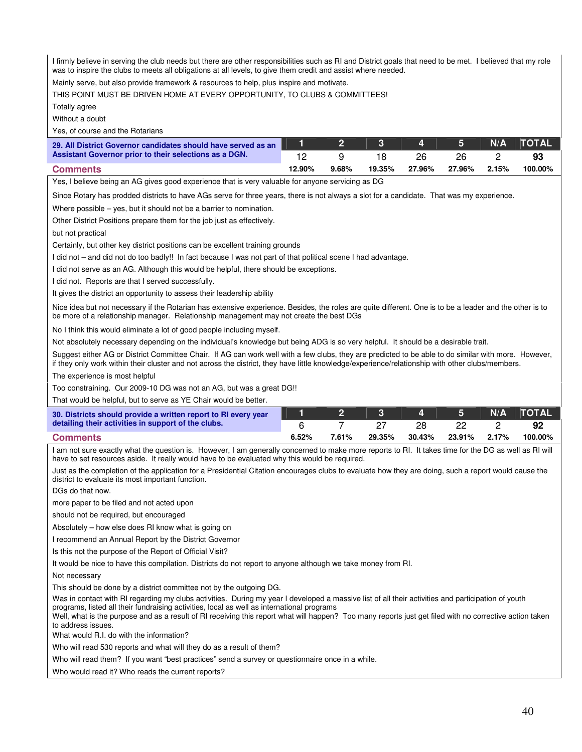I firmly believe in serving the club needs but there are other responsibilities such as RI and District goals that need to be met. I believed that my role was to inspire the clubs to meets all obligations at all levels, to give them credit and assist where needed.

Mainly serve, but also provide framework & resources to help, plus inspire and motivate.

THIS POINT MUST BE DRIVEN HOME AT EVERY OPPORTUNITY, TO CLUBS & COMMITTEES!

Totally agree

Without a doubt

Yes, of course and the Rotarians

| **29. All District Governor candidates should have served as an Assistant Governor prior to their selections as a DGN.** | 1 | 2 | 3 | 4 | 5 | N/A | TOTAL |
|---|---|---|---|---|---|---|---|
| | 12 | 9 | 18 | 26 | 26 | 2 | **93** |
| **Comments** | 12.90% | 9.68% | 19.35% | 27.96% | 27.96% | 2.15% | 100.00% |

Yes, I believe being an AG gives good experience that is very valuable for anyone servicing as DG

Since Rotary has prodded districts to have AGs serve for three years, there is not always a slot for a candidate. That was my experience.

Where possible – yes, but it should not be a barrier to nomination.

Other District Positions prepare them for the job just as effectively.

but not practical

Certainly, but other key district positions can be excellent training grounds

I did not – and did not do too badly!! In fact because I was not part of that political scene I had advantage.

I did not serve as an AG. Although this would be helpful, there should be exceptions.

I did not. Reports are that I served successfully.

It gives the district an opportunity to assess their leadership ability

Nice idea but not necessary if the Rotarian has extensive experience. Besides, the roles are quite different. One is to be a leader and the other is to be more of a relationship manager. Relationship management may not create the best DGs

No I think this would eliminate a lot of good people including myself.

Not absolutely necessary depending on the individual's knowledge but being ADG is so very helpful. It should be a desirable trait.

Suggest either AG or District Committee Chair. If AG can work well with a few clubs, they are predicted to be able to do similar with more. However, if they only work within their cluster and not across the district, they have little knowledge/experience/relationship with other clubs/members.

The experience is most helpful

Too constraining. Our 2009-10 DG was not an AG, but was a great DG!!

That would be helpful, but to serve as YE Chair would be better.

| **30. Districts should provide a written report to RI every year detailing their activities in support of the clubs.** | 1 | 2 | 3 | 4 | 5 | N/A | TOTAL |
|---|---|---|---|---|---|---|---|
| | 6 | 7 | 27 | 28 | 22 | 2 | **92** |
| **Comments** | 6.52% | 7.61% | 29.35% | 30.43% | 23.91% | 2.17% | 100.00% |

I am not sure exactly what the question is. However, I am generally concerned to make more reports to RI. It takes time for the DG as well as RI will have to set resources aside. It really would have to be evaluated why this would be required.

Just as the completion of the application for a Presidential Citation encourages clubs to evaluate how they are doing, such a report would cause the district to evaluate its most important function.

DGs do that now.

more paper to be filed and not acted upon

should not be required, but encouraged

Absolutely – how else does RI know what is going on

I recommend an Annual Report by the District Governor

Is this not the purpose of the Report of Official Visit?

It would be nice to have this compilation. Districts do not report to anyone although we take money from RI.

Not necessary

This should be done by a district committee not by the outgoing DG.

Was in contact with RI regarding my clubs activities. During my year I developed a massive list of all their activities and participation of youth programs, listed all their fundraising activities, local as well as international programs

Well, what is the purpose and as a result of RI receiving this report what will happen? Too many reports just get filed with no corrective action taken to address issues.

What would R.I. do with the information?

Who will read 530 reports and what will they do as a result of them?

Who will read them? If you want "best practices" send a survey or questionnaire once in a while.

Who would read it? Who reads the current reports?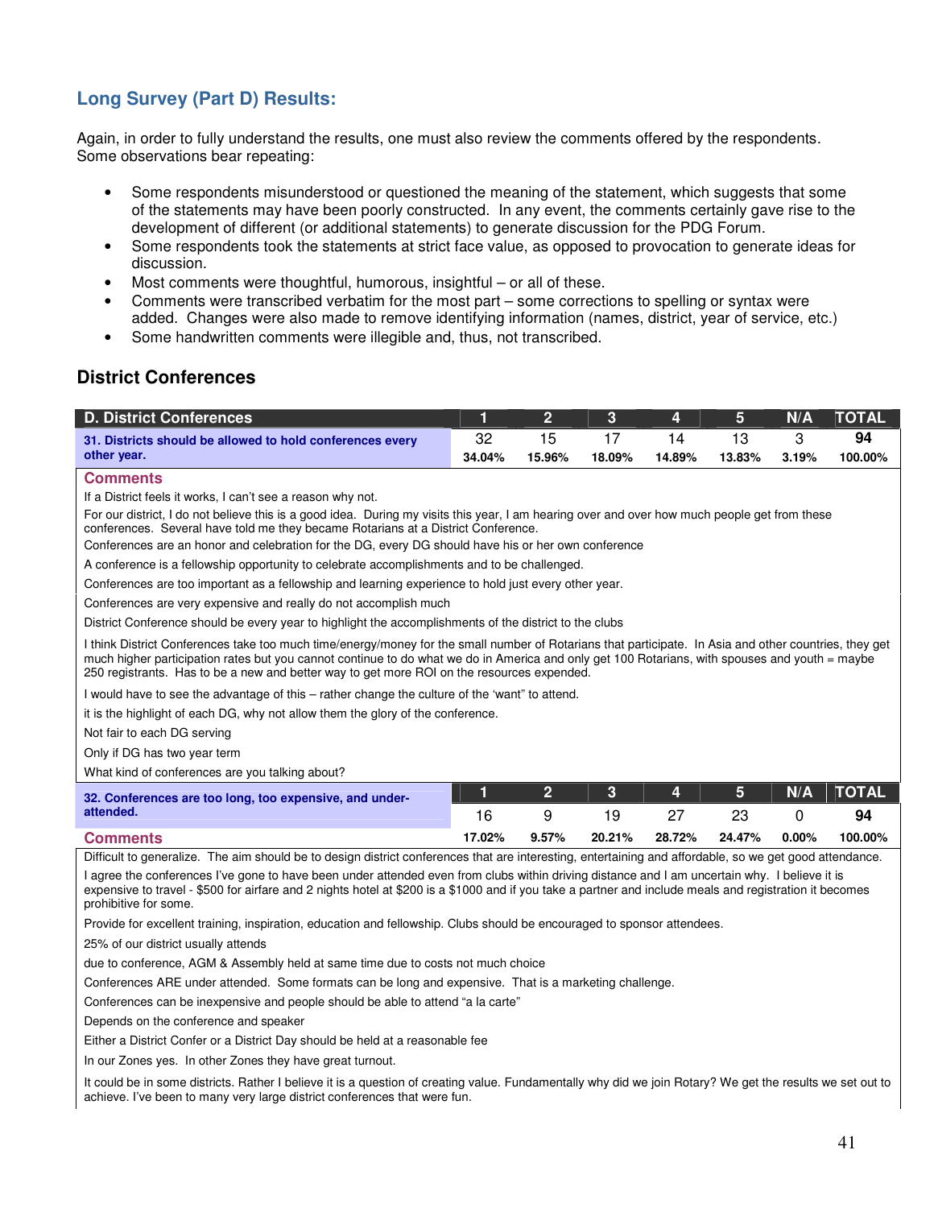## Long Survey (Part D) Results:

Again, in order to fully understand the results, one must also review the comments offered by the respondents. Some observations bear repeating:

- Some respondents misunderstood or questioned the meaning of the statement, which suggests that some of the statements may have been poorly constructed. In any event, the comments certainly gave rise to the development of different (or additional statements) to generate discussion for the PDG Forum.
- Some respondents took the statements at strict face value, as opposed to provocation to generate ideas for discussion.
- Most comments were thoughtful, humorous, insightful – or all of these.
- Comments were transcribed verbatim for the most part – some corrections to spelling or syntax were added. Changes were also made to remove identifying information (names, district, year of service, etc.)
- Some handwritten comments were illegible and, thus, not transcribed.

## District Conferences

| D. District Conferences | 1 | 2 | 3 | 4 | 5 | N/A | TOTAL |
|---|---|---|---|---|---|---|---|
| 31. Districts should be allowed to hold conferences every other year. | 32<br>34.04% | 15<br>15.96% | 17<br>18.09% | 14<br>14.89% | 13<br>13.83% | 3<br>3.19% | 94<br>100.00% |

**Comments**

If a District feels it works, I can't see a reason why not.

For our district, I do not believe this is a good idea. During my visits this year, I am hearing over and over how much people get from these conferences. Several have told me they became Rotarians at a District Conference.

Conferences are an honor and celebration for the DG, every DG should have his or her own conference

A conference is a fellowship opportunity to celebrate accomplishments and to be challenged.

Conferences are too important as a fellowship and learning experience to hold just every other year.

Conferences are very expensive and really do not accomplish much

District Conference should be every year to highlight the accomplishments of the district to the clubs

I think District Conferences take too much time/energy/money for the small number of Rotarians that participate. In Asia and other countries, they get much higher participation rates but you cannot continue to do what we do in America and only get 100 Rotarians, with spouses and youth = maybe 250 registrants. Has to be a new and better way to get more ROI on the resources expended.

I would have to see the advantage of this – rather change the culture of the 'want" to attend.

it is the highlight of each DG, why not allow them the glory of the conference.

Not fair to each DG serving

Only if DG has two year term

What kind of conferences are you talking about?

| | 1 | 2 | 3 | 4 | 5 | N/A | TOTAL |
|---|---|---|---|---|---|---|---|
| 32. Conferences are too long, too expensive, and under-attended. | 16<br>17.02% | 9<br>9.57% | 19<br>20.21% | 27<br>28.72% | 23<br>24.47% | 0<br>0.00% | 94<br>100.00% |

**Comments**

Difficult to generalize. The aim should be to design district conferences that are interesting, entertaining and affordable, so we get good attendance.

I agree the conferences I've gone to have been under attended even from clubs within driving distance and I am uncertain why. I believe it is expensive to travel - $500 for airfare and 2 nights hotel at $200 is a $1000 and if you take a partner and include meals and registration it becomes prohibitive for some.

Provide for excellent training, inspiration, education and fellowship. Clubs should be encouraged to sponsor attendees.

25% of our district usually attends

due to conference, AGM & Assembly held at same time due to costs not much choice

Conferences ARE under attended. Some formats can be long and expensive. That is a marketing challenge.

Conferences can be inexpensive and people should be able to attend "a la carte"

Depends on the conference and speaker

Either a District Confer or a District Day should be held at a reasonable fee

In our Zones yes. In other Zones they have great turnout.

It could be in some districts. Rather I believe it is a question of creating value. Fundamentally why did we join Rotary? We get the results we set out to achieve. I've been to many very large district conferences that were fun.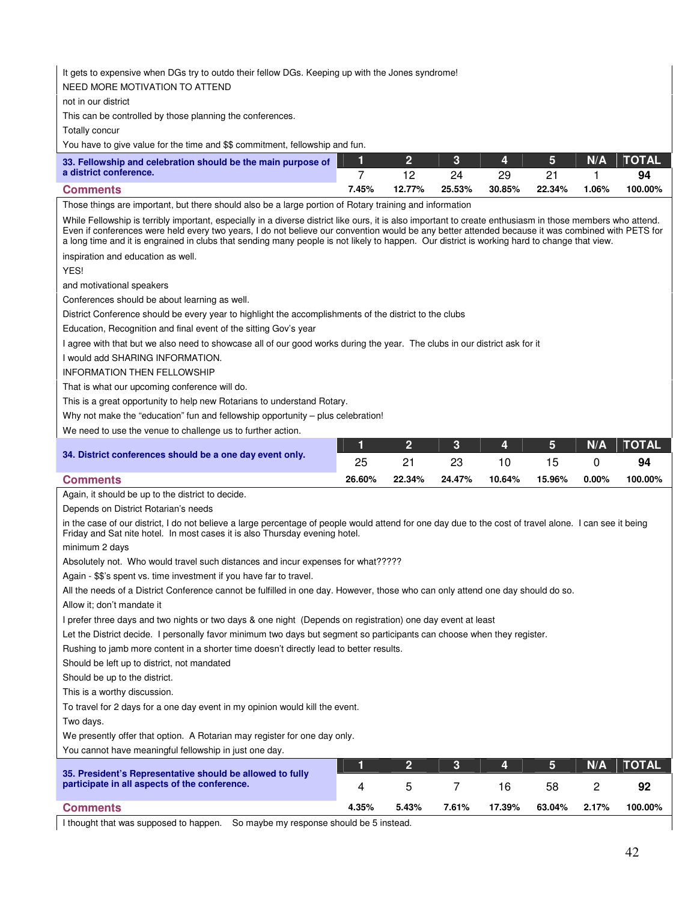It gets to expensive when DGs try to outdo their fellow DGs. Keeping up with the Jones syndrome!

NEED MORE MOTIVATION TO ATTEND

not in our district

This can be controlled by those planning the conferences.

Totally concur

You have to give value for the time and $$ commitment, fellowship and fun.

| 33. Fellowship and celebration should be the main purpose of a district conference. | 1 | 2 | 3 | 4 | 5 | N/A | TOTAL |
|---|---|---|---|---|---|---|---|
| | 7 | 12 | 24 | 29 | 21 | 1 | **94** |
| **Comments** | **7.45%** | **12.77%** | **25.53%** | **30.85%** | **22.34%** | **1.06%** | **100.00%** |

Those things are important, but there should also be a large portion of Rotary training and information

While Fellowship is terribly important, especially in a diverse district like ours, it is also important to create enthusiasm in those members who attend. Even if conferences were held every two years, I do not believe our convention would be any better attended because it was combined with PETS for a long time and it is engrained in clubs that sending many people is not likely to happen. Our district is working hard to change that view.

inspiration and education as well.

YES!

and motivational speakers

Conferences should be about learning as well.

District Conference should be every year to highlight the accomplishments of the district to the clubs

Education, Recognition and final event of the sitting Gov's year

I agree with that but we also need to showcase all of our good works during the year. The clubs in our district ask for it

I would add SHARING INFORMATION.

INFORMATION THEN FELLOWSHIP

That is what our upcoming conference will do.

This is a great opportunity to help new Rotarians to understand Rotary.

Why not make the "education" fun and fellowship opportunity – plus celebration!

We need to use the venue to challenge us to further action.

| 34. District conferences should be a one day event only. | 1 | 2 | 3 | 4 | 5 | N/A | TOTAL |
|---|---|---|---|---|---|---|---|
| | 25 | 21 | 23 | 10 | 15 | 0 | **94** |
| **Comments** | **26.60%** | **22.34%** | **24.47%** | **10.64%** | **15.96%** | **0.00%** | **100.00%** |

Again, it should be up to the district to decide.

Depends on District Rotarian's needs

in the case of our district, I do not believe a large percentage of people would attend for one day due to the cost of travel alone. I can see it being Friday and Sat nite hotel. In most cases it is also Thursday evening hotel.

minimum 2 days

Absolutely not. Who would travel such distances and incur expenses for what?????

Again - $$'s spent vs. time investment if you have far to travel.

All the needs of a District Conference cannot be fulfilled in one day. However, those who can only attend one day should do so.

Allow it; don't mandate it

I prefer three days and two nights or two days & one night (Depends on registration) one day event at least

Let the District decide. I personally favor minimum two days but segment so participants can choose when they register.

Rushing to jamb more content in a shorter time doesn't directly lead to better results.

Should be left up to district, not mandated

Should be up to the district.

This is a worthy discussion.

To travel for 2 days for a one day event in my opinion would kill the event.

Two days.

We presently offer that option. A Rotarian may register for one day only.

You cannot have meaningful fellowship in just one day.

| 35. President's Representative should be allowed to fully participate in all aspects of the conference. | 1 | 2 | 3 | 4 | 5 | N/A | TOTAL |
|---|---|---|---|---|---|---|---|
| | 4 | 5 | 7 | 16 | 58 | 2 | **92** |
| **Comments** | **4.35%** | **5.43%** | **7.61%** | **17.39%** | **63.04%** | **2.17%** | **100.00%** |

I thought that was supposed to happen. So maybe my response should be 5 instead.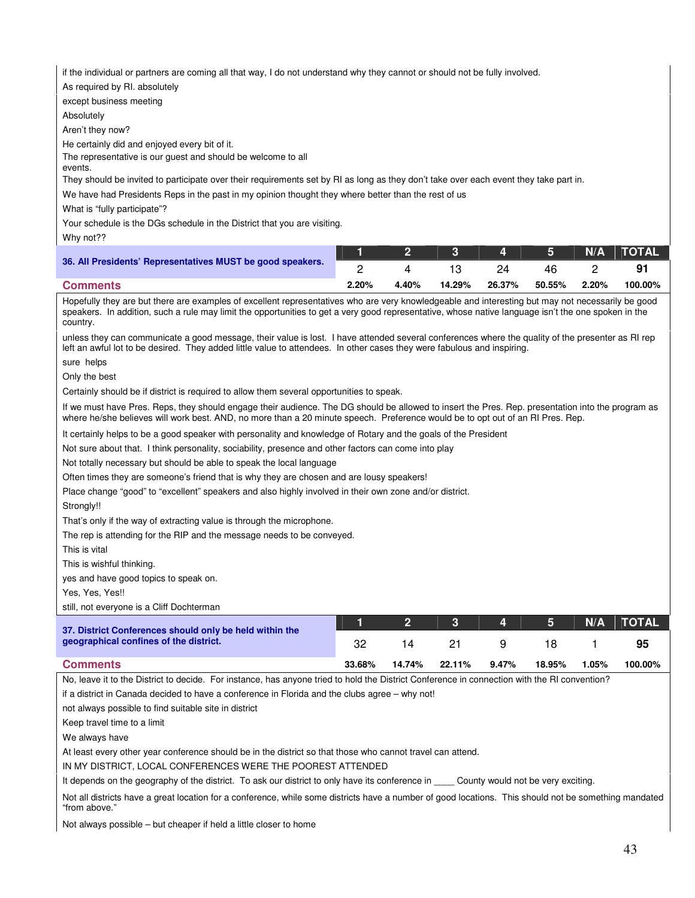if the individual or partners are coming all that way, I do not understand why they cannot or should not be fully involved.

As required by RI. absolutely

except business meeting

Absolutely

Aren't they now?

He certainly did and enjoyed every bit of it.

The representative is our guest and should be welcome to all events.

They should be invited to participate over their requirements set by RI as long as they don't take over each event they take part in.

We have had Presidents Reps in the past in my opinion thought they where better than the rest of us

What is "fully participate"?

Your schedule is the DGs schedule in the District that you are visiting.

Why not??

| **36. All Presidents' Representatives MUST be good speakers.** | 1 | 2 | 3 | 4 | 5 | N/A | TOTAL |
|---|---|---|---|---|---|---|---|
| | 2 | 4 | 13 | 24 | 46 | 2 | **91** |
| **Comments** | 2.20% | 4.40% | 14.29% | 26.37% | 50.55% | 2.20% | 100.00% |

Hopefully they are but there are examples of excellent representatives who are very knowledgeable and interesting but may not necessarily be good speakers. In addition, such a rule may limit the opportunities to get a very good representative, whose native language isn't the one spoken in the country.

unless they can communicate a good message, their value is lost. I have attended several conferences where the quality of the presenter as RI rep left an awful lot to be desired. They added little value to attendees. In other cases they were fabulous and inspiring.

sure helps

Only the best

Certainly should be if district is required to allow them several opportunities to speak.

If we must have Pres. Reps, they should engage their audience. The DG should be allowed to insert the Pres. Rep. presentation into the program as where he/she believes will work best. AND, no more than a 20 minute speech. Preference would be to opt out of an RI Pres. Rep.

It certainly helps to be a good speaker with personality and knowledge of Rotary and the goals of the President

Not sure about that. I think personality, sociability, presence and other factors can come into play

Not totally necessary but should be able to speak the local language

Often times they are someone's friend that is why they are chosen and are lousy speakers!

Place change "good" to "excellent" speakers and also highly involved in their own zone and/or district.

Strongly!!

That's only if the way of extracting value is through the microphone.

The rep is attending for the RIP and the message needs to be conveyed.

This is vital

This is wishful thinking.

yes and have good topics to speak on.

Yes, Yes, Yes!!

still, not everyone is a Cliff Dochterman

| **37. District Conferences should only be held within the geographical confines of the district.** | 1 | 2 | 3 | 4 | 5 | N/A | TOTAL |
|---|---|---|---|---|---|---|---|
| | 32 | 14 | 21 | 9 | 18 | 1 | **95** |
| **Comments** | 33.68% | 14.74% | 22.11% | 9.47% | 18.95% | 1.05% | 100.00% |

No, leave it to the District to decide. For instance, has anyone tried to hold the District Conference in connection with the RI convention?

if a district in Canada decided to have a conference in Florida and the clubs agree – why not!

not always possible to find suitable site in district

Keep travel time to a limit

We always have

At least every other year conference should be in the district so that those who cannot travel can attend.

IN MY DISTRICT, LOCAL CONFERENCES WERE THE POOREST ATTENDED

It depends on the geography of the district. To ask our district to only have its conference in ____ County would not be very exciting.

Not all districts have a great location for a conference, while some districts have a number of good locations. This should not be something mandated "from above."

Not always possible – but cheaper if held a little closer to home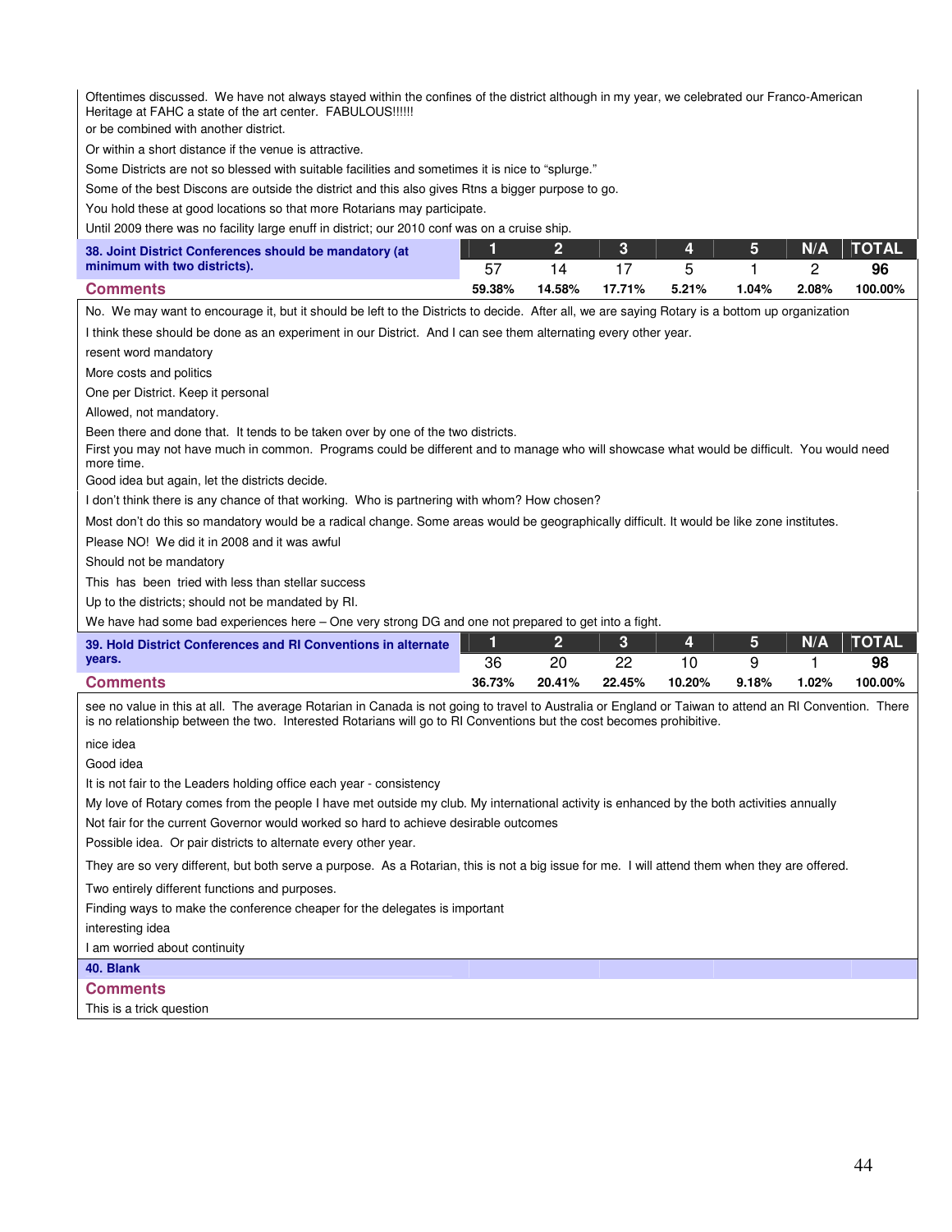Oftentimes discussed. We have not always stayed within the confines of the district although in my year, we celebrated our Franco-American Heritage at FAHC a state of the art center. FABULOUS!!!!!!

or be combined with another district.

Or within a short distance if the venue is attractive.

Some Districts are not so blessed with suitable facilities and sometimes it is nice to "splurge."

Some of the best Discons are outside the district and this also gives Rtns a bigger purpose to go.

You hold these at good locations so that more Rotarians may participate.

Until 2009 there was no facility large enuff in district; our 2010 conf was on a cruise ship.

| 38. Joint District Conferences should be mandatory (at minimum with two districts). | 1 | 2 | 3 | 4 | 5 | N/A | TOTAL |
|---|---|---|---|---|---|---|---|
| | 57 | 14 | 17 | 5 | 1 | 2 | 96 |
| **Comments** | 59.38% | 14.58% | 17.71% | 5.21% | 1.04% | 2.08% | 100.00% |

No. We may want to encourage it, but it should be left to the Districts to decide. After all, we are saying Rotary is a bottom up organization

I think these should be done as an experiment in our District. And I can see them alternating every other year.

resent word mandatory

More costs and politics

One per District. Keep it personal

Allowed, not mandatory.

Been there and done that. It tends to be taken over by one of the two districts.

First you may not have much in common. Programs could be different and to manage who will showcase what would be difficult. You would need more time.

Good idea but again, let the districts decide.

I don't think there is any chance of that working. Who is partnering with whom? How chosen?

Most don't do this so mandatory would be a radical change. Some areas would be geographically difficult. It would be like zone institutes.

Please NO! We did it in 2008 and it was awful

Should not be mandatory

This has been tried with less than stellar success

Up to the districts; should not be mandated by RI.

We have had some bad experiences here – One very strong DG and one not prepared to get into a fight.

| 39. Hold District Conferences and RI Conventions in alternate years. | 1 | 2 | 3 | 4 | 5 | N/A | TOTAL |
|---|---|---|---|---|---|---|---|
| | 36 | 20 | 22 | 10 | 9 | 1 | 98 |
| **Comments** | 36.73% | 20.41% | 22.45% | 10.20% | 9.18% | 1.02% | 100.00% |

see no value in this at all. The average Rotarian in Canada is not going to travel to Australia or England or Taiwan to attend an RI Convention. There is no relationship between the two. Interested Rotarians will go to RI Conventions but the cost becomes prohibitive.

nice idea

Good idea

It is not fair to the Leaders holding office each year - consistency

My love of Rotary comes from the people I have met outside my club. My international activity is enhanced by the both activities annually

Not fair for the current Governor would worked so hard to achieve desirable outcomes

Possible idea. Or pair districts to alternate every other year.

They are so very different, but both serve a purpose. As a Rotarian, this is not a big issue for me. I will attend them when they are offered.

Two entirely different functions and purposes.

Finding ways to make the conference cheaper for the delegates is important

interesting idea

I am worried about continuity

**40. Blank**

**Comments**

This is a trick question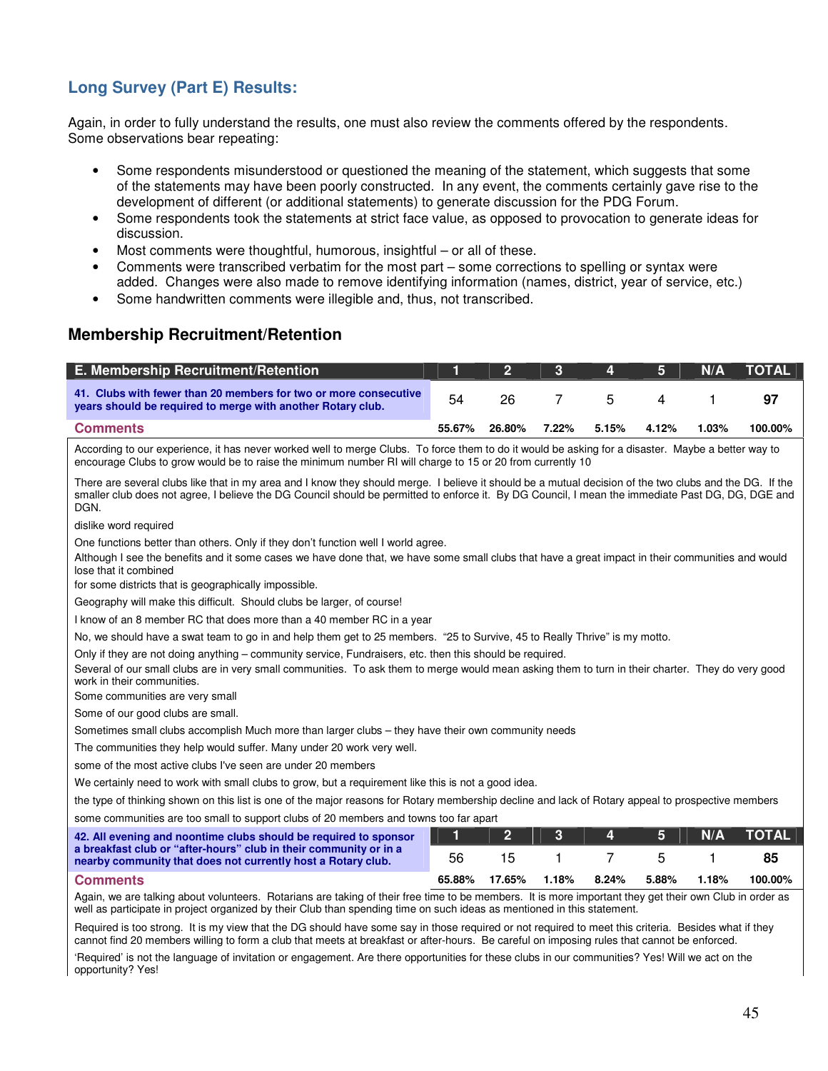## Long Survey (Part E) Results:

Again, in order to fully understand the results, one must also review the comments offered by the respondents. Some observations bear repeating:

- Some respondents misunderstood or questioned the meaning of the statement, which suggests that some of the statements may have been poorly constructed. In any event, the comments certainly gave rise to the development of different (or additional statements) to generate discussion for the PDG Forum.
- Some respondents took the statements at strict face value, as opposed to provocation to generate ideas for discussion.
- Most comments were thoughtful, humorous, insightful – or all of these.
- Comments were transcribed verbatim for the most part – some corrections to spelling or syntax were added. Changes were also made to remove identifying information (names, district, year of service, etc.)
- Some handwritten comments were illegible and, thus, not transcribed.

## Membership Recruitment/Retention

| E. Membership Recruitment/Retention | 1 | 2 | 3 | 4 | 5 | N/A | TOTAL |
|---|---|---|---|---|---|---|---|
| **41. Clubs with fewer than 20 members for two or more consecutive years should be required to merge with another Rotary club.** | 54 | 26 | 7 | 5 | 4 | 1 | **97** |
| **Comments** | **55.67%** | **26.80%** | **7.22%** | **5.15%** | **4.12%** | **1.03%** | **100.00%** |

According to our experience, it has never worked well to merge Clubs. To force them to do it would be asking for a disaster. Maybe a better way to encourage Clubs to grow would be to raise the minimum number RI will charge to 15 or 20 from currently 10

There are several clubs like that in my area and I know they should merge. I believe it should be a mutual decision of the two clubs and the DG. If the smaller club does not agree, I believe the DG Council should be permitted to enforce it. By DG Council, I mean the immediate Past DG, DG, DGE and DGN.

dislike word required

One functions better than others. Only if they don't function well I world agree.

Although I see the benefits and it some cases we have done that, we have some small clubs that have a great impact in their communities and would lose that it combined

for some districts that is geographically impossible.

Geography will make this difficult. Should clubs be larger, of course!

I know of an 8 member RC that does more than a 40 member RC in a year

No, we should have a swat team to go in and help them get to 25 members. "25 to Survive, 45 to Really Thrive" is my motto.

Only if they are not doing anything – community service, Fundraisers, etc. then this should be required.

Several of our small clubs are in very small communities. To ask them to merge would mean asking them to turn in their charter. They do very good work in their communities.

Some communities are very small

Some of our good clubs are small.

Sometimes small clubs accomplish Much more than larger clubs – they have their own community needs

The communities they help would suffer. Many under 20 work very well.

some of the most active clubs I've seen are under 20 members

We certainly need to work with small clubs to grow, but a requirement like this is not a good idea.

the type of thinking shown on this list is one of the major reasons for Rotary membership decline and lack of Rotary appeal to prospective members

some communities are too small to support clubs of 20 members and towns too far apart

| 42. All evening and noontime clubs should be required to sponsor a breakfast club or "after-hours" club in their community or in a nearby community that does not currently host a Rotary club. | 1 | 2 | 3 | 4 | 5 | N/A | TOTAL |
|---|---|---|---|---|---|---|---|
| | 56 | 15 | 1 | 7 | 5 | 1 | **85** |
| **Comments** | **65.88%** | **17.65%** | **1.18%** | **8.24%** | **5.88%** | **1.18%** | **100.00%** |

Again, we are talking about volunteers. Rotarians are taking of their free time to be members. It is more important they get their own Club in order as well as participate in project organized by their Club than spending time on such ideas as mentioned in this statement.

Required is too strong. It is my view that the DG should have some say in those required or not required to meet this criteria. Besides what if they cannot find 20 members willing to form a club that meets at breakfast or after-hours. Be careful on imposing rules that cannot be enforced.

'Required' is not the language of invitation or engagement. Are there opportunities for these clubs in our communities? Yes! Will we act on the opportunity? Yes!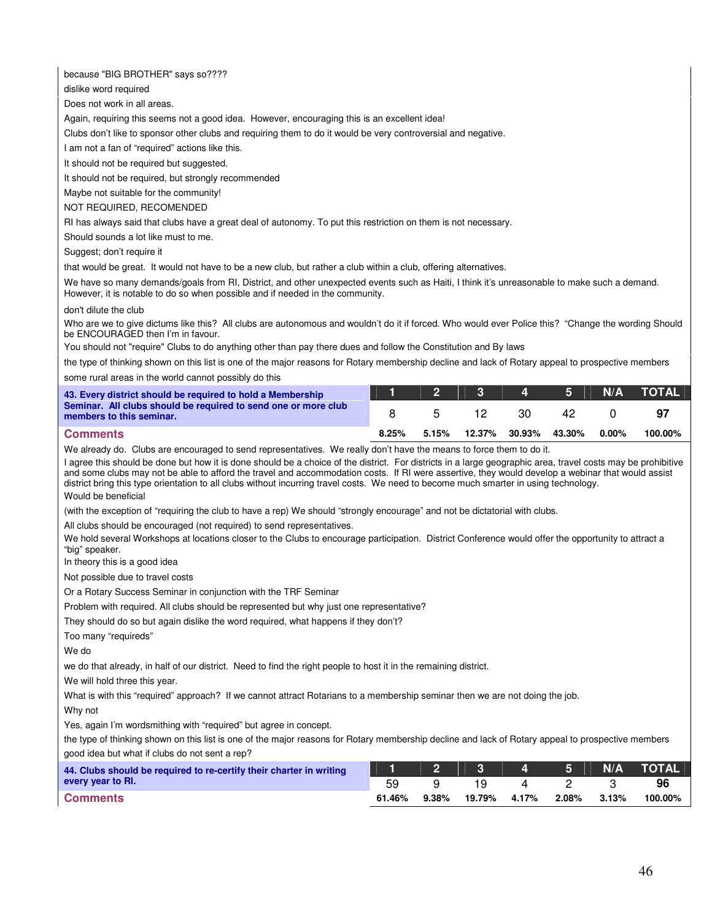because "BIG BROTHER" says so????

dislike word required

Does not work in all areas.

Again, requiring this seems not a good idea. However, encouraging this is an excellent idea!

Clubs don't like to sponsor other clubs and requiring them to do it would be very controversial and negative.

I am not a fan of "required" actions like this.

It should not be required but suggested.

It should not be required, but strongly recommended

Maybe not suitable for the community!

NOT REQUIRED, RECOMENDED

RI has always said that clubs have a great deal of autonomy. To put this restriction on them is not necessary.

Should sounds a lot like must to me.

Suggest; don't require it

that would be great. It would not have to be a new club, but rather a club within a club, offering alternatives.

We have so many demands/goals from RI, District, and other unexpected events such as Haiti, I think it's unreasonable to make such a demand. However, it is notable to do so when possible and if needed in the community.

don't dilute the club

Who are we to give dictums like this? All clubs are autonomous and wouldn't do it if forced. Who would ever Police this? "Change the wording Should be ENCOURAGED then I'm in favour.

You should not "require" Clubs to do anything other than pay there dues and follow the Constitution and By laws

the type of thinking shown on this list is one of the major reasons for Rotary membership decline and lack of Rotary appeal to prospective members

some rural areas in the world cannot possibly do this

| **43. Every district should be required to hold a Membership Seminar. All clubs should be required to send one or more club members to this seminar.** | 1 | 2 | 3 | 4 | 5 | N/A | TOTAL |
|---|---|---|---|---|---|---|---|
| | 8 | 5 | 12 | 30 | 42 | 0 | **97** |
| **Comments** | **8.25%** | **5.15%** | **12.37%** | **30.93%** | **43.30%** | **0.00%** | **100.00%** |

We already do. Clubs are encouraged to send representatives. We really don't have the means to force them to do it.

I agree this should be done but how it is done should be a choice of the district. For districts in a large geographic area, travel costs may be prohibitive and some clubs may not be able to afford the travel and accommodation costs. If RI were assertive, they would develop a webinar that would assist district bring this type orientation to all clubs without incurring travel costs. We need to become much smarter in using technology.

Would be beneficial

(with the exception of "requiring the club to have a rep) We should "strongly encourage" and not be dictatorial with clubs.

All clubs should be encouraged (not required) to send representatives.

We hold several Workshops at locations closer to the Clubs to encourage participation. District Conference would offer the opportunity to attract a "big" speaker.

In theory this is a good idea

Not possible due to travel costs

Or a Rotary Success Seminar in conjunction with the TRF Seminar

Problem with required. All clubs should be represented but why just one representative?

They should do so but again dislike the word required, what happens if they don't?

Too many "requireds"

We do

we do that already, in half of our district. Need to find the right people to host it in the remaining district.

We will hold three this year.

What is with this "required" approach? If we cannot attract Rotarians to a membership seminar then we are not doing the job.

Why not

Yes, again I'm wordsmithing with "required" but agree in concept.

the type of thinking shown on this list is one of the major reasons for Rotary membership decline and lack of Rotary appeal to prospective members

good idea but what if clubs do not sent a rep?

| **44. Clubs should be required to re-certify their charter in writing every year to RI.** | 1 | 2 | 3 | 4 | 5 | N/A | TOTAL |
|---|---|---|---|---|---|---|---|
| | 59 | 9 | 19 | 4 | 2 | 3 | **96** |
| **Comments** | **61.46%** | **9.38%** | **19.79%** | **4.17%** | **2.08%** | **3.13%** | **100.00%** |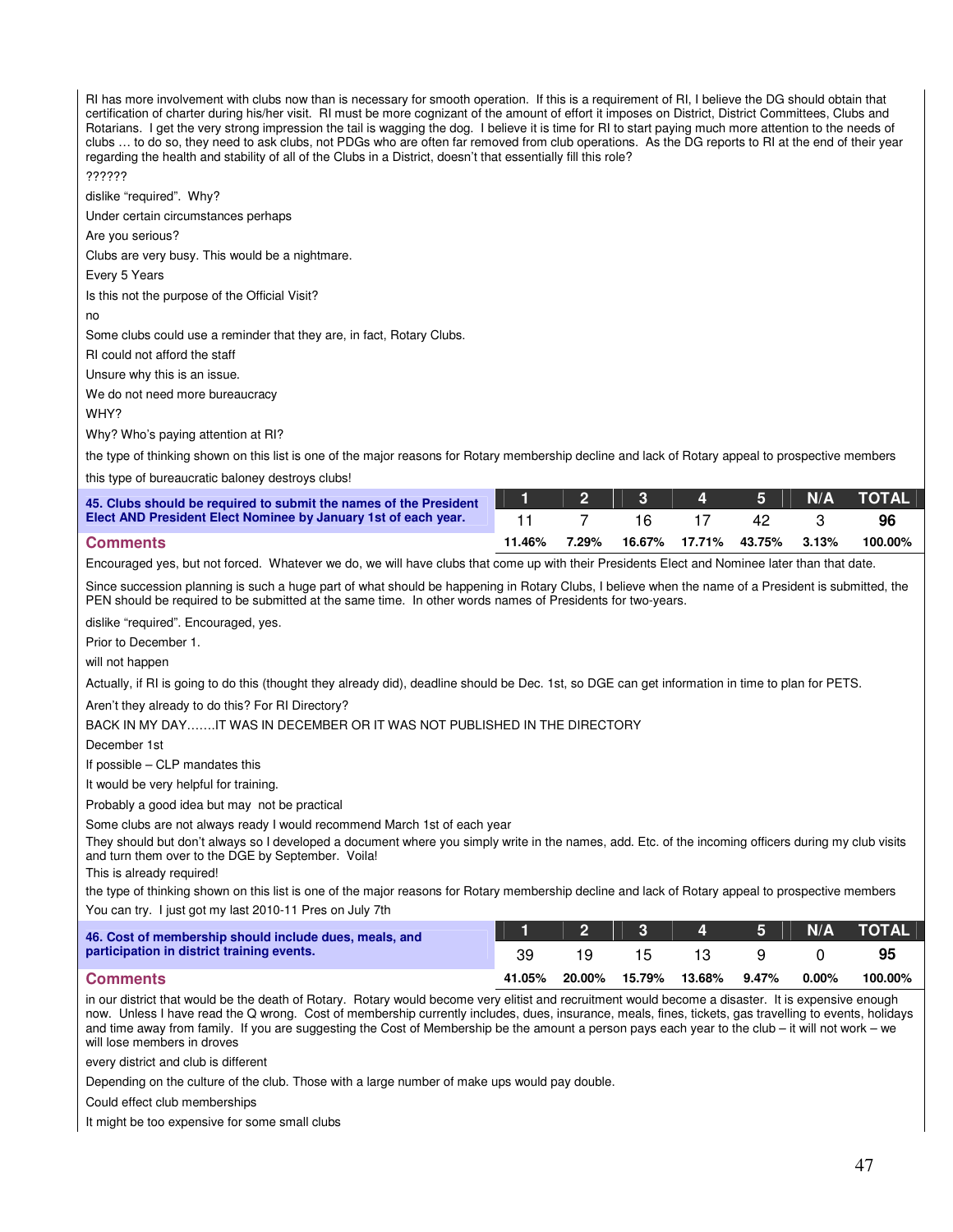RI has more involvement with clubs now than is necessary for smooth operation. If this is a requirement of RI, I believe the DG should obtain that certification of charter during his/her visit. RI must be more cognizant of the amount of effort it imposes on District, District Committees, Clubs and Rotarians. I get the very strong impression the tail is wagging the dog. I believe it is time for RI to start paying much more attention to the needs of clubs … to do so, they need to ask clubs, not PDGs who are often far removed from club operations. As the DG reports to RI at the end of their year regarding the health and stability of all of the Clubs in a District, doesn't that essentially fill this role?

??????

dislike "required". Why?

Under certain circumstances perhaps

Are you serious?

Clubs are very busy. This would be a nightmare.

Every 5 Years

Is this not the purpose of the Official Visit?

no

Some clubs could use a reminder that they are, in fact, Rotary Clubs.

RI could not afford the staff

Unsure why this is an issue.

We do not need more bureaucracy

WHY?

Why? Who's paying attention at RI?

the type of thinking shown on this list is one of the major reasons for Rotary membership decline and lack of Rotary appeal to prospective members

this type of bureaucratic baloney destroys clubs!

| 45. Clubs should be required to submit the names of the President Elect AND President Elect Nominee by January 1st of each year. | 1 | 2 | 3 | 4 | 5 | N/A | TOTAL |
|---|---|---|---|---|---|---|---|
| | 11 | 7 | 16 | 17 | 42 | 3 | 96 |
| **Comments** | 11.46% | 7.29% | 16.67% | 17.71% | 43.75% | 3.13% | 100.00% |

Encouraged yes, but not forced. Whatever we do, we will have clubs that come up with their Presidents Elect and Nominee later than that date.

Since succession planning is such a huge part of what should be happening in Rotary Clubs, I believe when the name of a President is submitted, the PEN should be required to be submitted at the same time. In other words names of Presidents for two-years.

dislike "required". Encouraged, yes.

Prior to December 1.

will not happen

Actually, if RI is going to do this (thought they already did), deadline should be Dec. 1st, so DGE can get information in time to plan for PETS.

Aren't they already to do this? For RI Directory?

BACK IN MY DAY…….IT WAS IN DECEMBER OR IT WAS NOT PUBLISHED IN THE DIRECTORY

December 1st

If possible – CLP mandates this

It would be very helpful for training.

Probably a good idea but may not be practical

Some clubs are not always ready I would recommend March 1st of each year

They should but don't always so I developed a document where you simply write in the names, add. Etc. of the incoming officers during my club visits and turn them over to the DGE by September. Voila!

This is already required!

the type of thinking shown on this list is one of the major reasons for Rotary membership decline and lack of Rotary appeal to prospective members

You can try. I just got my last 2010-11 Pres on July 7th

| 46. Cost of membership should include dues, meals, and participation in district training events. | 1 | 2 | 3 | 4 | 5 | N/A | TOTAL |
|---|---|---|---|---|---|---|---|
| | 39 | 19 | 15 | 13 | 9 | 0 | 95 |
| **Comments** | 41.05% | 20.00% | 15.79% | 13.68% | 9.47% | 0.00% | 100.00% |

in our district that would be the death of Rotary. Rotary would become very elitist and recruitment would become a disaster. It is expensive enough now. Unless I have read the Q wrong. Cost of membership currently includes, dues, insurance, meals, fines, tickets, gas travelling to events, holidays and time away from family. If you are suggesting the Cost of Membership be the amount a person pays each year to the club – it will not work – we will lose members in droves

every district and club is different

Depending on the culture of the club. Those with a large number of make ups would pay double.

Could effect club memberships

It might be too expensive for some small clubs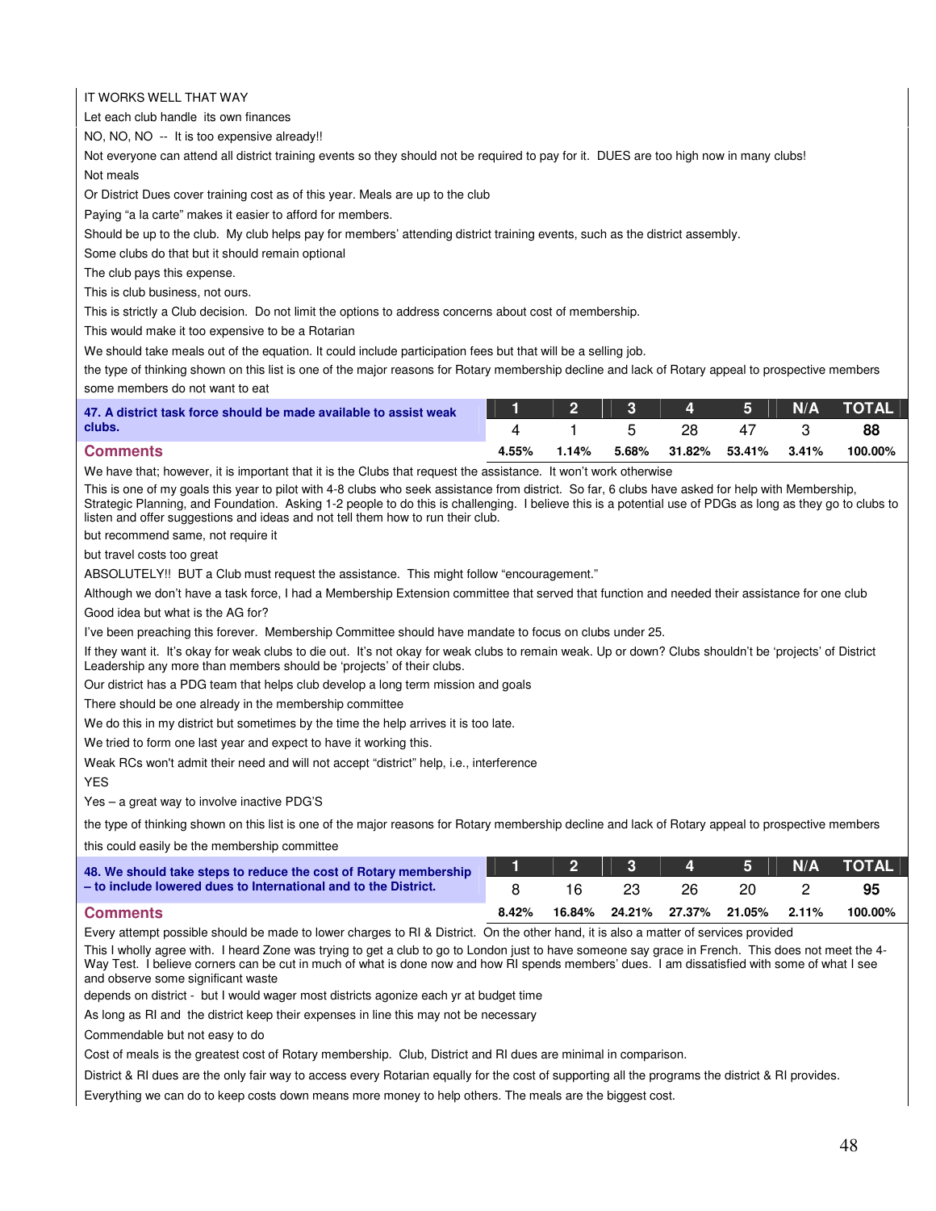IT WORKS WELL THAT WAY

Let each club handle its own finances

NO, NO, NO -- It is too expensive already!!

Not everyone can attend all district training events so they should not be required to pay for it. DUES are too high now in many clubs!

Not meals

Or District Dues cover training cost as of this year. Meals are up to the club

Paying "a la carte" makes it easier to afford for members.

Should be up to the club. My club helps pay for members' attending district training events, such as the district assembly.

Some clubs do that but it should remain optional

The club pays this expense.

This is club business, not ours.

This is strictly a Club decision. Do not limit the options to address concerns about cost of membership.

This would make it too expensive to be a Rotarian

We should take meals out of the equation. It could include participation fees but that will be a selling job.

the type of thinking shown on this list is one of the major reasons for Rotary membership decline and lack of Rotary appeal to prospective members

some members do not want to eat

| **47. A district task force should be made available to assist weak clubs.** | 1 | 2 | 3 | 4 | 5 | N/A | TOTAL |
|---|---|---|---|---|---|---|---|
| | 4 | 1 | 5 | 28 | 47 | 3 | **88** |
| **Comments** | 4.55% | 1.14% | 5.68% | 31.82% | 53.41% | 3.41% | 100.00% |

We have that; however, it is important that it is the Clubs that request the assistance. It won't work otherwise

This is one of my goals this year to pilot with 4-8 clubs who seek assistance from district. So far, 6 clubs have asked for help with Membership, Strategic Planning, and Foundation. Asking 1-2 people to do this is challenging. I believe this is a potential use of PDGs as long as they go to clubs to listen and offer suggestions and ideas and not tell them how to run their club.

but recommend same, not require it

but travel costs too great

ABSOLUTELY!! BUT a Club must request the assistance. This might follow "encouragement."

Although we don't have a task force, I had a Membership Extension committee that served that function and needed their assistance for one club

Good idea but what is the AG for?

I've been preaching this forever. Membership Committee should have mandate to focus on clubs under 25.

If they want it. It's okay for weak clubs to die out. It's not okay for weak clubs to remain weak. Up or down? Clubs shouldn't be 'projects' of District Leadership any more than members should be 'projects' of their clubs.

Our district has a PDG team that helps club develop a long term mission and goals

There should be one already in the membership committee

We do this in my district but sometimes by the time the help arrives it is too late.

We tried to form one last year and expect to have it working this.

Weak RCs won't admit their need and will not accept "district" help, i.e., interference

YES

Yes – a great way to involve inactive PDG'S

the type of thinking shown on this list is one of the major reasons for Rotary membership decline and lack of Rotary appeal to prospective members

this could easily be the membership committee

| **48. We should take steps to reduce the cost of Rotary membership – to include lowered dues to International and to the District.** | 1 | 2 | 3 | 4 | 5 | N/A | TOTAL |
|---|---|---|---|---|---|---|---|
| | 8 | 16 | 23 | 26 | 20 | 2 | **95** |
| **Comments** | 8.42% | 16.84% | 24.21% | 27.37% | 21.05% | 2.11% | 100.00% |

Every attempt possible should be made to lower charges to RI & District. On the other hand, it is also a matter of services provided

This I wholly agree with. I heard Zone was trying to get a club to go to London just to have someone say grace in French. This does not meet the 4-Way Test. I believe corners can be cut in much of what is done now and how RI spends members' dues. I am dissatisfied with some of what I see and observe some significant waste

depends on district - but I would wager most districts agonize each yr at budget time

As long as RI and the district keep their expenses in line this may not be necessary

Commendable but not easy to do

Cost of meals is the greatest cost of Rotary membership. Club, District and RI dues are minimal in comparison.

District & RI dues are the only fair way to access every Rotarian equally for the cost of supporting all the programs the district & RI provides.

Everything we can do to keep costs down means more money to help others. The meals are the biggest cost.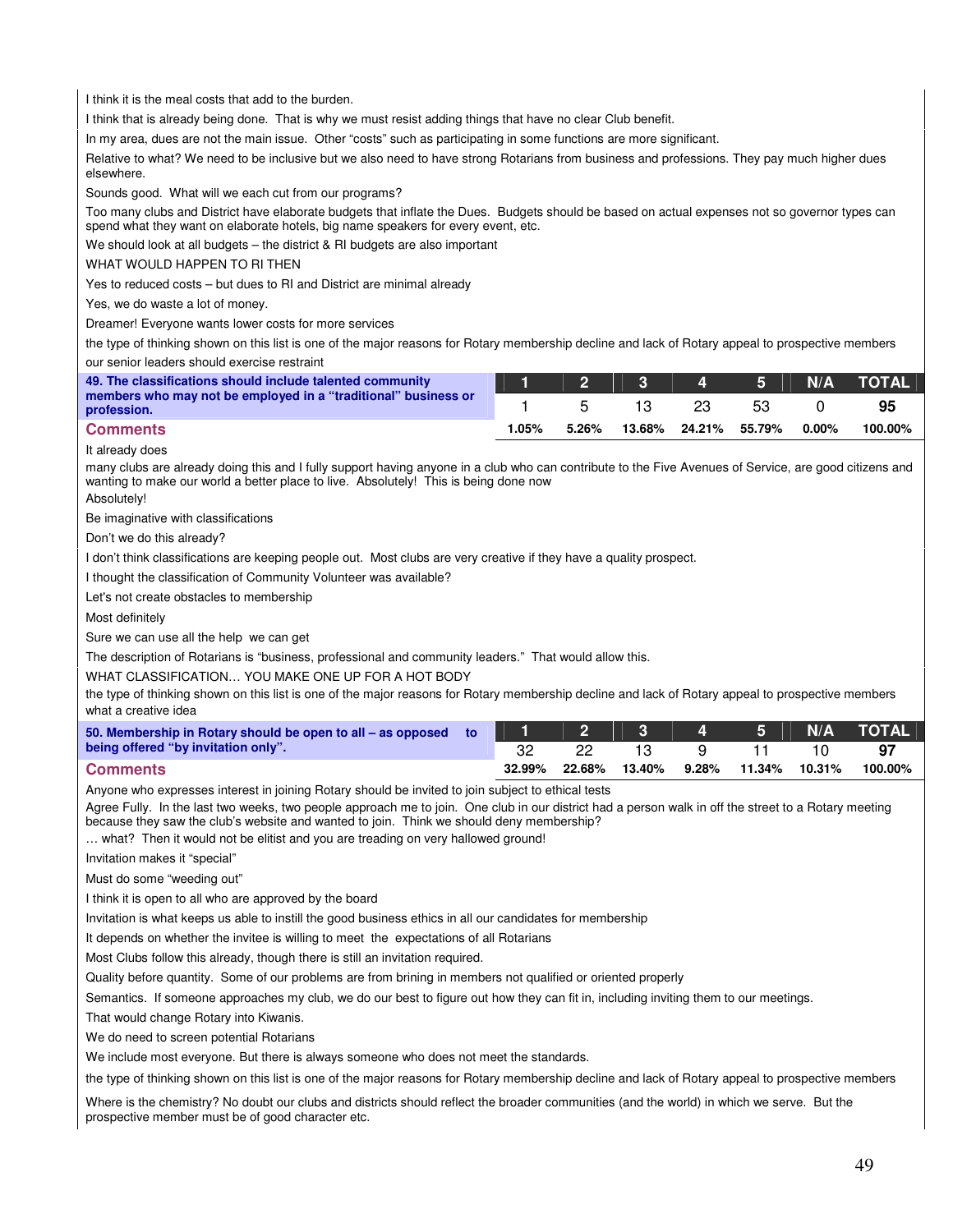I think it is the meal costs that add to the burden.

I think that is already being done. That is why we must resist adding things that have no clear Club benefit.

In my area, dues are not the main issue. Other "costs" such as participating in some functions are more significant.

Relative to what? We need to be inclusive but we also need to have strong Rotarians from business and professions. They pay much higher dues elsewhere.

Sounds good. What will we each cut from our programs?

Too many clubs and District have elaborate budgets that inflate the Dues. Budgets should be based on actual expenses not so governor types can spend what they want on elaborate hotels, big name speakers for every event, etc.

We should look at all budgets – the district & RI budgets are also important

WHAT WOULD HAPPEN TO RI THEN

Yes to reduced costs – but dues to RI and District are minimal already

Yes, we do waste a lot of money.

Dreamer! Everyone wants lower costs for more services

the type of thinking shown on this list is one of the major reasons for Rotary membership decline and lack of Rotary appeal to prospective members

our senior leaders should exercise restraint

| 49. The classifications should include talented community members who may not be employed in a "traditional" business or profession. | 1 | 2 | 3 | 4 | 5 | N/A | TOTAL |
|---|---|---|---|---|---|---|---|
| | 1 | 5 | 13 | 23 | 53 | 0 | **95** |
| **Comments** | **1.05%** | **5.26%** | **13.68%** | **24.21%** | **55.79%** | **0.00%** | **100.00%** |

It already does

many clubs are already doing this and I fully support having anyone in a club who can contribute to the Five Avenues of Service, are good citizens and wanting to make our world a better place to live. Absolutely! This is being done now

Absolutely!

Be imaginative with classifications

Don't we do this already?

I don't think classifications are keeping people out. Most clubs are very creative if they have a quality prospect.

I thought the classification of Community Volunteer was available?

Let's not create obstacles to membership

Most definitely

Sure we can use all the help we can get

The description of Rotarians is "business, professional and community leaders." That would allow this.

WHAT CLASSIFICATION… YOU MAKE ONE UP FOR A HOT BODY

the type of thinking shown on this list is one of the major reasons for Rotary membership decline and lack of Rotary appeal to prospective members

what a creative idea

| 50. Membership in Rotary should be open to all – as opposed to being offered "by invitation only". | 1 | 2 | 3 | 4 | 5 | N/A | TOTAL |
|---|---|---|---|---|---|---|---|
| | 32 | 22 | 13 | 9 | 11 | 10 | **97** |
| **Comments** | **32.99%** | **22.68%** | **13.40%** | **9.28%** | **11.34%** | **10.31%** | **100.00%** |

Anyone who expresses interest in joining Rotary should be invited to join subject to ethical tests

Agree Fully. In the last two weeks, two people approach me to join. One club in our district had a person walk in off the street to a Rotary meeting because they saw the club's website and wanted to join. Think we should deny membership?

… what? Then it would not be elitist and you are treading on very hallowed ground!

Invitation makes it "special"

Must do some "weeding out"

I think it is open to all who are approved by the board

Invitation is what keeps us able to instill the good business ethics in all our candidates for membership

It depends on whether the invitee is willing to meet the expectations of all Rotarians

Most Clubs follow this already, though there is still an invitation required.

Quality before quantity. Some of our problems are from brining in members not qualified or oriented properly

Semantics. If someone approaches my club, we do our best to figure out how they can fit in, including inviting them to our meetings.

That would change Rotary into Kiwanis.

We do need to screen potential Rotarians

We include most everyone. But there is always someone who does not meet the standards.

the type of thinking shown on this list is one of the major reasons for Rotary membership decline and lack of Rotary appeal to prospective members

Where is the chemistry? No doubt our clubs and districts should reflect the broader communities (and the world) in which we serve. But the prospective member must be of good character etc.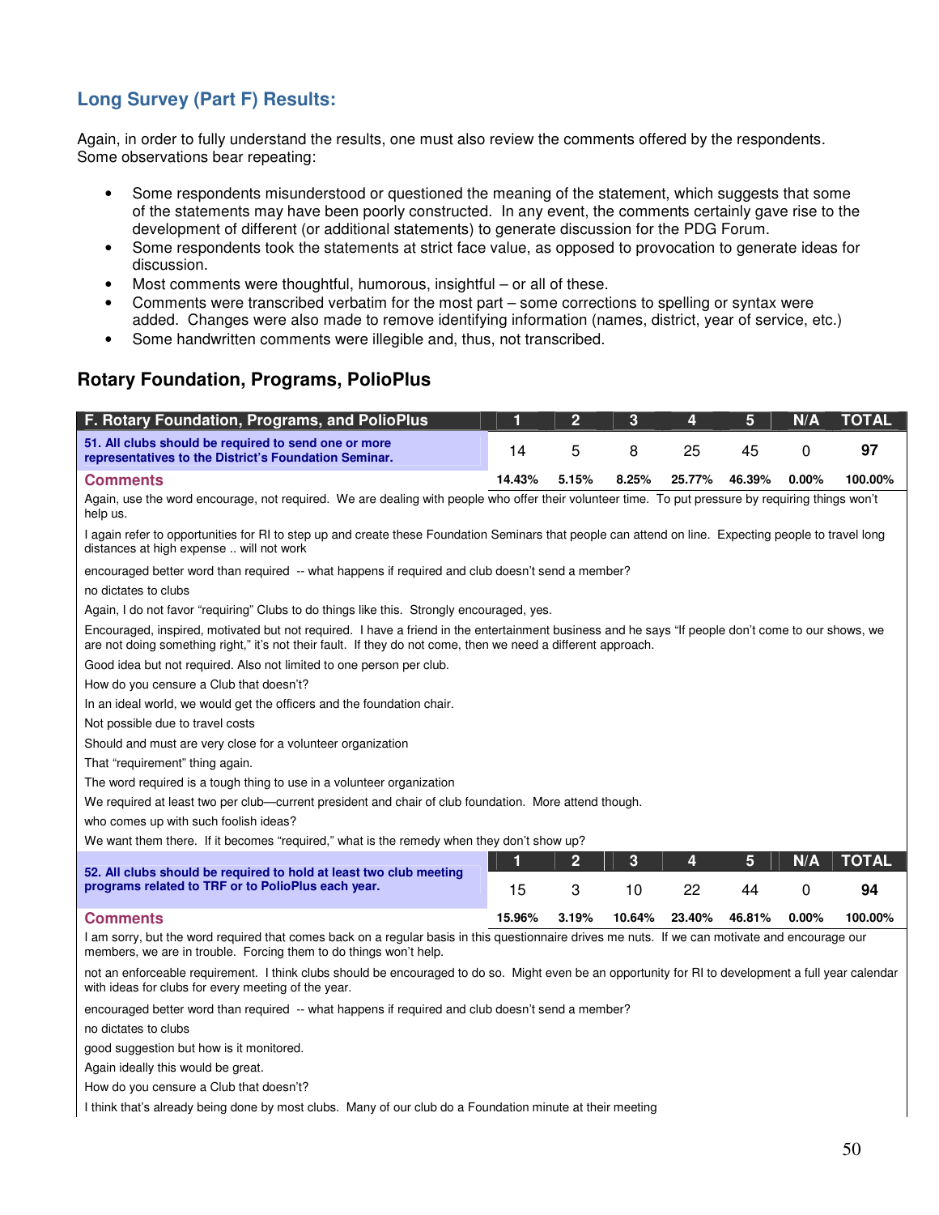## Long Survey (Part F) Results:

Again, in order to fully understand the results, one must also review the comments offered by the respondents. Some observations bear repeating:

- Some respondents misunderstood or questioned the meaning of the statement, which suggests that some of the statements may have been poorly constructed. In any event, the comments certainly gave rise to the development of different (or additional statements) to generate discussion for the PDG Forum.
- Some respondents took the statements at strict face value, as opposed to provocation to generate ideas for discussion.
- Most comments were thoughtful, humorous, insightful – or all of these.
- Comments were transcribed verbatim for the most part – some corrections to spelling or syntax were added. Changes were also made to remove identifying information (names, district, year of service, etc.)
- Some handwritten comments were illegible and, thus, not transcribed.

## Rotary Foundation, Programs, PolioPlus

| F. Rotary Foundation, Programs, and PolioPlus | 1 | 2 | 3 | 4 | 5 | N/A | TOTAL |
|---|---|---|---|---|---|---|---|
| **51. All clubs should be required to send one or more representatives to the District's Foundation Seminar.** | 14 | 5 | 8 | 25 | 45 | 0 | **97** |
| **Comments** | 14.43% | 5.15% | 8.25% | 25.77% | 46.39% | 0.00% | 100.00% |

Again, use the word encourage, not required. We are dealing with people who offer their volunteer time. To put pressure by requiring things won't help us.

I again refer to opportunities for RI to step up and create these Foundation Seminars that people can attend on line. Expecting people to travel long distances at high expense .. will not work

encouraged better word than required -- what happens if required and club doesn't send a member?

no dictates to clubs

Again, I do not favor "requiring" Clubs to do things like this. Strongly encouraged, yes.

Encouraged, inspired, motivated but not required. I have a friend in the entertainment business and he says "If people don't come to our shows, we are not doing something right," it's not their fault. If they do not come, then we need a different approach.

Good idea but not required. Also not limited to one person per club.

How do you censure a Club that doesn't?

In an ideal world, we would get the officers and the foundation chair.

Not possible due to travel costs

Should and must are very close for a volunteer organization

That "requirement" thing again.

The word required is a tough thing to use in a volunteer organization

We required at least two per club—current president and chair of club foundation. More attend though.

who comes up with such foolish ideas?

We want them there. If it becomes "required," what is the remedy when they don't show up?

| | 1 | 2 | 3 | 4 | 5 | N/A | TOTAL |
|---|---|---|---|---|---|---|---|
| **52. All clubs should be required to hold at least two club meeting programs related to TRF or to PolioPlus each year.** | 15 | 3 | 10 | 22 | 44 | 0 | **94** |
| **Comments** | 15.96% | 3.19% | 10.64% | 23.40% | 46.81% | 0.00% | 100.00% |

I am sorry, but the word required that comes back on a regular basis in this questionnaire drives me nuts. If we can motivate and encourage our members, we are in trouble. Forcing them to do things won't help.

not an enforceable requirement. I think clubs should be encouraged to do so. Might even be an opportunity for RI to development a full year calendar with ideas for clubs for every meeting of the year.

encouraged better word than required -- what happens if required and club doesn't send a member?

no dictates to clubs

good suggestion but how is it monitored.

Again ideally this would be great.

How do you censure a Club that doesn't?

I think that's already being done by most clubs. Many of our club do a Foundation minute at their meeting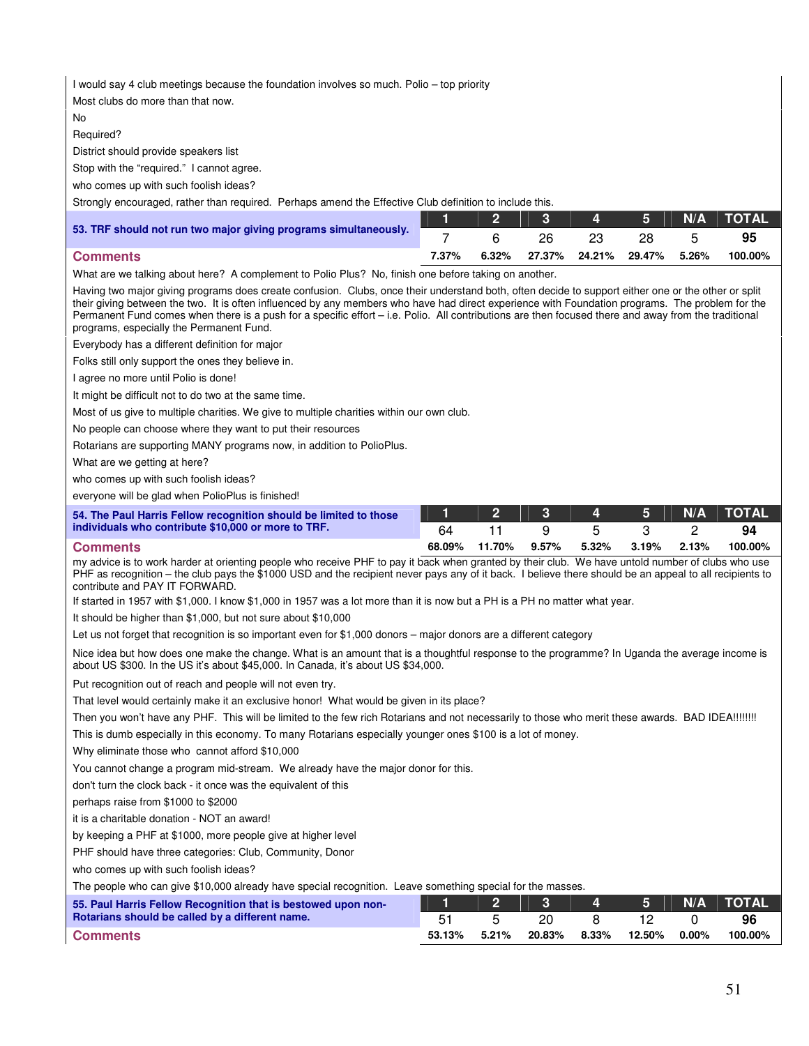I would say 4 club meetings because the foundation involves so much. Polio – top priority

Most clubs do more than that now.

No

Required?

District should provide speakers list

Stop with the "required." I cannot agree.

who comes up with such foolish ideas?

Strongly encouraged, rather than required. Perhaps amend the Effective Club definition to include this.

| 53. TRF should not run two major giving programs simultaneously. | 1 | 2 | 3 | 4 | 5 | N/A | TOTAL |
|---|---|---|---|---|---|---|---|
| | 7 | 6 | 26 | 23 | 28 | 5 | 95 |
| **Comments** | 7.37% | 6.32% | 27.37% | 24.21% | 29.47% | 5.26% | 100.00% |

What are we talking about here? A complement to Polio Plus? No, finish one before taking on another.

Having two major giving programs does create confusion. Clubs, once their understand both, often decide to support either one or the other or split their giving between the two. It is often influenced by any members who have had direct experience with Foundation programs. The problem for the Permanent Fund comes when there is a push for a specific effort – i.e. Polio. All contributions are then focused there and away from the traditional programs, especially the Permanent Fund.

Everybody has a different definition for major

Folks still only support the ones they believe in.

I agree no more until Polio is done!

It might be difficult not to do two at the same time.

Most of us give to multiple charities. We give to multiple charities within our own club.

No people can choose where they want to put their resources

Rotarians are supporting MANY programs now, in addition to PolioPlus.

What are we getting at here?

who comes up with such foolish ideas?

everyone will be glad when PolioPlus is finished!

| 54. The Paul Harris Fellow recognition should be limited to those individuals who contribute $10,000 or more to TRF. | 1 | 2 | 3 | 4 | 5 | N/A | TOTAL |
|---|---|---|---|---|---|---|---|
| | 64 | 11 | 9 | 5 | 3 | 2 | 94 |
| **Comments** | 68.09% | 11.70% | 9.57% | 5.32% | 3.19% | 2.13% | 100.00% |

my advice is to work harder at orienting people who receive PHF to pay it back when granted by their club. We have untold number of clubs who use PHF as recognition – the club pays the $1000 USD and the recipient never pays any of it back. I believe there should be an appeal to all recipients to contribute and PAY IT FORWARD.

If started in 1957 with $1,000. I know $1,000 in 1957 was a lot more than it is now but a PH is a PH no matter what year.

It should be higher than $1,000, but not sure about $10,000

Let us not forget that recognition is so important even for $1,000 donors – major donors are a different category

Nice idea but how does one make the change. What is an amount that is a thoughtful response to the programme? In Uganda the average income is about US $300. In the US it's about $45,000. In Canada, it's about US $34,000.

Put recognition out of reach and people will not even try.

That level would certainly make it an exclusive honor! What would be given in its place?

Then you won't have any PHF. This will be limited to the few rich Rotarians and not necessarily to those who merit these awards. BAD IDEA!!!!!!!!

This is dumb especially in this economy. To many Rotarians especially younger ones $100 is a lot of money.

Why eliminate those who cannot afford $10,000

You cannot change a program mid-stream. We already have the major donor for this.

don't turn the clock back - it once was the equivalent of this

perhaps raise from $1000 to $2000

it is a charitable donation - NOT an award!

by keeping a PHF at $1000, more people give at higher level

PHF should have three categories: Club, Community, Donor

who comes up with such foolish ideas?

The people who can give $10,000 already have special recognition. Leave something special for the masses.

| 55. Paul Harris Fellow Recognition that is bestowed upon non-Rotarians should be called by a different name. | 1 | 2 | 3 | 4 | 5 | N/A | TOTAL |
|---|---|---|---|---|---|---|---|
| | 51 | 5 | 20 | 8 | 12 | 0 | 96 |
| **Comments** | 53.13% | 5.21% | 20.83% | 8.33% | 12.50% | 0.00% | 100.00% |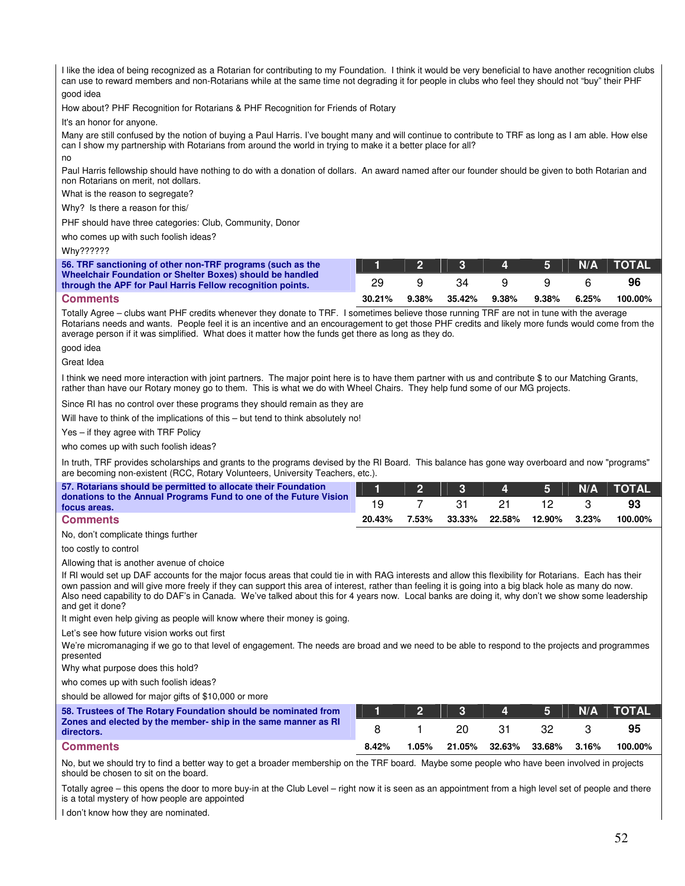I like the idea of being recognized as a Rotarian for contributing to my Foundation. I think it would be very beneficial to have another recognition clubs can use to reward members and non-Rotarians while at the same time not degrading it for people in clubs who feel they should not "buy" their PHF

good idea

How about? PHF Recognition for Rotarians & PHF Recognition for Friends of Rotary

It's an honor for anyone.

Many are still confused by the notion of buying a Paul Harris. I've bought many and will continue to contribute to TRF as long as I am able. How else can I show my partnership with Rotarians from around the world in trying to make it a better place for all?

no

Paul Harris fellowship should have nothing to do with a donation of dollars. An award named after our founder should be given to both Rotarian and non Rotarians on merit, not dollars.

What is the reason to segregate?

Why? Is there a reason for this/

PHF should have three categories: Club, Community, Donor

who comes up with such foolish ideas?

Why??????

| 56. TRF sanctioning of other non-TRF programs (such as the Wheelchair Foundation or Shelter Boxes) should be handled through the APF for Paul Harris Fellow recognition points. | 1 | 2 | 3 | 4 | 5 | N/A | TOTAL |
|---|---|---|---|---|---|---|---|
| | 29 | 9 | 34 | 9 | 9 | 6 | 96 |
| **Comments** | 30.21% | 9.38% | 35.42% | 9.38% | 9.38% | 6.25% | 100.00% |

Totally Agree – clubs want PHF credits whenever they donate to TRF. I sometimes believe those running TRF are not in tune with the average Rotarians needs and wants. People feel it is an incentive and an encouragement to get those PHF credits and likely more funds would come from the average person if it was simplified. What does it matter how the funds get there as long as they do.

good idea

Great Idea

I think we need more interaction with joint partners. The major point here is to have them partner with us and contribute $ to our Matching Grants, rather than have our Rotary money go to them. This is what we do with Wheel Chairs. They help fund some of our MG projects.

Since RI has no control over these programs they should remain as they are

Will have to think of the implications of this – but tend to think absolutely no!

Yes – if they agree with TRF Policy

who comes up with such foolish ideas?

In truth, TRF provides scholarships and grants to the programs devised by the RI Board. This balance has gone way overboard and now "programs" are becoming non-existent (RCC, Rotary Volunteers, University Teachers, etc.).

| 57. Rotarians should be permitted to allocate their Foundation donations to the Annual Programs Fund to one of the Future Vision focus areas. | 1 | 2 | 3 | 4 | 5 | N/A | TOTAL |
|---|---|---|---|---|---|---|---|
| | 19 | 7 | 31 | 21 | 12 | 3 | 93 |
| **Comments** | 20.43% | 7.53% | 33.33% | 22.58% | 12.90% | 3.23% | 100.00% |

No, don't complicate things further

too costly to control

Allowing that is another avenue of choice

If RI would set up DAF accounts for the major focus areas that could tie in with RAG interests and allow this flexibility for Rotarians. Each has their own passion and will give more freely if they can support this area of interest, rather than feeling it is going into a big black hole as many do now. Also need capability to do DAF's in Canada. We've talked about this for 4 years now. Local banks are doing it, why don't we show some leadership and get it done?

It might even help giving as people will know where their money is going.

Let's see how future vision works out first

We're micromanaging if we go to that level of engagement. The needs are broad and we need to be able to respond to the projects and programmes presented

Why what purpose does this hold?

who comes up with such foolish ideas?

should be allowed for major gifts of $10,000 or more

| 58. Trustees of The Rotary Foundation should be nominated from Zones and elected by the member- ship in the same manner as RI directors. | 1 | 2 | 3 | 4 | 5 | N/A | TOTAL |
|---|---|---|---|---|---|---|---|
| | 8 | 1 | 20 | 31 | 32 | 3 | 95 |
| **Comments** | 8.42% | 1.05% | 21.05% | 32.63% | 33.68% | 3.16% | 100.00% |

No, but we should try to find a better way to get a broader membership on the TRF board. Maybe some people who have been involved in projects should be chosen to sit on the board.

Totally agree – this opens the door to more buy-in at the Club Level – right now it is seen as an appointment from a high level set of people and there is a total mystery of how people are appointed

I don't know how they are nominated.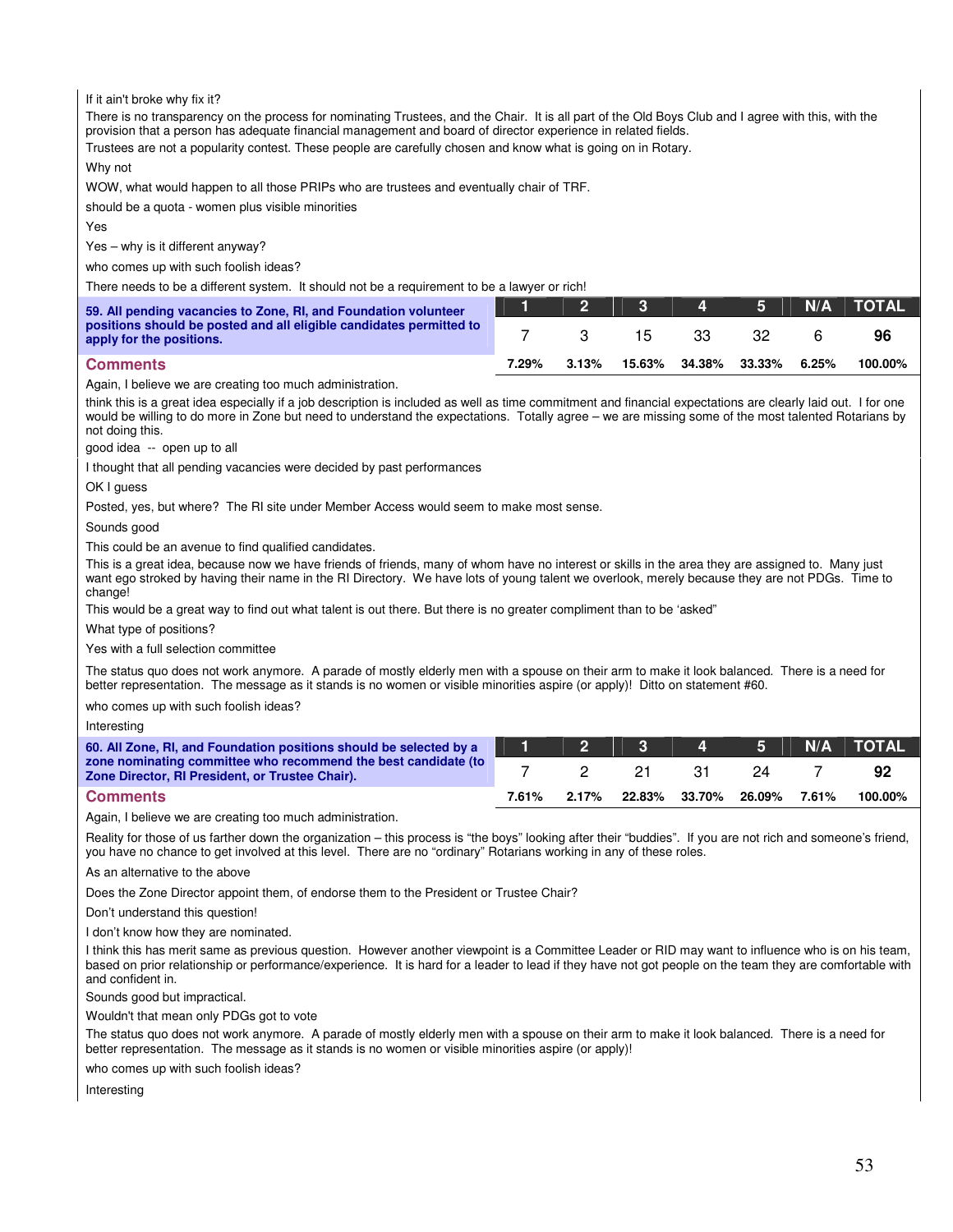If it ain't broke why fix it?

There is no transparency on the process for nominating Trustees, and the Chair. It is all part of the Old Boys Club and I agree with this, with the provision that a person has adequate financial management and board of director experience in related fields.

Trustees are not a popularity contest. These people are carefully chosen and know what is going on in Rotary.

Why not

WOW, what would happen to all those PRIPs who are trustees and eventually chair of TRF.

should be a quota - women plus visible minorities

Yes

Yes – why is it different anyway?

who comes up with such foolish ideas?

There needs to be a different system. It should not be a requirement to be a lawyer or rich!

| **59. All pending vacancies to Zone, RI, and Foundation volunteer positions should be posted and all eligible candidates permitted to apply for the positions.** | 1 | 2 | 3 | 4 | 5 | N/A | TOTAL |
|---|---|---|---|---|---|---|---|
| | 7 | 3 | 15 | 33 | 32 | 6 | **96** |
| **Comments** | 7.29% | 3.13% | 15.63% | 34.38% | 33.33% | 6.25% | 100.00% |

Again, I believe we are creating too much administration.

think this is a great idea especially if a job description is included as well as time commitment and financial expectations are clearly laid out. I for one would be willing to do more in Zone but need to understand the expectations. Totally agree – we are missing some of the most talented Rotarians by not doing this.

good idea -- open up to all

I thought that all pending vacancies were decided by past performances

OK I guess

Posted, yes, but where? The RI site under Member Access would seem to make most sense.

Sounds good

This could be an avenue to find qualified candidates.

This is a great idea, because now we have friends of friends, many of whom have no interest or skills in the area they are assigned to. Many just want ego stroked by having their name in the RI Directory. We have lots of young talent we overlook, merely because they are not PDGs. Time to change!

This would be a great way to find out what talent is out there. But there is no greater compliment than to be 'asked"

What type of positions?

Yes with a full selection committee

The status quo does not work anymore. A parade of mostly elderly men with a spouse on their arm to make it look balanced. There is a need for better representation. The message as it stands is no women or visible minorities aspire (or apply)! Ditto on statement #60.

who comes up with such foolish ideas?

Interesting

| **60. All Zone, RI, and Foundation positions should be selected by a zone nominating committee who recommend the best candidate (to Zone Director, RI President, or Trustee Chair).** | 1 | 2 | 3 | 4 | 5 | N/A | TOTAL |
|---|---|---|---|---|---|---|---|
| | 7 | 2 | 21 | 31 | 24 | 7 | **92** |
| **Comments** | 7.61% | 2.17% | 22.83% | 33.70% | 26.09% | 7.61% | 100.00% |

Again, I believe we are creating too much administration.

Reality for those of us farther down the organization – this process is "the boys" looking after their "buddies". If you are not rich and someone's friend, you have no chance to get involved at this level. There are no "ordinary" Rotarians working in any of these roles.

As an alternative to the above

Does the Zone Director appoint them, of endorse them to the President or Trustee Chair?

Don't understand this question!

I don't know how they are nominated.

I think this has merit same as previous question. However another viewpoint is a Committee Leader or RID may want to influence who is on his team, based on prior relationship or performance/experience. It is hard for a leader to lead if they have not got people on the team they are comfortable with and confident in.

Sounds good but impractical.

Wouldn't that mean only PDGs got to vote

The status quo does not work anymore. A parade of mostly elderly men with a spouse on their arm to make it look balanced. There is a need for better representation. The message as it stands is no women or visible minorities aspire (or apply)!

who comes up with such foolish ideas?

Interesting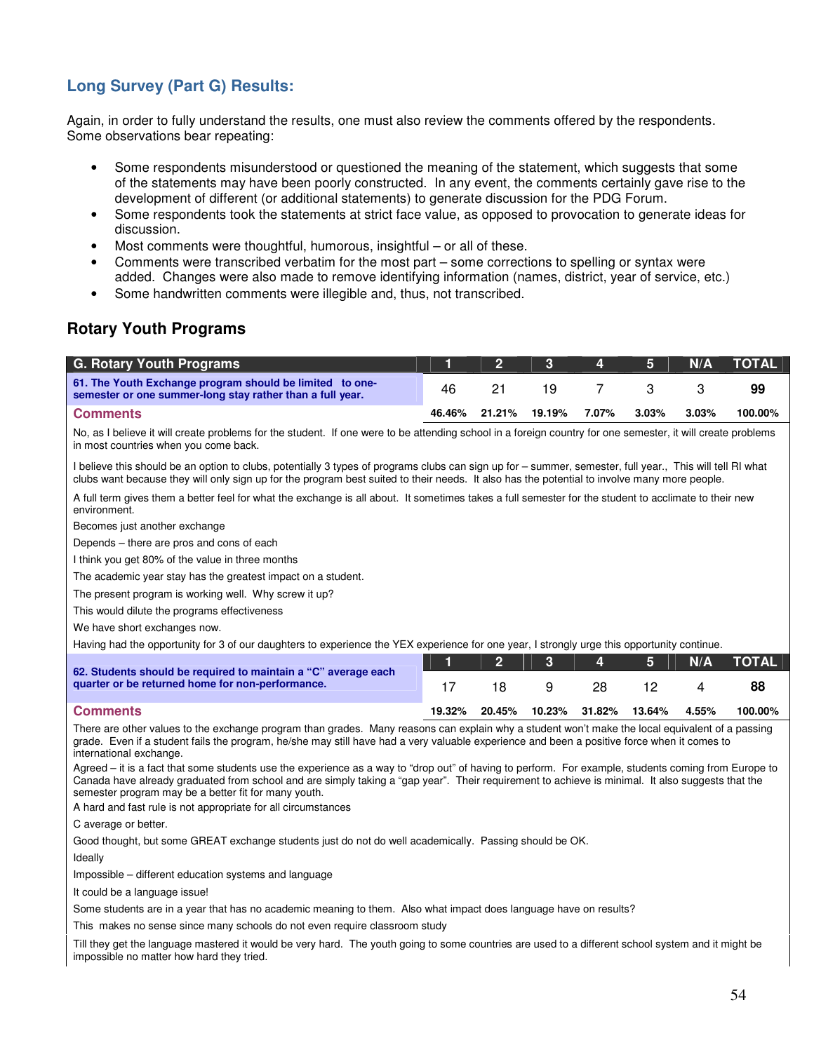## Long Survey (Part G) Results:

Again, in order to fully understand the results, one must also review the comments offered by the respondents. Some observations bear repeating:

- Some respondents misunderstood or questioned the meaning of the statement, which suggests that some of the statements may have been poorly constructed. In any event, the comments certainly gave rise to the development of different (or additional statements) to generate discussion for the PDG Forum.
- Some respondents took the statements at strict face value, as opposed to provocation to generate ideas for discussion.
- Most comments were thoughtful, humorous, insightful – or all of these.
- Comments were transcribed verbatim for the most part – some corrections to spelling or syntax were added. Changes were also made to remove identifying information (names, district, year of service, etc.)
- Some handwritten comments were illegible and, thus, not transcribed.

## Rotary Youth Programs

| G. Rotary Youth Programs | 1 | 2 | 3 | 4 | 5 | N/A | TOTAL |
|---|---|---|---|---|---|---|---|
| **61. The Youth Exchange program should be limited to one-semester or one summer-long stay rather than a full year.** | 46 | 21 | 19 | 7 | 3 | 3 | **99** |
| **Comments** | 46.46% | 21.21% | 19.19% | 7.07% | 3.03% | 3.03% | 100.00% |

No, as I believe it will create problems for the student. If one were to be attending school in a foreign country for one semester, it will create problems in most countries when you come back.

I believe this should be an option to clubs, potentially 3 types of programs clubs can sign up for – summer, semester, full year., This will tell RI what clubs want because they will only sign up for the program best suited to their needs. It also has the potential to involve many more people.

A full term gives them a better feel for what the exchange is all about. It sometimes takes a full semester for the student to acclimate to their new environment.

Becomes just another exchange

Depends – there are pros and cons of each

I think you get 80% of the value in three months

The academic year stay has the greatest impact on a student.

The present program is working well. Why screw it up?

This would dilute the programs effectiveness

We have short exchanges now.

Having had the opportunity for 3 of our daughters to experience the YEX experience for one year, I strongly urge this opportunity continue.

| | 1 | 2 | 3 | 4 | 5 | N/A | TOTAL |
|---|---|---|---|---|---|---|---|
| **62. Students should be required to maintain a "C" average each quarter or be returned home for non-performance.** | 17 | 18 | 9 | 28 | 12 | 4 | **88** |
| **Comments** | 19.32% | 20.45% | 10.23% | 31.82% | 13.64% | 4.55% | 100.00% |

There are other values to the exchange program than grades. Many reasons can explain why a student won't make the local equivalent of a passing grade. Even if a student fails the program, he/she may still have had a very valuable experience and been a positive force when it comes to international exchange.

Agreed – it is a fact that some students use the experience as a way to "drop out" of having to perform. For example, students coming from Europe to Canada have already graduated from school and are simply taking a "gap year". Their requirement to achieve is minimal. It also suggests that the semester program may be a better fit for many youth.

A hard and fast rule is not appropriate for all circumstances

C average or better.

Good thought, but some GREAT exchange students just do not do well academically. Passing should be OK.

Ideally

Impossible – different education systems and language

It could be a language issue!

Some students are in a year that has no academic meaning to them. Also what impact does language have on results?

This makes no sense since many schools do not even require classroom study

Till they get the language mastered it would be very hard. The youth going to some countries are used to a different school system and it might be impossible no matter how hard they tried.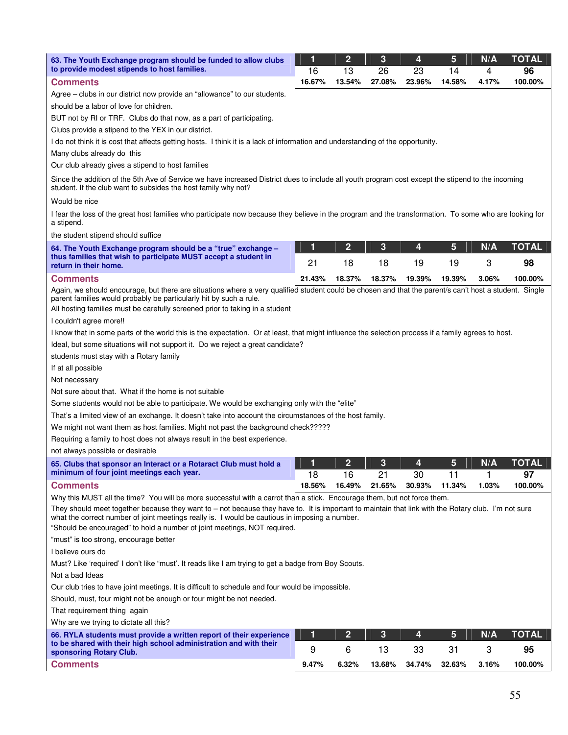| 63. The Youth Exchange program should be funded to allow clubs to provide modest stipends to host families. | 1 | 2 | 3 | 4 | 5 | N/A | TOTAL |
|---|---|---|---|---|---|---|---|
| | 16 | 13 | 26 | 23 | 14 | 4 | **96** |
| | **16.67%** | **13.54%** | **27.08%** | **23.96%** | **14.58%** | **4.17%** | **100.00%** |

**Comments**

Agree – clubs in our district now provide an "allowance" to our students.

should be a labor of love for children.

BUT not by RI or TRF. Clubs do that now, as a part of participating.

Clubs provide a stipend to the YEX in our district.

I do not think it is cost that affects getting hosts. I think it is a lack of information and understanding of the opportunity.

Many clubs already do this

Our club already gives a stipend to host families

Since the addition of the 5th Ave of Service we have increased District dues to include all youth program cost except the stipend to the incoming student. If the club want to subsides the host family why not?

Would be nice

I fear the loss of the great host families who participate now because they believe in the program and the transformation. To some who are looking for a stipend.

the student stipend should suffice

| 64. The Youth Exchange program should be a "true" exchange – thus families that wish to participate MUST accept a student in return in their home. | 1 | 2 | 3 | 4 | 5 | N/A | TOTAL |
|---|---|---|---|---|---|---|---|
| | 21 | 18 | 18 | 19 | 19 | 3 | **98** |
| | **21.43%** | **18.37%** | **18.37%** | **19.39%** | **19.39%** | **3.06%** | **100.00%** |

**Comments**

Again, we should encourage, but there are situations where a very qualified student could be chosen and that the parent/s can't host a student. Single parent families would probably be particularly hit by such a rule.

All hosting families must be carefully screened prior to taking in a student

I couldn't agree more!!

I know that in some parts of the world this is the expectation. Or at least, that might influence the selection process if a family agrees to host.

Ideal, but some situations will not support it. Do we reject a great candidate?

students must stay with a Rotary family

If at all possible

Not necessary

Not sure about that. What if the home is not suitable

Some students would not be able to participate. We would be exchanging only with the "elite"

That's a limited view of an exchange. It doesn't take into account the circumstances of the host family.

We might not want them as host families. Might not past the background check?????

Requiring a family to host does not always result in the best experience.

not always possible or desirable

| 65. Clubs that sponsor an Interact or a Rotaract Club must hold a minimum of four joint meetings each year. | 1 | 2 | 3 | 4 | 5 | N/A | TOTAL |
|---|---|---|---|---|---|---|---|
| | 18 | 16 | 21 | 30 | 11 | 1 | **97** |
| | **18.56%** | **16.49%** | **21.65%** | **30.93%** | **11.34%** | **1.03%** | **100.00%** |

**Comments**

Why this MUST all the time? You will be more successful with a carrot than a stick. Encourage them, but not force them.

They should meet together because they want to – not because they have to. It is important to maintain that link with the Rotary club. I'm not sure what the correct number of joint meetings really is. I would be cautious in imposing a number.

"Should be encouraged" to hold a number of joint meetings, NOT required.

"must" is too strong, encourage better

I believe ours do

Must? Like 'required' I don't like "must". It reads like I am trying to get a badge from Boy Scouts.

Not a bad Ideas

Our club tries to have joint meetings. It is difficult to schedule and four would be impossible.

Should, must, four might not be enough or four might be not needed.

That requirement thing again

Why are we trying to dictate all this?

| 66. RYLA students must provide a written report of their experience to be shared with their high school administration and with their sponsoring Rotary Club. | 1 | 2 | 3 | 4 | 5 | N/A | TOTAL |
|---|---|---|---|---|---|---|---|
| | 9 | 6 | 13 | 33 | 31 | 3 | **95** |
| | **9.47%** | **6.32%** | **13.68%** | **34.74%** | **32.63%** | **3.16%** | **100.00%** |

**Comments**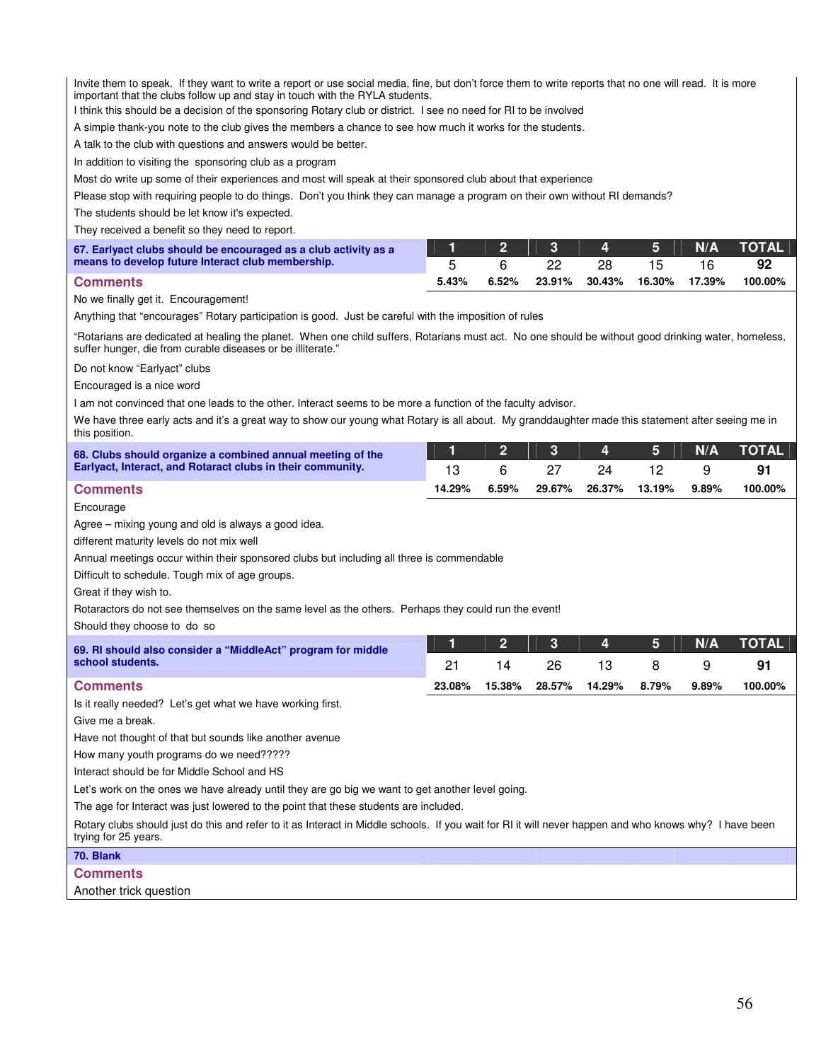Invite them to speak. If they want to write a report or use social media, fine, but don't force them to write reports that no one will read. It is more important that the clubs follow up and stay in touch with the RYLA students.

I think this should be a decision of the sponsoring Rotary club or district. I see no need for RI to be involved

A simple thank-you note to the club gives the members a chance to see how much it works for the students.

A talk to the club with questions and answers would be better.

In addition to visiting the sponsoring club as a program

Most do write up some of their experiences and most will speak at their sponsored club about that experience

Please stop with requiring people to do things. Don't you think they can manage a program on their own without RI demands?

The students should be let know it's expected.

They received a benefit so they need to report.

| **67. Earlyact clubs should be encouraged as a club activity as a means to develop future Interact club membership.** | 1 | 2 | 3 | 4 | 5 | N/A | TOTAL |
|---|---|---|---|---|---|---|---|
| | 5 | 6 | 22 | 28 | 15 | 16 | **92** |
| | 5.43% | 6.52% | 23.91% | 30.43% | 16.30% | 17.39% | 100.00% |

## Comments

No we finally get it. Encouragement!

Anything that "encourages" Rotary participation is good. Just be careful with the imposition of rules

"Rotarians are dedicated at healing the planet. When one child suffers, Rotarians must act. No one should be without good drinking water, homeless, suffer hunger, die from curable diseases or be illiterate."

Do not know "Earlyact" clubs

Encouraged is a nice word

I am not convinced that one leads to the other. Interact seems to be more a function of the faculty advisor.

We have three early acts and it's a great way to show our young what Rotary is all about. My granddaughter made this statement after seeing me in this position.

| **68. Clubs should organize a combined annual meeting of the Earlyact, Interact, and Rotaract clubs in their community.** | 1 | 2 | 3 | 4 | 5 | N/A | TOTAL |
|---|---|---|---|---|---|---|---|
| | 13 | 6 | 27 | 24 | 12 | 9 | **91** |
| | 14.29% | 6.59% | 29.67% | 26.37% | 13.19% | 9.89% | 100.00% |

## Comments

Encourage

Agree – mixing young and old is always a good idea.

different maturity levels do not mix well

Annual meetings occur within their sponsored clubs but including all three is commendable

Difficult to schedule. Tough mix of age groups.

Great if they wish to.

Rotaractors do not see themselves on the same level as the others. Perhaps they could run the event!

Should they choose to do so

| **69. RI should also consider a "MiddleAct" program for middle school students.** | 1 | 2 | 3 | 4 | 5 | N/A | TOTAL |
|---|---|---|---|---|---|---|---|
| | 21 | 14 | 26 | 13 | 8 | 9 | **91** |
| | 23.08% | 15.38% | 28.57% | 14.29% | 8.79% | 9.89% | 100.00% |

## Comments

Is it really needed? Let's get what we have working first.

Give me a break.

Have not thought of that but sounds like another avenue

How many youth programs do we need?????

Interact should be for Middle School and HS

Let's work on the ones we have already until they are go big we want to get another level going.

The age for Interact was just lowered to the point that these students are included.

Rotary clubs should just do this and refer to it as Interact in Middle schools. If you wait for RI it will never happen and who knows why? I have been trying for 25 years.

**70. Blank**

## Comments

Another trick question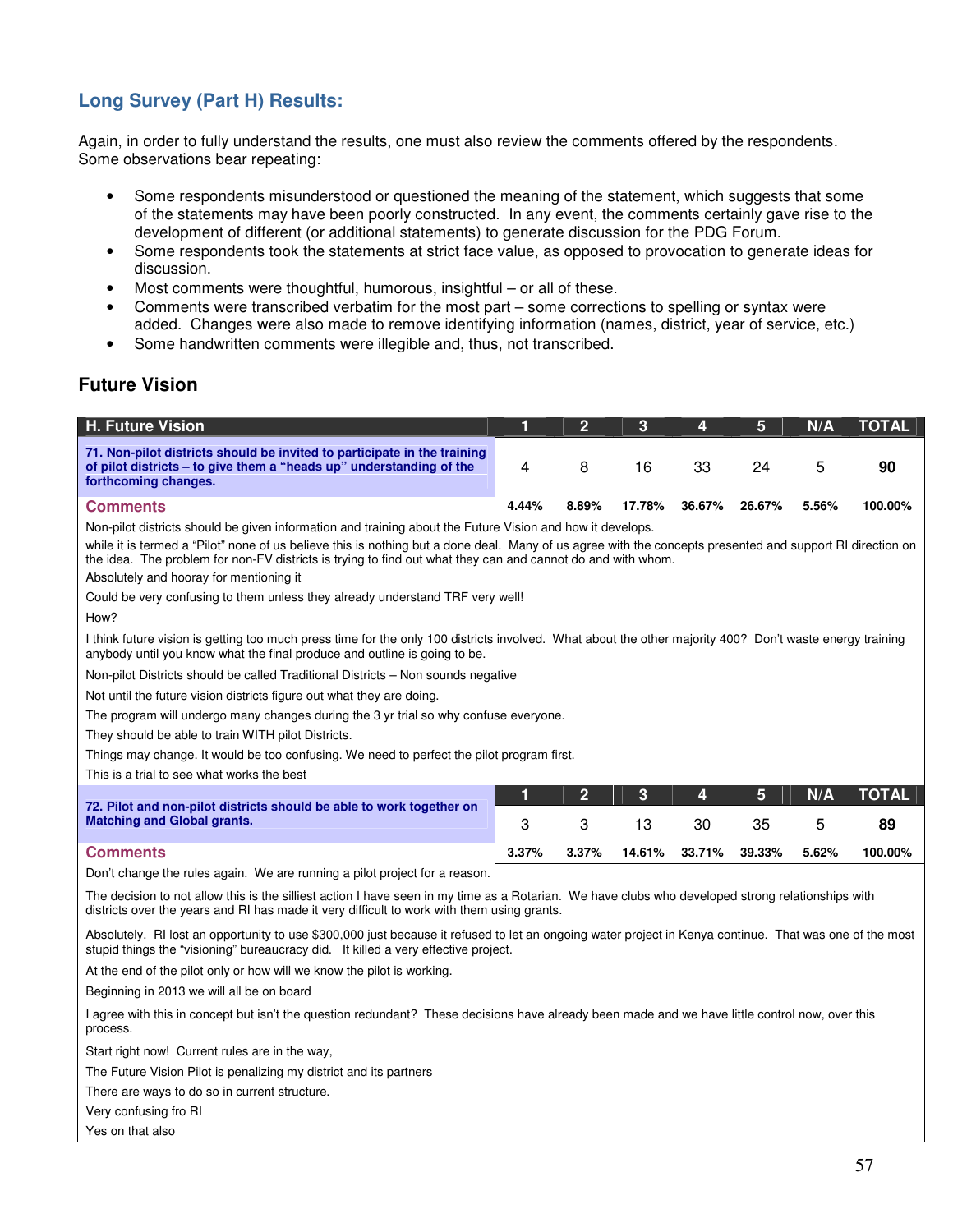## Long Survey (Part H) Results:

Again, in order to fully understand the results, one must also review the comments offered by the respondents. Some observations bear repeating:

- Some respondents misunderstood or questioned the meaning of the statement, which suggests that some of the statements may have been poorly constructed. In any event, the comments certainly gave rise to the development of different (or additional statements) to generate discussion for the PDG Forum.
- Some respondents took the statements at strict face value, as opposed to provocation to generate ideas for discussion.
- Most comments were thoughtful, humorous, insightful – or all of these.
- Comments were transcribed verbatim for the most part – some corrections to spelling or syntax were added. Changes were also made to remove identifying information (names, district, year of service, etc.)
- Some handwritten comments were illegible and, thus, not transcribed.

### Future Vision

| H. Future Vision | 1 | 2 | 3 | 4 | 5 | N/A | TOTAL |
|---|---|---|---|---|---|---|---|
| **71. Non-pilot districts should be invited to participate in the training of pilot districts – to give them a "heads up" understanding of the forthcoming changes.** | 4 | 8 | 16 | 33 | 24 | 5 | **90** |
| **Comments** | 4.44% | 8.89% | 17.78% | 36.67% | 26.67% | 5.56% | 100.00% |

Non-pilot districts should be given information and training about the Future Vision and how it develops.

while it is termed a "Pilot" none of us believe this is nothing but a done deal. Many of us agree with the concepts presented and support RI direction on the idea. The problem for non-FV districts is trying to find out what they can and cannot do and with whom.

Absolutely and hooray for mentioning it

Could be very confusing to them unless they already understand TRF very well!

How?

I think future vision is getting too much press time for the only 100 districts involved. What about the other majority 400? Don't waste energy training anybody until you know what the final produce and outline is going to be.

Non-pilot Districts should be called Traditional Districts – Non sounds negative

Not until the future vision districts figure out what they are doing.

The program will undergo many changes during the 3 yr trial so why confuse everyone.

They should be able to train WITH pilot Districts.

Things may change. It would be too confusing. We need to perfect the pilot program first.

This is a trial to see what works the best

| | 1 | 2 | 3 | 4 | 5 | N/A | TOTAL |
|---|---|---|---|---|---|---|---|
| **72. Pilot and non-pilot districts should be able to work together on Matching and Global grants.** | 3 | 3 | 13 | 30 | 35 | 5 | **89** |
| **Comments** | 3.37% | 3.37% | 14.61% | 33.71% | 39.33% | 5.62% | 100.00% |

Don't change the rules again. We are running a pilot project for a reason.

The decision to not allow this is the silliest action I have seen in my time as a Rotarian. We have clubs who developed strong relationships with districts over the years and RI has made it very difficult to work with them using grants.

Absolutely. RI lost an opportunity to use $300,000 just because it refused to let an ongoing water project in Kenya continue. That was one of the most stupid things the "visioning" bureaucracy did. It killed a very effective project.

At the end of the pilot only or how will we know the pilot is working.

Beginning in 2013 we will all be on board

I agree with this in concept but isn't the question redundant? These decisions have already been made and we have little control now, over this process.

Start right now! Current rules are in the way,

The Future Vision Pilot is penalizing my district and its partners

There are ways to do so in current structure.

Very confusing fro RI

Yes on that also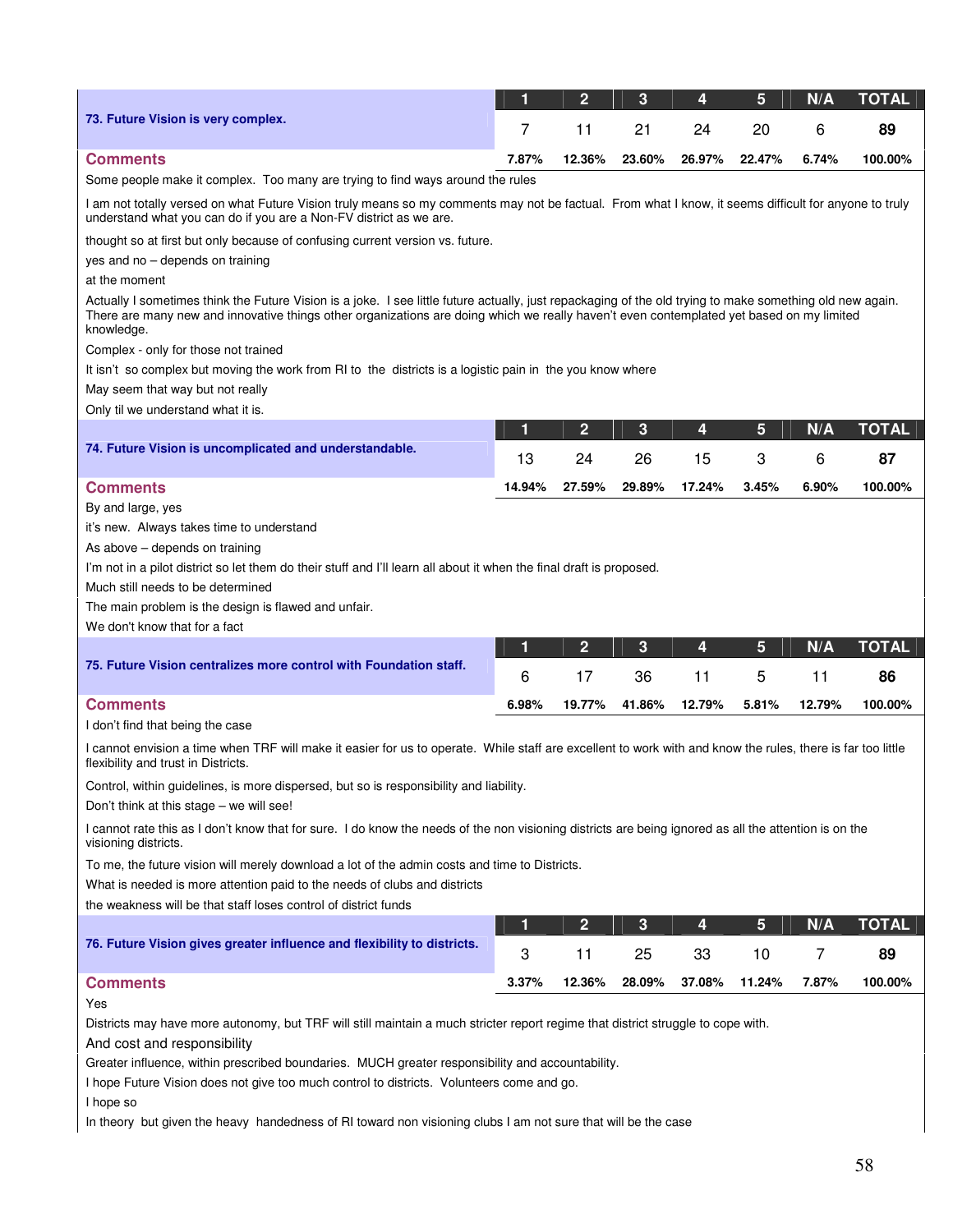| 73. Future Vision is very complex. | 1 | 2 | 3 | 4 | 5 | N/A | TOTAL |
|---|---|---|---|---|---|---|---|
| | 7 | 11 | 21 | 24 | 20 | 6 | **89** |
| **Comments** | 7.87% | 12.36% | 23.60% | 26.97% | 22.47% | 6.74% | 100.00% |

Some people make it complex. Too many are trying to find ways around the rules

I am not totally versed on what Future Vision truly means so my comments may not be factual. From what I know, it seems difficult for anyone to truly understand what you can do if you are a Non-FV district as we are.

thought so at first but only because of confusing current version vs. future.

yes and no – depends on training

at the moment

Actually I sometimes think the Future Vision is a joke. I see little future actually, just repackaging of the old trying to make something old new again. There are many new and innovative things other organizations are doing which we really haven't even contemplated yet based on my limited knowledge.

Complex - only for those not trained

It isn't so complex but moving the work from RI to the districts is a logistic pain in the you know where

May seem that way but not really

Only til we understand what it is.

| 74. Future Vision is uncomplicated and understandable. | 1 | 2 | 3 | 4 | 5 | N/A | TOTAL |
|---|---|---|---|---|---|---|---|
| | 13 | 24 | 26 | 15 | 3 | 6 | **87** |
| **Comments** | 14.94% | 27.59% | 29.89% | 17.24% | 3.45% | 6.90% | 100.00% |

By and large, yes

it's new. Always takes time to understand

As above – depends on training

I'm not in a pilot district so let them do their stuff and I'll learn all about it when the final draft is proposed.

Much still needs to be determined

The main problem is the design is flawed and unfair.

We don't know that for a fact

| 75. Future Vision centralizes more control with Foundation staff. | 1 | 2 | 3 | 4 | 5 | N/A | TOTAL |
|---|---|---|---|---|---|---|---|
| | 6 | 17 | 36 | 11 | 5 | 11 | **86** |
| **Comments** | 6.98% | 19.77% | 41.86% | 12.79% | 5.81% | 12.79% | 100.00% |

I don't find that being the case

I cannot envision a time when TRF will make it easier for us to operate. While staff are excellent to work with and know the rules, there is far too little flexibility and trust in Districts.

Control, within guidelines, is more dispersed, but so is responsibility and liability.

Don't think at this stage – we will see!

I cannot rate this as I don't know that for sure. I do know the needs of the non visioning districts are being ignored as all the attention is on the visioning districts.

To me, the future vision will merely download a lot of the admin costs and time to Districts.

What is needed is more attention paid to the needs of clubs and districts

the weakness will be that staff loses control of district funds

| 76. Future Vision gives greater influence and flexibility to districts. | 1 | 2 | 3 | 4 | 5 | N/A | TOTAL |
|---|---|---|---|---|---|---|---|
| | 3 | 11 | 25 | 33 | 10 | 7 | **89** |
| **Comments** | 3.37% | 12.36% | 28.09% | 37.08% | 11.24% | 7.87% | 100.00% |

Yes

Districts may have more autonomy, but TRF will still maintain a much stricter report regime that district struggle to cope with.

And cost and responsibility

Greater influence, within prescribed boundaries. MUCH greater responsibility and accountability.

I hope Future Vision does not give too much control to districts. Volunteers come and go.

I hope so

In theory but given the heavy handedness of RI toward non visioning clubs I am not sure that will be the case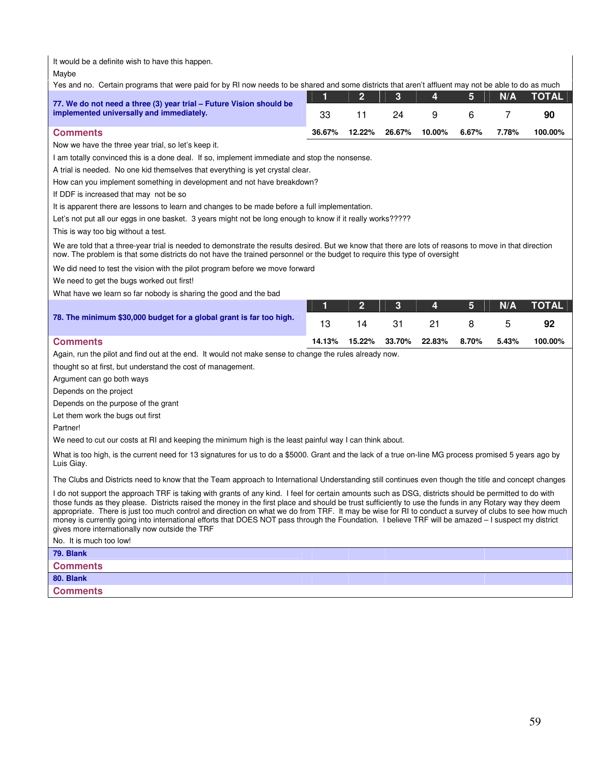It would be a definite wish to have this happen.

Maybe

Yes and no. Certain programs that were paid for by RI now needs to be shared and some districts that aren't affluent may not be able to do as much

| **77. We do not need a three (3) year trial – Future Vision should be implemented universally and immediately.** | 1 | 2 | 3 | 4 | 5 | N/A | TOTAL |
|---|---|---|---|---|---|---|---|
| | 33 | 11 | 24 | 9 | 6 | 7 | **90** |
| **Comments** | **36.67%** | **12.22%** | **26.67%** | **10.00%** | **6.67%** | **7.78%** | **100.00%** |

Now we have the three year trial, so let's keep it.

I am totally convinced this is a done deal. If so, implement immediate and stop the nonsense.

A trial is needed. No one kid themselves that everything is yet crystal clear.

How can you implement something in development and not have breakdown?

If DDF is increased that may not be so

It is apparent there are lessons to learn and changes to be made before a full implementation.

Let's not put all our eggs in one basket. 3 years might not be long enough to know if it really works?????

This is way too big without a test.

We are told that a three-year trial is needed to demonstrate the results desired. But we know that there are lots of reasons to move in that direction now. The problem is that some districts do not have the trained personnel or the budget to require this type of oversight

We did need to test the vision with the pilot program before we move forward

We need to get the bugs worked out first!

What have we learn so far nobody is sharing the good and the bad

| **78. The minimum $30,000 budget for a global grant is far too high.** | 1 | 2 | 3 | 4 | 5 | N/A | TOTAL |
|---|---|---|---|---|---|---|---|
| | 13 | 14 | 31 | 21 | 8 | 5 | **92** |
| **Comments** | **14.13%** | **15.22%** | **33.70%** | **22.83%** | **8.70%** | **5.43%** | **100.00%** |

Again, run the pilot and find out at the end. It would not make sense to change the rules already now.

thought so at first, but understand the cost of management.

Argument can go both ways

Depends on the project

Depends on the purpose of the grant

Let them work the bugs out first

Partner!

We need to cut our costs at RI and keeping the minimum high is the least painful way I can think about.

What is too high, is the current need for 13 signatures for us to do a $5000. Grant and the lack of a true on-line MG process promised 5 years ago by Luis Giay.

The Clubs and Districts need to know that the Team approach to International Understanding still continues even though the title and concept changes

I do not support the approach TRF is taking with grants of any kind. I feel for certain amounts such as DSG, districts should be permitted to do with those funds as they please. Districts raised the money in the first place and should be trust sufficiently to use the funds in any Rotary way they deem appropriate. There is just too much control and direction on what we do from TRF. It may be wise for RI to conduct a survey of clubs to see how much money is currently going into international efforts that DOES NOT pass through the Foundation. I believe TRF will be amazed – I suspect my district gives more internationally now outside the TRF

No. It is much too low!

**79. Blank**

**Comments**

**80. Blank**

**Comments**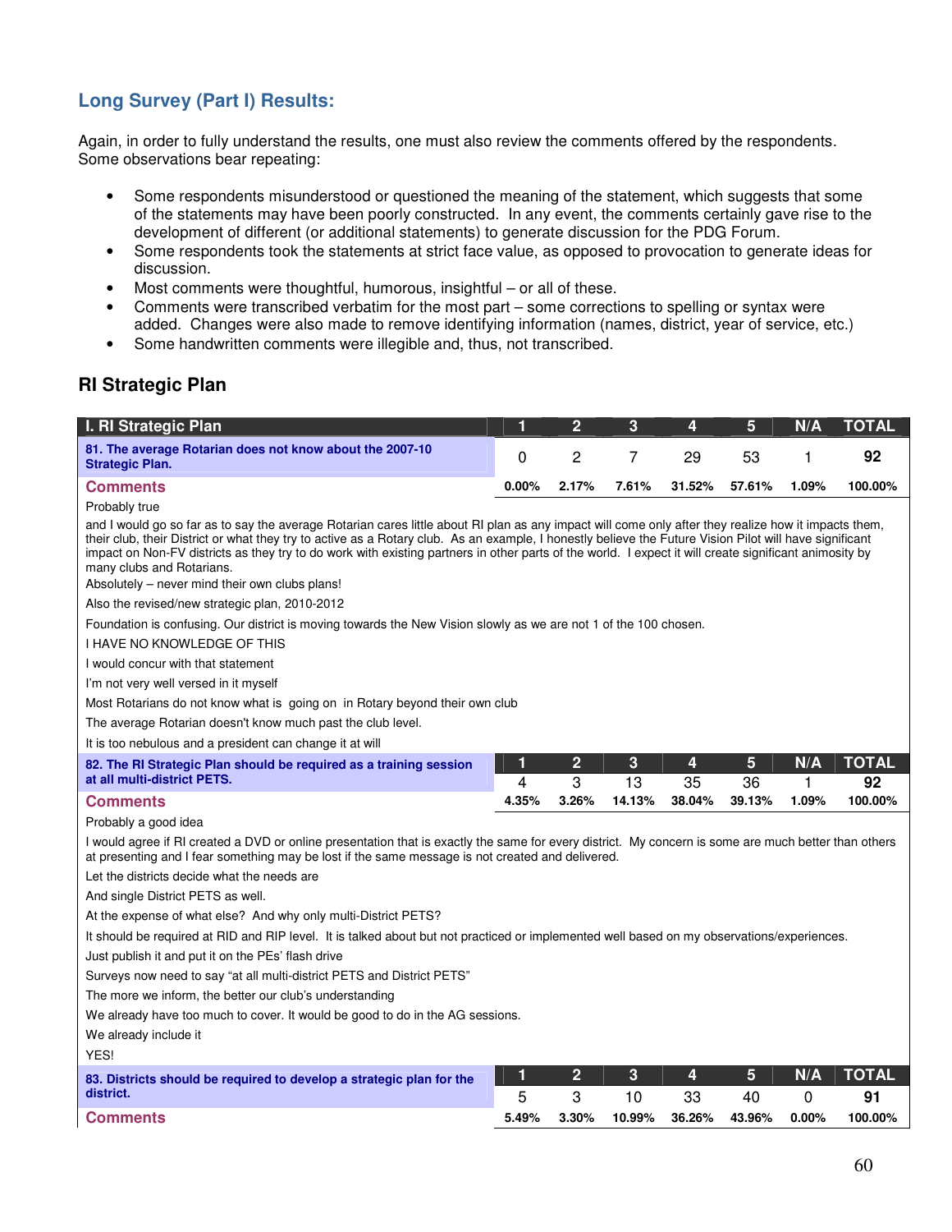## Long Survey (Part I) Results:

Again, in order to fully understand the results, one must also review the comments offered by the respondents. Some observations bear repeating:

- Some respondents misunderstood or questioned the meaning of the statement, which suggests that some of the statements may have been poorly constructed. In any event, the comments certainly gave rise to the development of different (or additional statements) to generate discussion for the PDG Forum.
- Some respondents took the statements at strict face value, as opposed to provocation to generate ideas for discussion.
- Most comments were thoughtful, humorous, insightful – or all of these.
- Comments were transcribed verbatim for the most part – some corrections to spelling or syntax were added. Changes were also made to remove identifying information (names, district, year of service, etc.)
- Some handwritten comments were illegible and, thus, not transcribed.

## RI Strategic Plan

| I. RI Strategic Plan | 1 | 2 | 3 | 4 | 5 | N/A | TOTAL |
|---|---|---|---|---|---|---|---|
| **81. The average Rotarian does not know about the 2007-10 Strategic Plan.** | 0 | 2 | 7 | 29 | 53 | 1 | **92** |
| **Comments** | **0.00%** | **2.17%** | **7.61%** | **31.52%** | **57.61%** | **1.09%** | **100.00%** |

Probably true

and I would go so far as to say the average Rotarian cares little about RI plan as any impact will come only after they realize how it impacts them, their club, their District or what they try to active as a Rotary club. As an example, I honestly believe the Future Vision Pilot will have significant impact on Non-FV districts as they try to do work with existing partners in other parts of the world. I expect it will create significant animosity by many clubs and Rotarians.

Absolutely – never mind their own clubs plans!

Also the revised/new strategic plan, 2010-2012

Foundation is confusing. Our district is moving towards the New Vision slowly as we are not 1 of the 100 chosen.

I HAVE NO KNOWLEDGE OF THIS

I would concur with that statement

I'm not very well versed in it myself

Most Rotarians do not know what is going on in Rotary beyond their own club

The average Rotarian doesn't know much past the club level.

It is too nebulous and a president can change it at will

| | 1 | 2 | 3 | 4 | 5 | N/A | TOTAL |
|---|---|---|---|---|---|---|---|
| **82. The RI Strategic Plan should be required as a training session at all multi-district PETS.** | 4 | 3 | 13 | 35 | 36 | 1 | **92** |
| **Comments** | **4.35%** | **3.26%** | **14.13%** | **38.04%** | **39.13%** | **1.09%** | **100.00%** |

Probably a good idea

I would agree if RI created a DVD or online presentation that is exactly the same for every district. My concern is some are much better than others at presenting and I fear something may be lost if the same message is not created and delivered.

Let the districts decide what the needs are

And single District PETS as well.

At the expense of what else? And why only multi-District PETS?

It should be required at RID and RIP level. It is talked about but not practiced or implemented well based on my observations/experiences.

Just publish it and put it on the PEs' flash drive

Surveys now need to say "at all multi-district PETS and District PETS"

The more we inform, the better our club's understanding

We already have too much to cover. It would be good to do in the AG sessions.

We already include it

YES!

| | 1 | 2 | 3 | 4 | 5 | N/A | TOTAL |
|---|---|---|---|---|---|---|---|
| **83. Districts should be required to develop a strategic plan for the district.** | 5 | 3 | 10 | 33 | 40 | 0 | **91** |
| **Comments** | **5.49%** | **3.30%** | **10.99%** | **36.26%** | **43.96%** | **0.00%** | **100.00%** |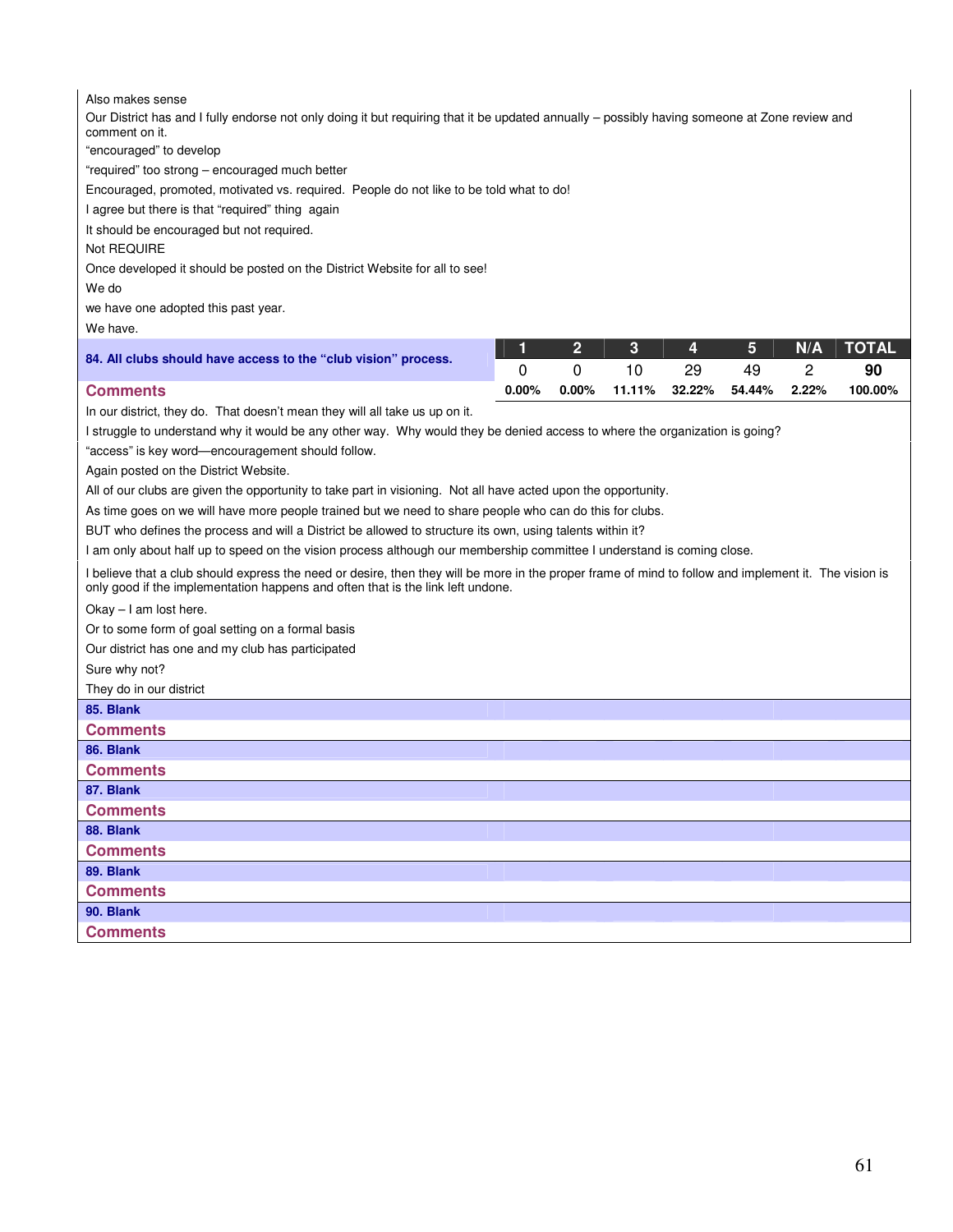Also makes sense

Our District has and I fully endorse not only doing it but requiring that it be updated annually – possibly having someone at Zone review and comment on it.

"encouraged" to develop

"required" too strong – encouraged much better

Encouraged, promoted, motivated vs. required. People do not like to be told what to do!

I agree but there is that "required" thing again

It should be encouraged but not required.

Not REQUIRE

Once developed it should be posted on the District Website for all to see!

We do

we have one adopted this past year.

We have.

| 84. All clubs should have access to the "club vision" process. | 1 | 2 | 3 | 4 | 5 | N/A | TOTAL |
|---|---|---|---|---|---|---|---|
| | 0 | 0 | 10 | 29 | 49 | 2 | **90** |
| | 0.00% | 0.00% | 11.11% | 32.22% | 54.44% | 2.22% | 100.00% |

**Comments**

In our district, they do. That doesn't mean they will all take us up on it.

I struggle to understand why it would be any other way. Why would they be denied access to where the organization is going?

"access" is key word—encouragement should follow.

Again posted on the District Website.

All of our clubs are given the opportunity to take part in visioning. Not all have acted upon the opportunity.

As time goes on we will have more people trained but we need to share people who can do this for clubs.

BUT who defines the process and will a District be allowed to structure its own, using talents within it?

I am only about half up to speed on the vision process although our membership committee I understand is coming close.

I believe that a club should express the need or desire, then they will be more in the proper frame of mind to follow and implement it. The vision is only good if the implementation happens and often that is the link left undone.

Okay – I am lost here.

Or to some form of goal setting on a formal basis

Our district has one and my club has participated

Sure why not?

They do in our district

**85. Blank**

**Comments**

**86. Blank**

**Comments**

**87. Blank**

**Comments**

**88. Blank**

**Comments**

**89. Blank**

**Comments**

**90. Blank**

**Comments**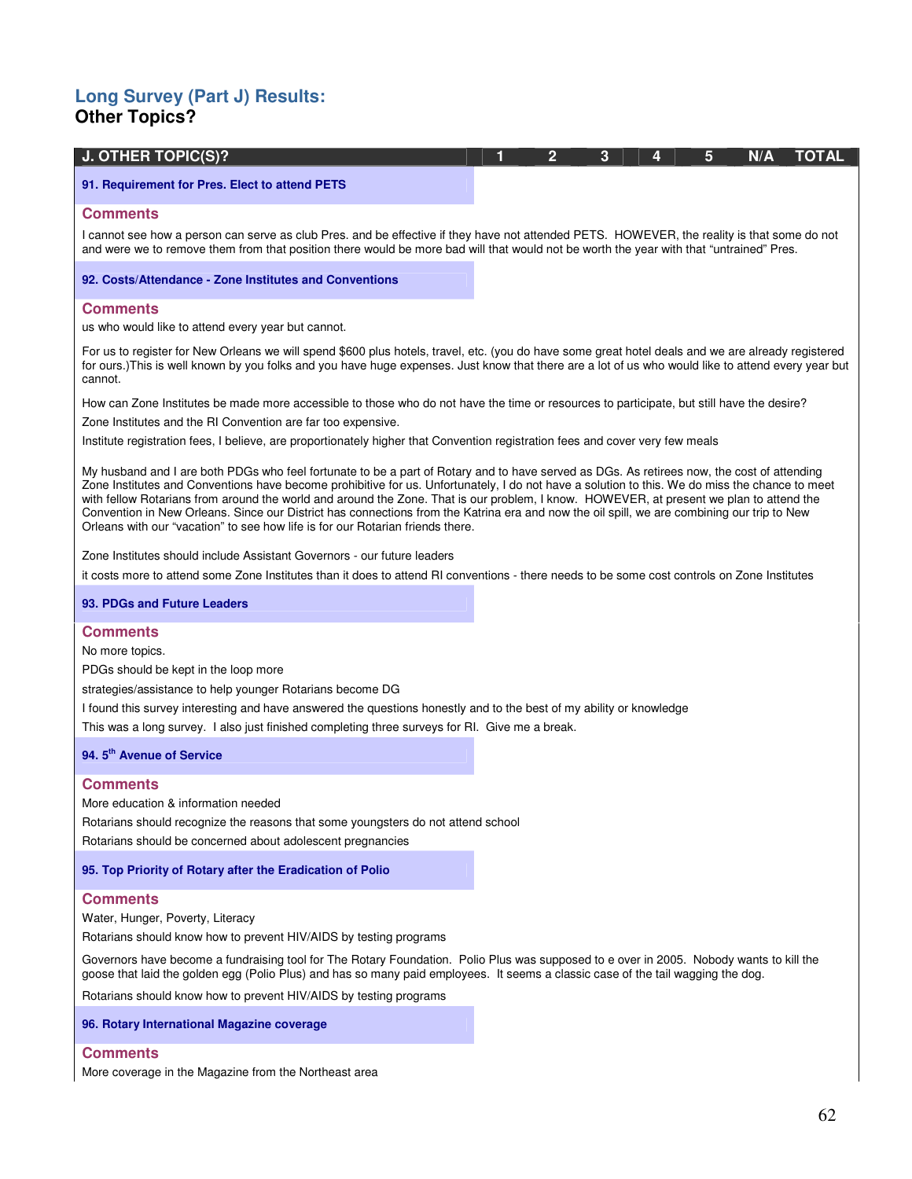## Long Survey (Part J) Results:
### Other Topics?

| J. OTHER TOPIC(S)? | 1 | 2 | 3 | 4 | 5 | N/A | TOTAL |
|---|---|---|---|---|---|---|---|

**91. Requirement for Pres. Elect to attend PETS**

#### Comments

I cannot see how a person can serve as club Pres. and be effective if they have not attended PETS. HOWEVER, the reality is that some do not and were we to remove them from that position there would be more bad will that would not be worth the year with that "untrained" Pres.

**92. Costs/Attendance - Zone Institutes and Conventions**

#### Comments

us who would like to attend every year but cannot.

For us to register for New Orleans we will spend $600 plus hotels, travel, etc. (you do have some great hotel deals and we are already registered for ours.)This is well known by you folks and you have huge expenses. Just know that there are a lot of us who would like to attend every year but cannot.

How can Zone Institutes be made more accessible to those who do not have the time or resources to participate, but still have the desire?

Zone Institutes and the RI Convention are far too expensive.

Institute registration fees, I believe, are proportionately higher that Convention registration fees and cover very few meals

My husband and I are both PDGs who feel fortunate to be a part of Rotary and to have served as DGs. As retirees now, the cost of attending Zone Institutes and Conventions have become prohibitive for us. Unfortunately, I do not have a solution to this. We do miss the chance to meet with fellow Rotarians from around the world and around the Zone. That is our problem, I know. HOWEVER, at present we plan to attend the Convention in New Orleans. Since our District has connections from the Katrina era and now the oil spill, we are combining our trip to New Orleans with our "vacation" to see how life is for our Rotarian friends there.

Zone Institutes should include Assistant Governors - our future leaders

it costs more to attend some Zone Institutes than it does to attend RI conventions - there needs to be some cost controls on Zone Institutes

**93. PDGs and Future Leaders**

#### Comments

No more topics.

PDGs should be kept in the loop more

strategies/assistance to help younger Rotarians become DG

I found this survey interesting and have answered the questions honestly and to the best of my ability or knowledge

This was a long survey. I also just finished completing three surveys for RI. Give me a break.

**94. 5th Avenue of Service**

#### Comments

More education & information needed

Rotarians should recognize the reasons that some youngsters do not attend school

Rotarians should be concerned about adolescent pregnancies

**95. Top Priority of Rotary after the Eradication of Polio**

#### Comments

Water, Hunger, Poverty, Literacy

Rotarians should know how to prevent HIV/AIDS by testing programs

Governors have become a fundraising tool for The Rotary Foundation. Polio Plus was supposed to e over in 2005. Nobody wants to kill the goose that laid the golden egg (Polio Plus) and has so many paid employees. It seems a classic case of the tail wagging the dog.

Rotarians should know how to prevent HIV/AIDS by testing programs

**96. Rotary International Magazine coverage**

#### Comments

More coverage in the Magazine from the Northeast area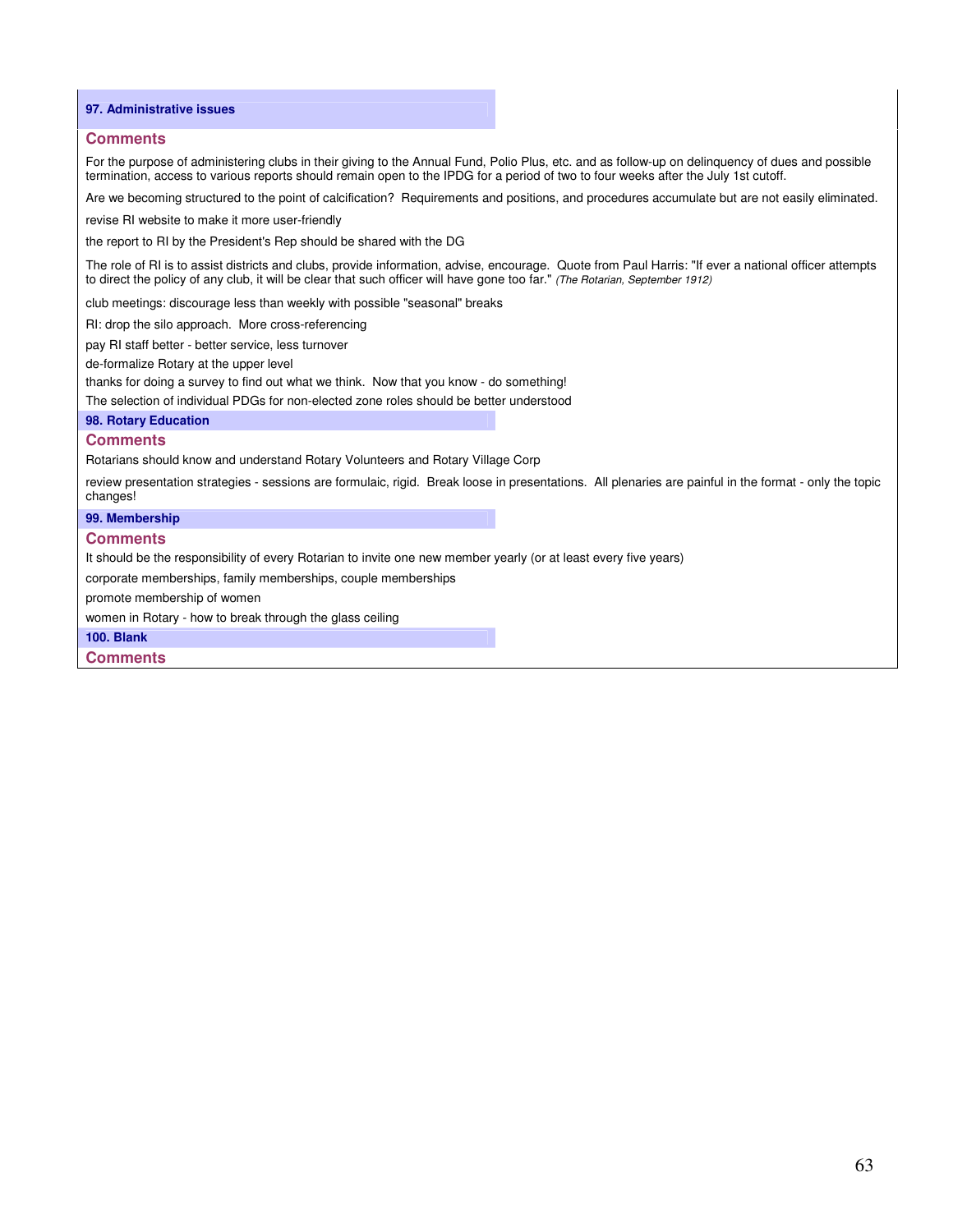### 97. Administrative issues

#### Comments

For the purpose of administering clubs in their giving to the Annual Fund, Polio Plus, etc. and as follow-up on delinquency of dues and possible termination, access to various reports should remain open to the IPDG for a period of two to four weeks after the July 1st cutoff.

Are we becoming structured to the point of calcification? Requirements and positions, and procedures accumulate but are not easily eliminated.

revise RI website to make it more user-friendly

the report to RI by the President's Rep should be shared with the DG

The role of RI is to assist districts and clubs, provide information, advise, encourage. Quote from Paul Harris: "If ever a national officer attempts to direct the policy of any club, it will be clear that such officer will have gone too far." *(The Rotarian, September 1912)*

club meetings: discourage less than weekly with possible "seasonal" breaks

RI: drop the silo approach. More cross-referencing

pay RI staff better - better service, less turnover

de-formalize Rotary at the upper level

thanks for doing a survey to find out what we think. Now that you know - do something!

The selection of individual PDGs for non-elected zone roles should be better understood

### 98. Rotary Education

#### Comments

Rotarians should know and understand Rotary Volunteers and Rotary Village Corp

review presentation strategies - sessions are formulaic, rigid. Break loose in presentations. All plenaries are painful in the format - only the topic changes!

### 99. Membership

#### Comments

It should be the responsibility of every Rotarian to invite one new member yearly (or at least every five years)

corporate memberships, family memberships, couple memberships

promote membership of women

women in Rotary - how to break through the glass ceiling

### 100. Blank

#### Comments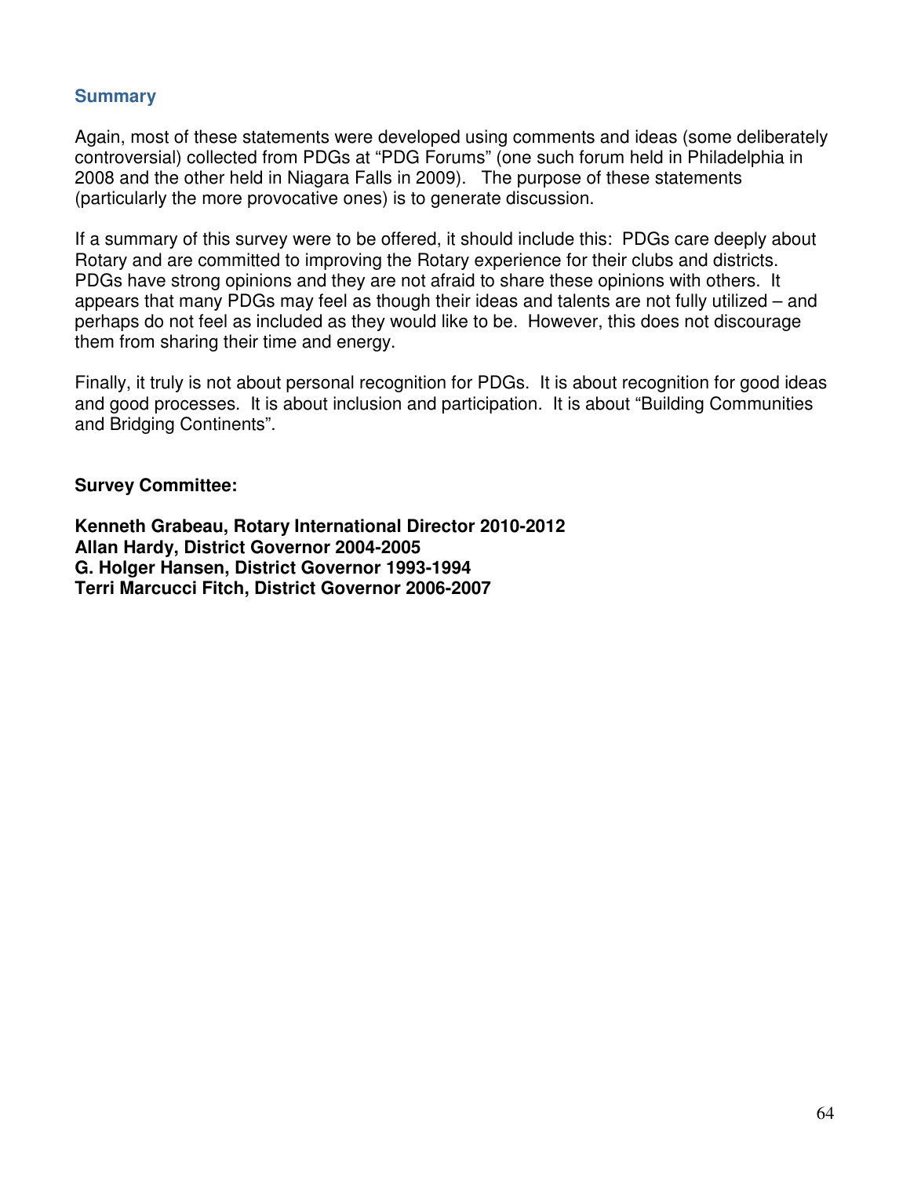## Summary

Again, most of these statements were developed using comments and ideas (some deliberately controversial) collected from PDGs at "PDG Forums" (one such forum held in Philadelphia in 2008 and the other held in Niagara Falls in 2009). The purpose of these statements (particularly the more provocative ones) is to generate discussion.

If a summary of this survey were to be offered, it should include this: PDGs care deeply about Rotary and are committed to improving the Rotary experience for their clubs and districts. PDGs have strong opinions and they are not afraid to share these opinions with others. It appears that many PDGs may feel as though their ideas and talents are not fully utilized – and perhaps do not feel as included as they would like to be. However, this does not discourage them from sharing their time and energy.

Finally, it truly is not about personal recognition for PDGs. It is about recognition for good ideas and good processes. It is about inclusion and participation. It is about "Building Communities and Bridging Continents".

**Survey Committee:**

**Kenneth Grabeau, Rotary International Director 2010-2012**
**Allan Hardy, District Governor 2004-2005**
**G. Holger Hansen, District Governor 1993-1994**
**Terri Marcucci Fitch, District Governor 2006-2007**